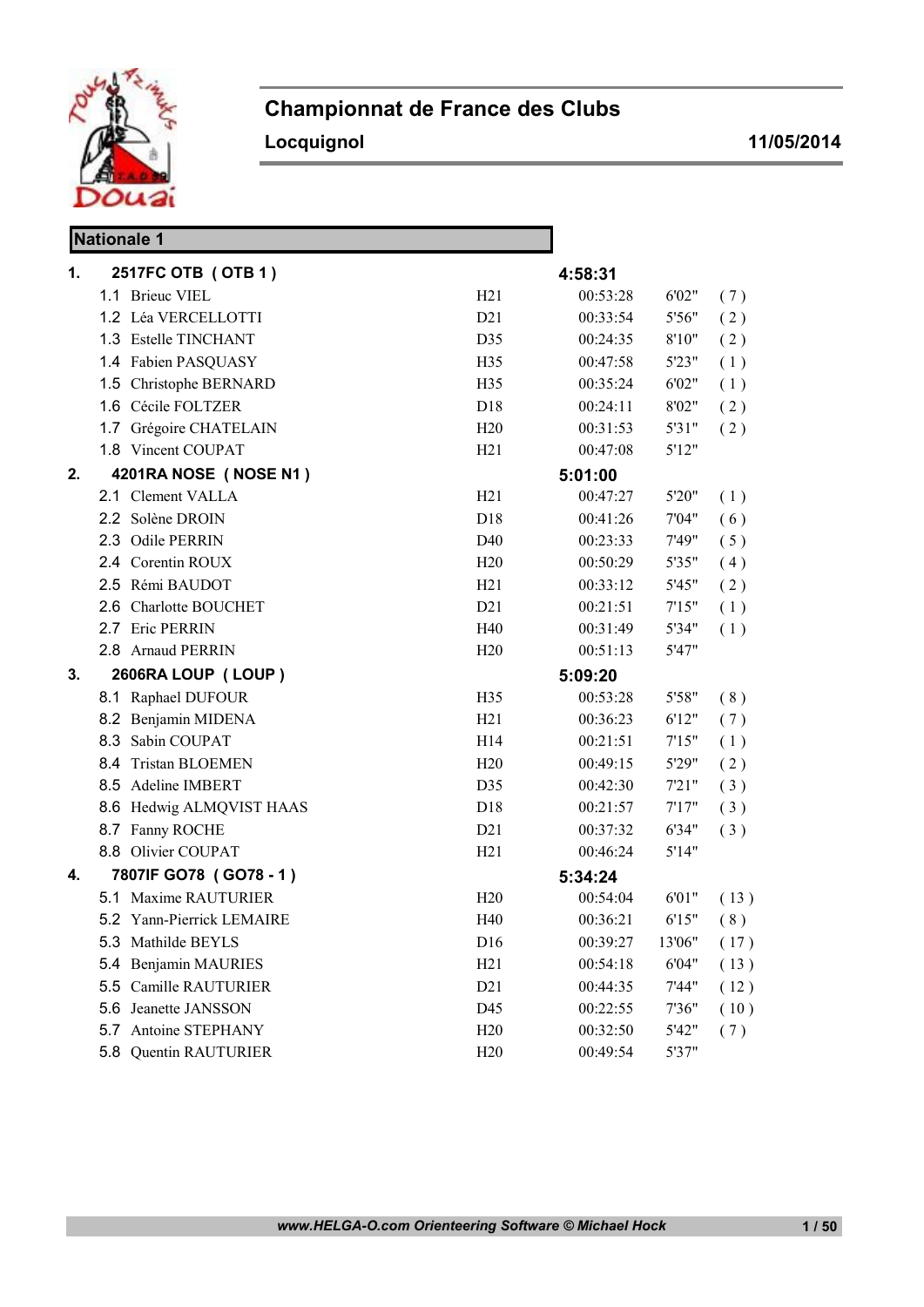# Championnat de France des Clubs

**Locquignol** — **11/05/2014**

## Nationale 1

| | | | | | |
|---|---|---|---|---|---|
| **1.** | **2517FC OTB ( OTB 1 )** | | **4:58:31** | | |
| 1.1 | Brieuc VIEL | H21 | 00:53:28 | 6'02" | ( 7 ) |
| 1.2 | Léa VERCELLOTTI | D21 | 00:33:54 | 5'56" | ( 2 ) |
| 1.3 | Estelle TINCHANT | D35 | 00:24:35 | 8'10" | ( 2 ) |
| 1.4 | Fabien PASQUASY | H35 | 00:47:58 | 5'23" | ( 1 ) |
| 1.5 | Christophe BERNARD | H35 | 00:35:24 | 6'02" | ( 1 ) |
| 1.6 | Cécile FOLTZER | D18 | 00:24:11 | 8'02" | ( 2 ) |
| 1.7 | Grégoire CHATELAIN | H20 | 00:31:53 | 5'31" | ( 2 ) |
| 1.8 | Vincent COUPAT | H21 | 00:47:08 | 5'12" | |
| **2.** | **4201RA NOSE ( NOSE N1 )** | | **5:01:00** | | |
| 2.1 | Clement VALLA | H21 | 00:47:27 | 5'20" | ( 1 ) |
| 2.2 | Solène DROIN | D18 | 00:41:26 | 7'04" | ( 6 ) |
| 2.3 | Odile PERRIN | D40 | 00:23:33 | 7'49" | ( 5 ) |
| 2.4 | Corentin ROUX | H20 | 00:50:29 | 5'35" | ( 4 ) |
| 2.5 | Rémi BAUDOT | H21 | 00:33:12 | 5'45" | ( 2 ) |
| 2.6 | Charlotte BOUCHET | D21 | 00:21:51 | 7'15" | ( 1 ) |
| 2.7 | Eric PERRIN | H40 | 00:31:49 | 5'34" | ( 1 ) |
| 2.8 | Arnaud PERRIN | H20 | 00:51:13 | 5'47" | |
| **3.** | **2606RA LOUP ( LOUP )** | | **5:09:20** | | |
| 8.1 | Raphael DUFOUR | H35 | 00:53:28 | 5'58" | ( 8 ) |
| 8.2 | Benjamin MIDENA | H21 | 00:36:23 | 6'12" | ( 7 ) |
| 8.3 | Sabin COUPAT | H14 | 00:21:51 | 7'15" | ( 1 ) |
| 8.4 | Tristan BLOEMEN | H20 | 00:49:15 | 5'29" | ( 2 ) |
| 8.5 | Adeline IMBERT | D35 | 00:42:30 | 7'21" | ( 3 ) |
| 8.6 | Hedwig ALMQVIST HAAS | D18 | 00:21:57 | 7'17" | ( 3 ) |
| 8.7 | Fanny ROCHE | D21 | 00:37:32 | 6'34" | ( 3 ) |
| 8.8 | Olivier COUPAT | H21 | 00:46:24 | 5'14" | |
| **4.** | **7807IF GO78 ( GO78 - 1 )** | | **5:34:24** | | |
| 5.1 | Maxime RAUTURIER | H20 | 00:54:04 | 6'01" | ( 13 ) |
| 5.2 | Yann-Pierrick LEMAIRE | H40 | 00:36:21 | 6'15" | ( 8 ) |
| 5.3 | Mathilde BEYLS | D16 | 00:39:27 | 13'06" | ( 17 ) |
| 5.4 | Benjamin MAURIES | H21 | 00:54:18 | 6'04" | ( 13 ) |
| 5.5 | Camille RAUTURIER | D21 | 00:44:35 | 7'44" | ( 12 ) |
| 5.6 | Jeanette JANSSON | D45 | 00:22:55 | 7'36" | ( 10 ) |
| 5.7 | Antoine STEPHANY | H20 | 00:32:50 | 5'42" | ( 7 ) |
| 5.8 | Quentin RAUTURIER | H20 | 00:49:54 | 5'37" | |

*www.HELGA-O.com Orienteering Software © Michael Hock*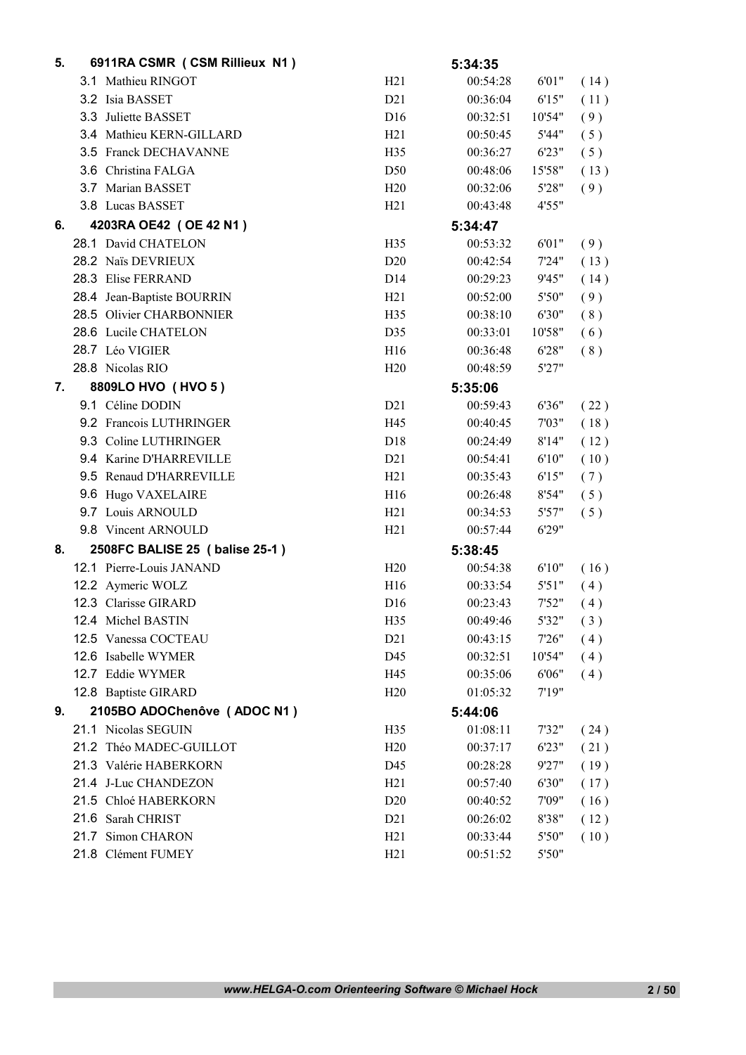| Rank | Team / Runner | Cat. | Time | Pace | Pos. |
|---|---|---|---|---|---|
| **5.** | **6911RA CSMR ( CSM Rillieux N1 )** | | **5:34:35** | | |
| | 3.1 Mathieu RINGOT | H21 | 00:54:28 | 6'01" | ( 14 ) |
| | 3.2 Isia BASSET | D21 | 00:36:04 | 6'15" | ( 11 ) |
| | 3.3 Juliette BASSET | D16 | 00:32:51 | 10'54" | ( 9 ) |
| | 3.4 Mathieu KERN-GILLARD | H21 | 00:50:45 | 5'44" | ( 5 ) |
| | 3.5 Franck DECHAVANNE | H35 | 00:36:27 | 6'23" | ( 5 ) |
| | 3.6 Christina FALGA | D50 | 00:48:06 | 15'58" | ( 13 ) |
| | 3.7 Marian BASSET | H20 | 00:32:06 | 5'28" | ( 9 ) |
| | 3.8 Lucas BASSET | H21 | 00:43:48 | 4'55" | |
| **6.** | **4203RA OE42 ( OE 42 N1 )** | | **5:34:47** | | |
| | 28.1 David CHATELON | H35 | 00:53:32 | 6'01" | ( 9 ) |
| | 28.2 Naïs DEVRIEUX | D20 | 00:42:54 | 7'24" | ( 13 ) |
| | 28.3 Elise FERRAND | D14 | 00:29:23 | 9'45" | ( 14 ) |
| | 28.4 Jean-Baptiste BOURRIN | H21 | 00:52:00 | 5'50" | ( 9 ) |
| | 28.5 Olivier CHARBONNIER | H35 | 00:38:10 | 6'30" | ( 8 ) |
| | 28.6 Lucile CHATELON | D35 | 00:33:01 | 10'58" | ( 6 ) |
| | 28.7 Léo VIGIER | H16 | 00:36:48 | 6'28" | ( 8 ) |
| | 28.8 Nicolas RIO | H20 | 00:48:59 | 5'27" | |
| **7.** | **8809LO HVO ( HVO 5 )** | | **5:35:06** | | |
| | 9.1 Céline DODIN | D21 | 00:59:43 | 6'36" | ( 22 ) |
| | 9.2 Francois LUTHRINGER | H45 | 00:40:45 | 7'03" | ( 18 ) |
| | 9.3 Coline LUTHRINGER | D18 | 00:24:49 | 8'14" | ( 12 ) |
| | 9.4 Karine D'HARREVILLE | D21 | 00:54:41 | 6'10" | ( 10 ) |
| | 9.5 Renaud D'HARREVILLE | H21 | 00:35:43 | 6'15" | ( 7 ) |
| | 9.6 Hugo VAXELAIRE | H16 | 00:26:48 | 8'54" | ( 5 ) |
| | 9.7 Louis ARNOULD | H21 | 00:34:53 | 5'57" | ( 5 ) |
| | 9.8 Vincent ARNOULD | H21 | 00:57:44 | 6'29" | |
| **8.** | **2508FC BALISE 25 ( balise 25-1 )** | | **5:38:45** | | |
| | 12.1 Pierre-Louis JANAND | H20 | 00:54:38 | 6'10" | ( 16 ) |
| | 12.2 Aymeric WOLZ | H16 | 00:33:54 | 5'51" | ( 4 ) |
| | 12.3 Clarisse GIRARD | D16 | 00:23:43 | 7'52" | ( 4 ) |
| | 12.4 Michel BASTIN | H35 | 00:49:46 | 5'32" | ( 3 ) |
| | 12.5 Vanessa COCTEAU | D21 | 00:43:15 | 7'26" | ( 4 ) |
| | 12.6 Isabelle WYMER | D45 | 00:32:51 | 10'54" | ( 4 ) |
| | 12.7 Eddie WYMER | H45 | 00:35:06 | 6'06" | ( 4 ) |
| | 12.8 Baptiste GIRARD | H20 | 01:05:32 | 7'19" | |
| **9.** | **2105BO ADOChenôve ( ADOC N1 )** | | **5:44:06** | | |
| | 21.1 Nicolas SEGUIN | H35 | 01:08:11 | 7'32" | ( 24 ) |
| | 21.2 Théo MADEC-GUILLOT | H20 | 00:37:17 | 6'23" | ( 21 ) |
| | 21.3 Valérie HABERKORN | D45 | 00:28:28 | 9'27" | ( 19 ) |
| | 21.4 J-Luc CHANDEZON | H21 | 00:57:40 | 6'30" | ( 17 ) |
| | 21.5 Chloé HABERKORN | D20 | 00:40:52 | 7'09" | ( 16 ) |
| | 21.6 Sarah CHRIST | D21 | 00:26:02 | 8'38" | ( 12 ) |
| | 21.7 Simon CHARON | H21 | 00:33:44 | 5'50" | ( 10 ) |
| | 21.8 Clément FUMEY | H21 | 00:51:52 | 5'50" | |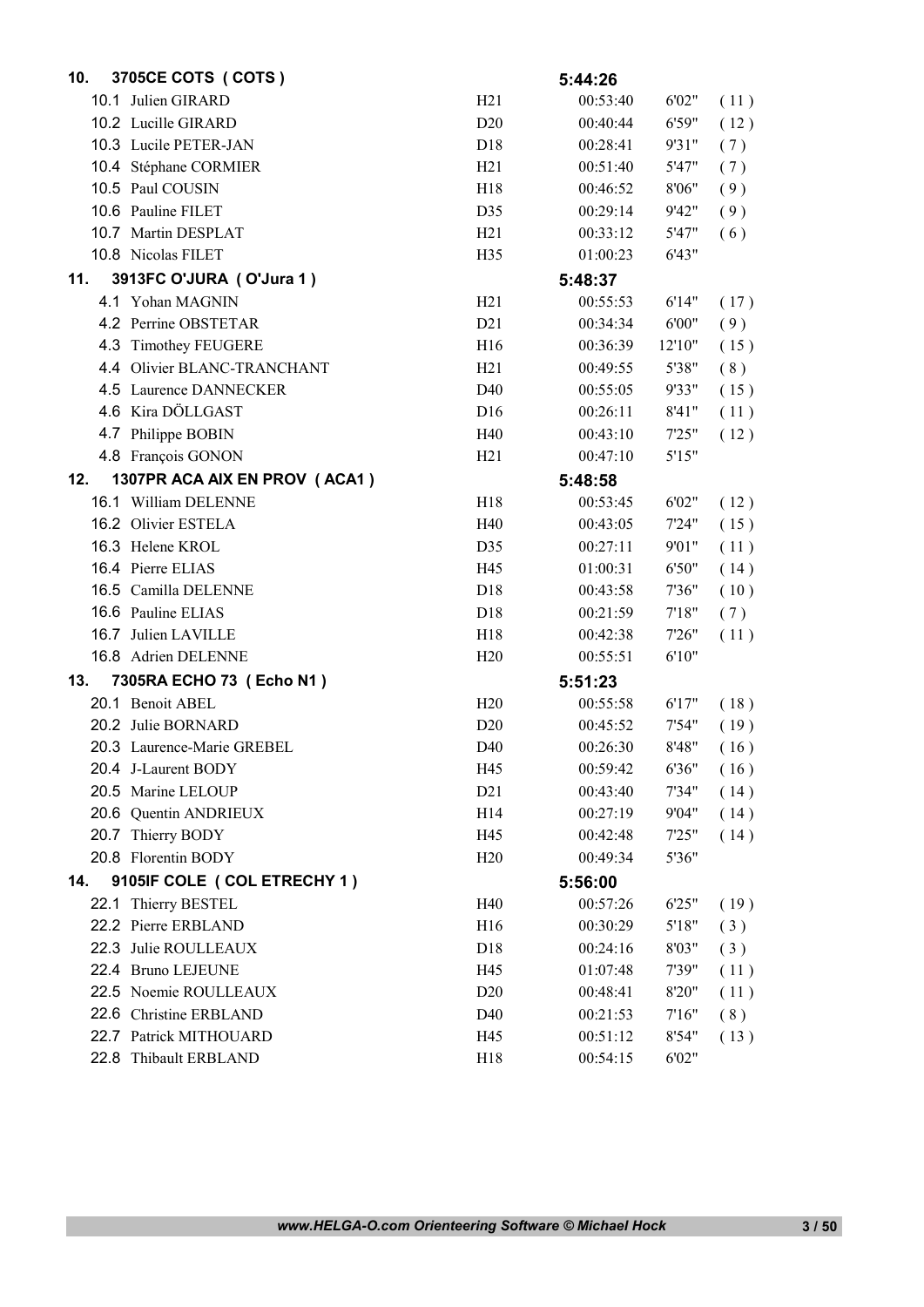| Pos. | Équipe / Coureur | Cat. | Temps | Min/km | Rang |
|---|---|---|---|---|---|
| **10.** | **3705CE COTS ( COTS )** | | **5:44:26** | | |
| 10.1 | Julien GIRARD | H21 | 00:53:40 | 6'02" | ( 11 ) |
| 10.2 | Lucille GIRARD | D20 | 00:40:44 | 6'59" | ( 12 ) |
| 10.3 | Lucile PETER-JAN | D18 | 00:28:41 | 9'31" | ( 7 ) |
| 10.4 | Stéphane CORMIER | H21 | 00:51:40 | 5'47" | ( 7 ) |
| 10.5 | Paul COUSIN | H18 | 00:46:52 | 8'06" | ( 9 ) |
| 10.6 | Pauline FILET | D35 | 00:29:14 | 9'42" | ( 9 ) |
| 10.7 | Martin DESPLAT | H21 | 00:33:12 | 5'47" | ( 6 ) |
| 10.8 | Nicolas FILET | H35 | 01:00:23 | 6'43" | |
| **11.** | **3913FC O'JURA ( O'Jura 1 )** | | **5:48:37** | | |
| 4.1 | Yohan MAGNIN | H21 | 00:55:53 | 6'14" | ( 17 ) |
| 4.2 | Perrine OBSTETAR | D21 | 00:34:34 | 6'00" | ( 9 ) |
| 4.3 | Timothey FEUGERE | H16 | 00:36:39 | 12'10" | ( 15 ) |
| 4.4 | Olivier BLANC-TRANCHANT | H21 | 00:49:55 | 5'38" | ( 8 ) |
| 4.5 | Laurence DANNECKER | D40 | 00:55:05 | 9'33" | ( 15 ) |
| 4.6 | Kira DÖLLGAST | D16 | 00:26:11 | 8'41" | ( 11 ) |
| 4.7 | Philippe BOBIN | H40 | 00:43:10 | 7'25" | ( 12 ) |
| 4.8 | François GONON | H21 | 00:47:10 | 5'15" | |
| **12.** | **1307PR ACA AIX EN PROV ( ACA1 )** | | **5:48:58** | | |
| 16.1 | William DELENNE | H18 | 00:53:45 | 6'02" | ( 12 ) |
| 16.2 | Olivier ESTELA | H40 | 00:43:05 | 7'24" | ( 15 ) |
| 16.3 | Helene KROL | D35 | 00:27:11 | 9'01" | ( 11 ) |
| 16.4 | Pierre ELIAS | H45 | 01:00:31 | 6'50" | ( 14 ) |
| 16.5 | Camilla DELENNE | D18 | 00:43:58 | 7'36" | ( 10 ) |
| 16.6 | Pauline ELIAS | D18 | 00:21:59 | 7'18" | ( 7 ) |
| 16.7 | Julien LAVILLE | H18 | 00:42:38 | 7'26" | ( 11 ) |
| 16.8 | Adrien DELENNE | H20 | 00:55:51 | 6'10" | |
| **13.** | **7305RA ECHO 73 ( Echo N1 )** | | **5:51:23** | | |
| 20.1 | Benoit ABEL | H20 | 00:55:58 | 6'17" | ( 18 ) |
| 20.2 | Julie BORNARD | D20 | 00:45:52 | 7'54" | ( 19 ) |
| 20.3 | Laurence-Marie GREBEL | D40 | 00:26:30 | 8'48" | ( 16 ) |
| 20.4 | J-Laurent BODY | H45 | 00:59:42 | 6'36" | ( 16 ) |
| 20.5 | Marine LELOUP | D21 | 00:43:40 | 7'34" | ( 14 ) |
| 20.6 | Quentin ANDRIEUX | H14 | 00:27:19 | 9'04" | ( 14 ) |
| 20.7 | Thierry BODY | H45 | 00:42:48 | 7'25" | ( 14 ) |
| 20.8 | Florentin BODY | H20 | 00:49:34 | 5'36" | |
| **14.** | **9105IF COLE ( COL ETRECHY 1 )** | | **5:56:00** | | |
| 22.1 | Thierry BESTEL | H40 | 00:57:26 | 6'25" | ( 19 ) |
| 22.2 | Pierre ERBLAND | H16 | 00:30:29 | 5'18" | ( 3 ) |
| 22.3 | Julie ROULLEAUX | D18 | 00:24:16 | 8'03" | ( 3 ) |
| 22.4 | Bruno LEJEUNE | H45 | 01:07:48 | 7'39" | ( 11 ) |
| 22.5 | Noemie ROULLEAUX | D20 | 00:48:41 | 8'20" | ( 11 ) |
| 22.6 | Christine ERBLAND | D40 | 00:21:53 | 7'16" | ( 8 ) |
| 22.7 | Patrick MITHOUARD | H45 | 00:51:12 | 8'54" | ( 13 ) |
| 22.8 | Thibault ERBLAND | H18 | 00:54:15 | 6'02" | |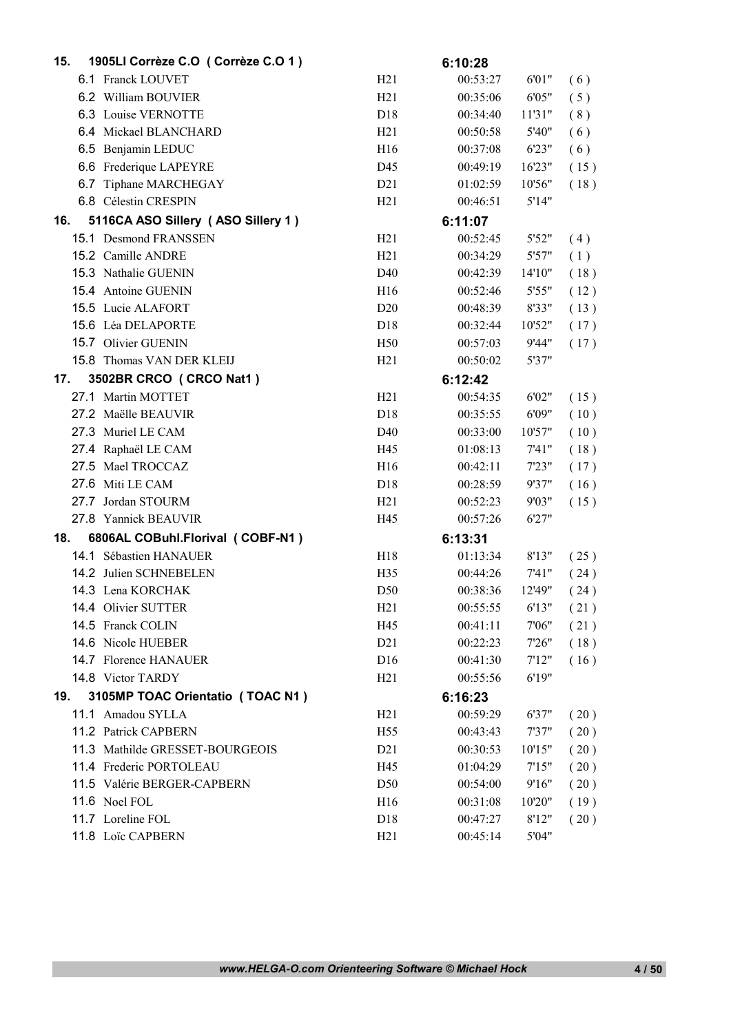| | Team / Runner | Cat. | Time | Pace | Pos. |
|---|---|---|---|---|---|
| **15.** | **1905LI Corrèze C.O ( Corrèze C.O 1 )** | | **6:10:28** | | |
| | 6.1 Franck LOUVET | H21 | 00:53:27 | 6'01" | ( 6 ) |
| | 6.2 William BOUVIER | H21 | 00:35:06 | 6'05" | ( 5 ) |
| | 6.3 Louise VERNOTTE | D18 | 00:34:40 | 11'31" | ( 8 ) |
| | 6.4 Mickael BLANCHARD | H21 | 00:50:58 | 5'40" | ( 6 ) |
| | 6.5 Benjamin LEDUC | H16 | 00:37:08 | 6'23" | ( 6 ) |
| | 6.6 Frederique LAPEYRE | D45 | 00:49:19 | 16'23" | ( 15 ) |
| | 6.7 Tiphane MARCHEGAY | D21 | 01:02:59 | 10'56" | ( 18 ) |
| | 6.8 Célestin CRESPIN | H21 | 00:46:51 | 5'14" | |
| **16.** | **5116CA ASO Sillery ( ASO Sillery 1 )** | | **6:11:07** | | |
| | 15.1 Desmond FRANSSEN | H21 | 00:52:45 | 5'52" | ( 4 ) |
| | 15.2 Camille ANDRE | H21 | 00:34:29 | 5'57" | ( 1 ) |
| | 15.3 Nathalie GUENIN | D40 | 00:42:39 | 14'10" | ( 18 ) |
| | 15.4 Antoine GUENIN | H16 | 00:52:46 | 5'55" | ( 12 ) |
| | 15.5 Lucie ALAFORT | D20 | 00:48:39 | 8'33" | ( 13 ) |
| | 15.6 Léa DELAPORTE | D18 | 00:32:44 | 10'52" | ( 17 ) |
| | 15.7 Olivier GUENIN | H50 | 00:57:03 | 9'44" | ( 17 ) |
| | 15.8 Thomas VAN DER KLEIJ | H21 | 00:50:02 | 5'37" | |
| **17.** | **3502BR CRCO ( CRCO Nat1 )** | | **6:12:42** | | |
| | 27.1 Martin MOTTET | H21 | 00:54:35 | 6'02" | ( 15 ) |
| | 27.2 Maëlle BEAUVIR | D18 | 00:35:55 | 6'09" | ( 10 ) |
| | 27.3 Muriel LE CAM | D40 | 00:33:00 | 10'57" | ( 10 ) |
| | 27.4 Raphaël LE CAM | H45 | 01:08:13 | 7'41" | ( 18 ) |
| | 27.5 Mael TROCCAZ | H16 | 00:42:11 | 7'23" | ( 17 ) |
| | 27.6 Miti LE CAM | D18 | 00:28:59 | 9'37" | ( 16 ) |
| | 27.7 Jordan STOURM | H21 | 00:52:23 | 9'03" | ( 15 ) |
| | 27.8 Yannick BEAUVIR | H45 | 00:57:26 | 6'27" | |
| **18.** | **6806AL COBuhl.Florival ( COBF-N1 )** | | **6:13:31** | | |
| | 14.1 Sébastien HANAUER | H18 | 01:13:34 | 8'13" | ( 25 ) |
| | 14.2 Julien SCHNEBELEN | H35 | 00:44:26 | 7'41" | ( 24 ) |
| | 14.3 Lena KORCHAK | D50 | 00:38:36 | 12'49" | ( 24 ) |
| | 14.4 Olivier SUTTER | H21 | 00:55:55 | 6'13" | ( 21 ) |
| | 14.5 Franck COLIN | H45 | 00:41:11 | 7'06" | ( 21 ) |
| | 14.6 Nicole HUEBER | D21 | 00:22:23 | 7'26" | ( 18 ) |
| | 14.7 Florence HANAUER | D16 | 00:41:30 | 7'12" | ( 16 ) |
| | 14.8 Victor TARDY | H21 | 00:55:56 | 6'19" | |
| **19.** | **3105MP TOAC Orientatio ( TOAC N1 )** | | **6:16:23** | | |
| | 11.1 Amadou SYLLA | H21 | 00:59:29 | 6'37" | ( 20 ) |
| | 11.2 Patrick CAPBERN | H55 | 00:43:43 | 7'37" | ( 20 ) |
| | 11.3 Mathilde GRESSET-BOURGEOIS | D21 | 00:30:53 | 10'15" | ( 20 ) |
| | 11.4 Frederic PORTOLEAU | H45 | 01:04:29 | 7'15" | ( 20 ) |
| | 11.5 Valérie BERGER-CAPBERN | D50 | 00:54:00 | 9'16" | ( 20 ) |
| | 11.6 Noel FOL | H16 | 00:31:08 | 10'20" | ( 19 ) |
| | 11.7 Loreline FOL | D18 | 00:47:27 | 8'12" | ( 20 ) |
| | 11.8 Loïc CAPBERN | H21 | 00:45:14 | 5'04" | |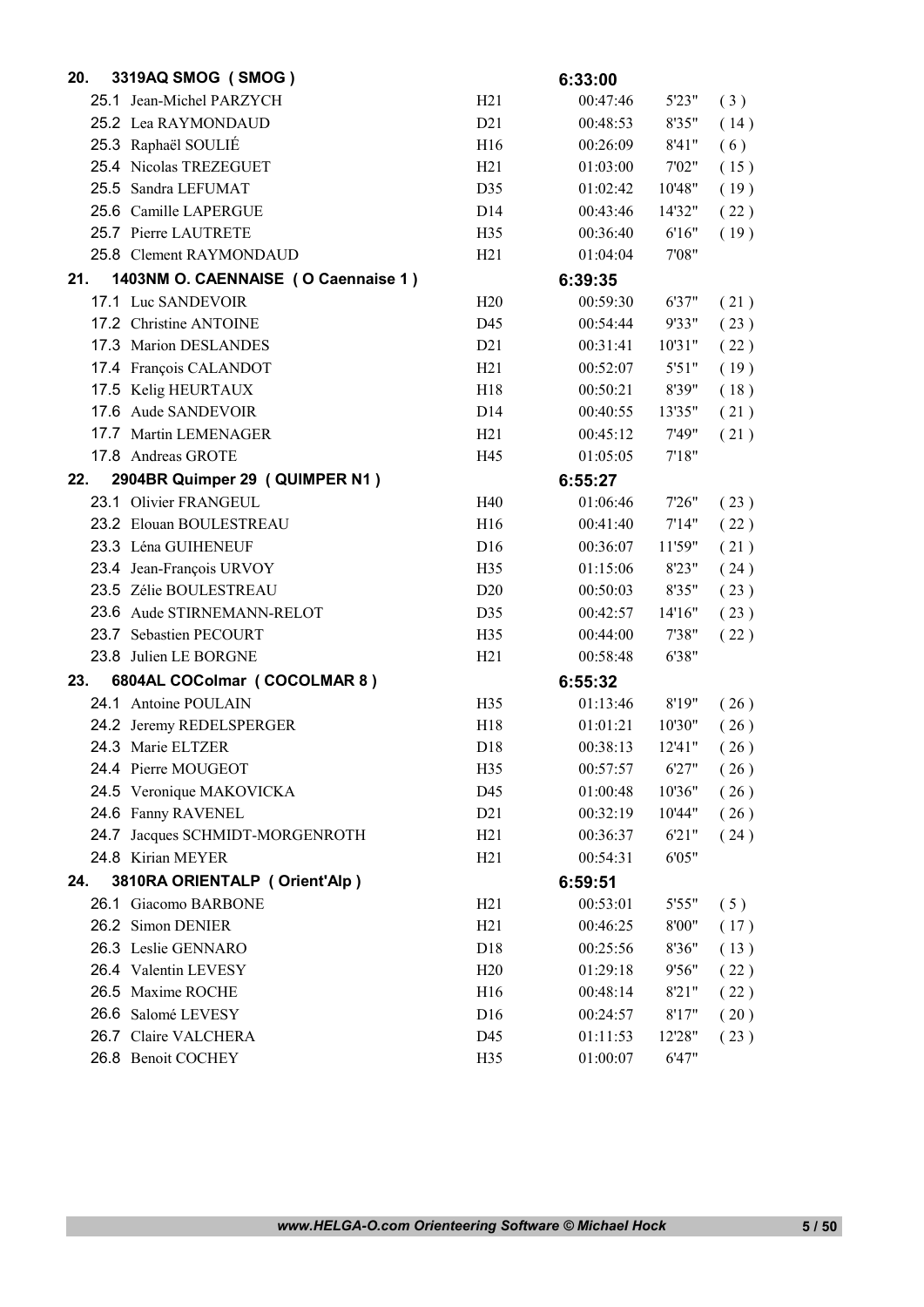| | | | | | |
|---|---|---|---|---|---|
| **20.** | **3319AQ SMOG ( SMOG )** | | **6:33:00** | | |
| 25.1 | Jean-Michel PARZYCH | H21 | 00:47:46 | 5'23" | ( 3 ) |
| 25.2 | Lea RAYMONDAUD | D21 | 00:48:53 | 8'35" | ( 14 ) |
| 25.3 | Raphaël SOULIÉ | H16 | 00:26:09 | 8'41" | ( 6 ) |
| 25.4 | Nicolas TREZEGUET | H21 | 01:03:00 | 7'02" | ( 15 ) |
| 25.5 | Sandra LEFUMAT | D35 | 01:02:42 | 10'48" | ( 19 ) |
| 25.6 | Camille LAPERGUE | D14 | 00:43:46 | 14'32" | ( 22 ) |
| 25.7 | Pierre LAUTRETE | H35 | 00:36:40 | 6'16" | ( 19 ) |
| 25.8 | Clement RAYMONDAUD | H21 | 01:04:04 | 7'08" | |
| **21.** | **1403NM O. CAENNAISE ( O Caennaise 1 )** | | **6:39:35** | | |
| 17.1 | Luc SANDEVOIR | H20 | 00:59:30 | 6'37" | ( 21 ) |
| 17.2 | Christine ANTOINE | D45 | 00:54:44 | 9'33" | ( 23 ) |
| 17.3 | Marion DESLANDES | D21 | 00:31:41 | 10'31" | ( 22 ) |
| 17.4 | François CALANDOT | H21 | 00:52:07 | 5'51" | ( 19 ) |
| 17.5 | Kelig HEURTAUX | H18 | 00:50:21 | 8'39" | ( 18 ) |
| 17.6 | Aude SANDEVOIR | D14 | 00:40:55 | 13'35" | ( 21 ) |
| 17.7 | Martin LEMENAGER | H21 | 00:45:12 | 7'49" | ( 21 ) |
| 17.8 | Andreas GROTE | H45 | 01:05:05 | 7'18" | |
| **22.** | **2904BR Quimper 29 ( QUIMPER N1 )** | | **6:55:27** | | |
| 23.1 | Olivier FRANGEUL | H40 | 01:06:46 | 7'26" | ( 23 ) |
| 23.2 | Elouan BOULESTREAU | H16 | 00:41:40 | 7'14" | ( 22 ) |
| 23.3 | Léna GUIHENEUF | D16 | 00:36:07 | 11'59" | ( 21 ) |
| 23.4 | Jean-François URVOY | H35 | 01:15:06 | 8'23" | ( 24 ) |
| 23.5 | Zélie BOULESTREAU | D20 | 00:50:03 | 8'35" | ( 23 ) |
| 23.6 | Aude STIRNEMANN-RELOT | D35 | 00:42:57 | 14'16" | ( 23 ) |
| 23.7 | Sebastien PECOURT | H35 | 00:44:00 | 7'38" | ( 22 ) |
| 23.8 | Julien LE BORGNE | H21 | 00:58:48 | 6'38" | |
| **23.** | **6804AL COColmar ( COCOLMAR 8 )** | | **6:55:32** | | |
| 24.1 | Antoine POULAIN | H35 | 01:13:46 | 8'19" | ( 26 ) |
| 24.2 | Jeremy REDELSPERGER | H18 | 01:01:21 | 10'30" | ( 26 ) |
| 24.3 | Marie ELTZER | D18 | 00:38:13 | 12'41" | ( 26 ) |
| 24.4 | Pierre MOUGEOT | H35 | 00:57:57 | 6'27" | ( 26 ) |
| 24.5 | Veronique MAKOVICKA | D45 | 01:00:48 | 10'36" | ( 26 ) |
| 24.6 | Fanny RAVENEL | D21 | 00:32:19 | 10'44" | ( 26 ) |
| 24.7 | Jacques SCHMIDT-MORGENROTH | H21 | 00:36:37 | 6'21" | ( 24 ) |
| 24.8 | Kirian MEYER | H21 | 00:54:31 | 6'05" | |
| **24.** | **3810RA ORIENTALP ( Orient'Alp )** | | **6:59:51** | | |
| 26.1 | Giacomo BARBONE | H21 | 00:53:01 | 5'55" | ( 5 ) |
| 26.2 | Simon DENIER | H21 | 00:46:25 | 8'00" | ( 17 ) |
| 26.3 | Leslie GENNARO | D18 | 00:25:56 | 8'36" | ( 13 ) |
| 26.4 | Valentin LEVESY | H20 | 01:29:18 | 9'56" | ( 22 ) |
| 26.5 | Maxime ROCHE | H16 | 00:48:14 | 8'21" | ( 22 ) |
| 26.6 | Salomé LEVESY | D16 | 00:24:57 | 8'17" | ( 20 ) |
| 26.7 | Claire VALCHERA | D45 | 01:11:53 | 12'28" | ( 23 ) |
| 26.8 | Benoit COCHEY | H35 | 01:00:07 | 6'47" | |

*www.HELGA-O.com Orienteering Software © Michael Hock*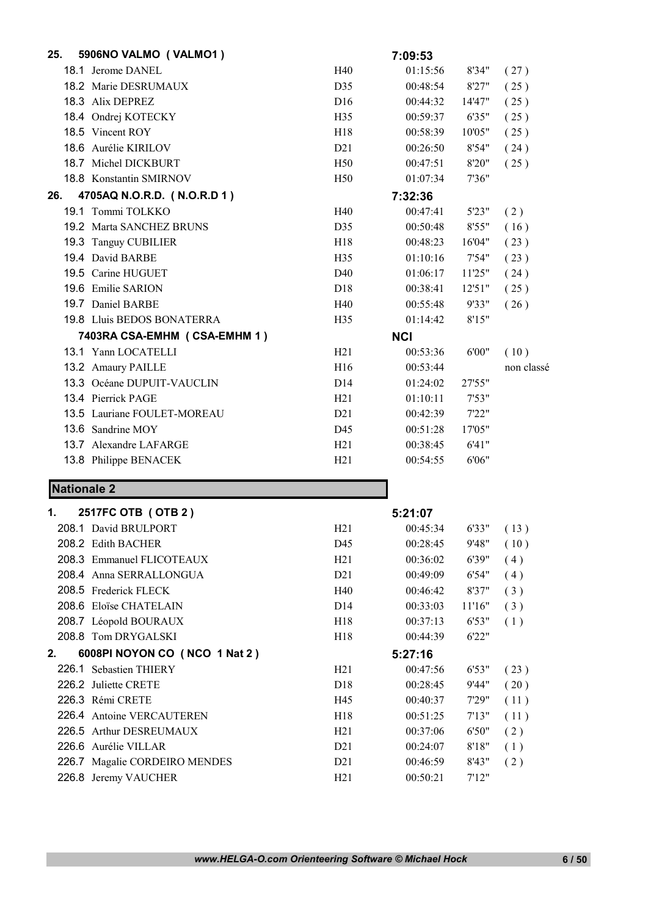**25. 5906NO VALMO ( VALMO1 )** — **7:09:53**

| | Name | Cat. | Time | | Rank |
|---|---|---|---|---|---|
| 18.1 | Jerome DANEL | H40 | 01:15:56 | 8'34" | ( 27 ) |
| 18.2 | Marie DESRUMAUX | D35 | 00:48:54 | 8'27" | ( 25 ) |
| 18.3 | Alix DEPREZ | D16 | 00:44:32 | 14'47" | ( 25 ) |
| 18.4 | Ondrej KOTECKY | H35 | 00:59:37 | 6'35" | ( 25 ) |
| 18.5 | Vincent ROY | H18 | 00:58:39 | 10'05" | ( 25 ) |
| 18.6 | Aurélie KIRILOV | D21 | 00:26:50 | 8'54" | ( 24 ) |
| 18.7 | Michel DICKBURT | H50 | 00:47:51 | 8'20" | ( 25 ) |
| 18.8 | Konstantin SMIRNOV | H50 | 01:07:34 | 7'36" | |

**26. 4705AQ N.O.R.D. ( N.O.R.D 1 )** — **7:32:36**

| | Name | Cat. | Time | | Rank |
|---|---|---|---|---|---|
| 19.1 | Tommi TOLKKO | H40 | 00:47:41 | 5'23" | ( 2 ) |
| 19.2 | Marta SANCHEZ BRUNS | D35 | 00:50:48 | 8'55" | ( 16 ) |
| 19.3 | Tanguy CUBILIER | H18 | 00:48:23 | 16'04" | ( 23 ) |
| 19.4 | David BARBE | H35 | 01:10:16 | 7'54" | ( 23 ) |
| 19.5 | Carine HUGUET | D40 | 01:06:17 | 11'25" | ( 24 ) |
| 19.6 | Emilie SARION | D18 | 00:38:41 | 12'51" | ( 25 ) |
| 19.7 | Daniel BARBE | H40 | 00:55:48 | 9'33" | ( 26 ) |
| 19.8 | Lluis BEDOS BONATERRA | H35 | 01:14:42 | 8'15" | |

**7403RA CSA-EMHM ( CSA-EMHM 1 )** — **NCl**

| | Name | Cat. | Time | | Rank |
|---|---|---|---|---|---|
| 13.1 | Yann LOCATELLI | H21 | 00:53:36 | 6'00" | ( 10 ) |
| 13.2 | Amaury PAILLE | H16 | 00:53:44 | | non classé |
| 13.3 | Océane DUPUIT-VAUCLIN | D14 | 01:24:02 | 27'55" | |
| 13.4 | Pierrick PAGE | H21 | 01:10:11 | 7'53" | |
| 13.5 | Lauriane FOULET-MOREAU | D21 | 00:42:39 | 7'22" | |
| 13.6 | Sandrine MOY | D45 | 00:51:28 | 17'05" | |
| 13.7 | Alexandre LAFARGE | H21 | 00:38:45 | 6'41" | |
| 13.8 | Philippe BENACEK | H21 | 00:54:55 | 6'06" | |

## Nationale 2

**1. 2517FC OTB ( OTB 2 )** — **5:21:07**

| | Name | Cat. | Time | | Rank |
|---|---|---|---|---|---|
| 208.1 | David BRULPORT | H21 | 00:45:34 | 6'33" | ( 13 ) |
| 208.2 | Edith BACHER | D45 | 00:28:45 | 9'48" | ( 10 ) |
| 208.3 | Emmanuel FLICOTEAUX | H21 | 00:36:02 | 6'39" | ( 4 ) |
| 208.4 | Anna SERRALLONGUA | D21 | 00:49:09 | 6'54" | ( 4 ) |
| 208.5 | Frederick FLECK | H40 | 00:46:42 | 8'37" | ( 3 ) |
| 208.6 | Eloïse CHATELAIN | D14 | 00:33:03 | 11'16" | ( 3 ) |
| 208.7 | Léopold BOURAUX | H18 | 00:37:13 | 6'53" | ( 1 ) |
| 208.8 | Tom DRYGALSKI | H18 | 00:44:39 | 6'22" | |

**2. 6008PI NOYON CO ( NCO 1 Nat 2 )** — **5:27:16**

| | Name | Cat. | Time | | Rank |
|---|---|---|---|---|---|
| 226.1 | Sebastien THIERY | H21 | 00:47:56 | 6'53" | ( 23 ) |
| 226.2 | Juliette CRETE | D18 | 00:28:45 | 9'44" | ( 20 ) |
| 226.3 | Rémi CRETE | H45 | 00:40:37 | 7'29" | ( 11 ) |
| 226.4 | Antoine VERCAUTEREN | H18 | 00:51:25 | 7'13" | ( 11 ) |
| 226.5 | Arthur DESREUMAUX | H21 | 00:37:06 | 6'50" | ( 2 ) |
| 226.6 | Aurélie VILLAR | D21 | 00:24:07 | 8'18" | ( 1 ) |
| 226.7 | Magalie CORDEIRO MENDES | D21 | 00:46:59 | 8'43" | ( 2 ) |
| 226.8 | Jeremy VAUCHER | H21 | 00:50:21 | 7'12" | |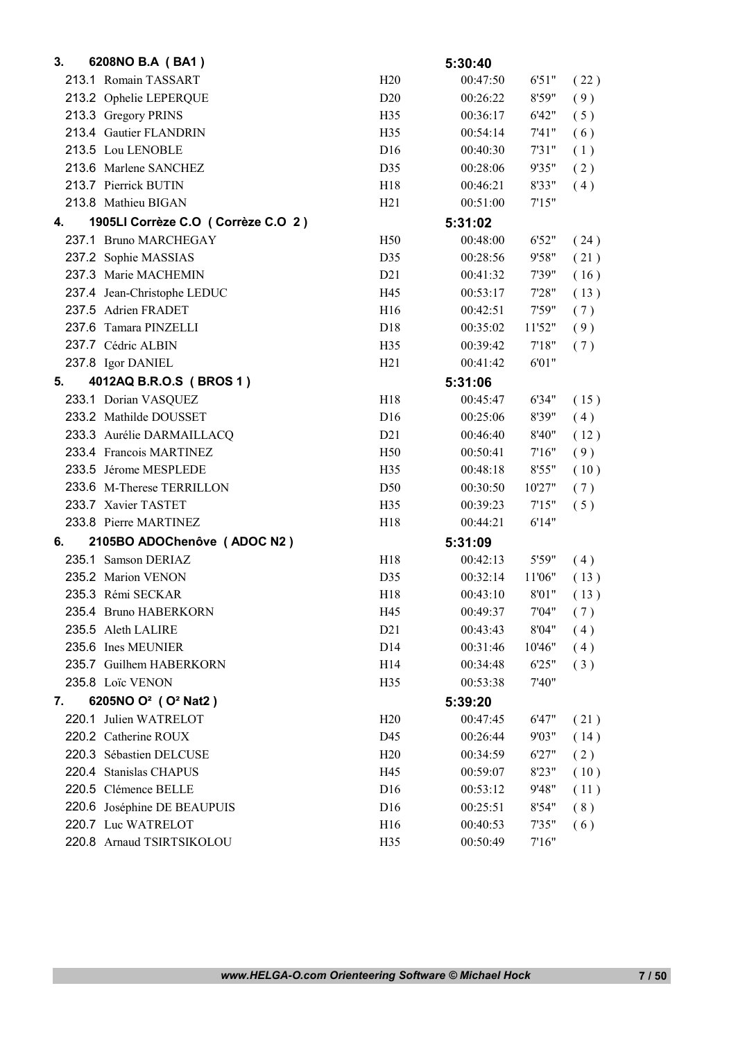| | | | | | |
|---|---|---|---|---|---|
| **3.** | **6208NO B.A ( BA1 )** | | **5:30:40** | | |
| 213.1 | Romain TASSART | H20 | 00:47:50 | 6'51" | ( 22 ) |
| 213.2 | Ophelie LEPERQUE | D20 | 00:26:22 | 8'59" | ( 9 ) |
| 213.3 | Gregory PRINS | H35 | 00:36:17 | 6'42" | ( 5 ) |
| 213.4 | Gautier FLANDRIN | H35 | 00:54:14 | 7'41" | ( 6 ) |
| 213.5 | Lou LENOBLE | D16 | 00:40:30 | 7'31" | ( 1 ) |
| 213.6 | Marlene SANCHEZ | D35 | 00:28:06 | 9'35" | ( 2 ) |
| 213.7 | Pierrick BUTIN | H18 | 00:46:21 | 8'33" | ( 4 ) |
| 213.8 | Mathieu BIGAN | H21 | 00:51:00 | 7'15" | |
| **4.** | **1905LI Corrèze C.O ( Corrèze C.O 2 )** | | **5:31:02** | | |
| 237.1 | Bruno MARCHEGAY | H50 | 00:48:00 | 6'52" | ( 24 ) |
| 237.2 | Sophie MASSIAS | D35 | 00:28:56 | 9'58" | ( 21 ) |
| 237.3 | Marie MACHEMIN | D21 | 00:41:32 | 7'39" | ( 16 ) |
| 237.4 | Jean-Christophe LEDUC | H45 | 00:53:17 | 7'28" | ( 13 ) |
| 237.5 | Adrien FRADET | H16 | 00:42:51 | 7'59" | ( 7 ) |
| 237.6 | Tamara PINZELLI | D18 | 00:35:02 | 11'52" | ( 9 ) |
| 237.7 | Cédric ALBIN | H35 | 00:39:42 | 7'18" | ( 7 ) |
| 237.8 | Igor DANIEL | H21 | 00:41:42 | 6'01" | |
| **5.** | **4012AQ B.R.O.S ( BROS 1 )** | | **5:31:06** | | |
| 233.1 | Dorian VASQUEZ | H18 | 00:45:47 | 6'34" | ( 15 ) |
| 233.2 | Mathilde DOUSSET | D16 | 00:25:06 | 8'39" | ( 4 ) |
| 233.3 | Aurélie DARMAILLACQ | D21 | 00:46:40 | 8'40" | ( 12 ) |
| 233.4 | Francois MARTINEZ | H50 | 00:50:41 | 7'16" | ( 9 ) |
| 233.5 | Jérome MESPLEDE | H35 | 00:48:18 | 8'55" | ( 10 ) |
| 233.6 | M-Therese TERRILLON | D50 | 00:30:50 | 10'27" | ( 7 ) |
| 233.7 | Xavier TASTET | H35 | 00:39:23 | 7'15" | ( 5 ) |
| 233.8 | Pierre MARTINEZ | H18 | 00:44:21 | 6'14" | |
| **6.** | **2105BO ADOChenôve ( ADOC N2 )** | | **5:31:09** | | |
| 235.1 | Samson DERIAZ | H18 | 00:42:13 | 5'59" | ( 4 ) |
| 235.2 | Marion VENON | D35 | 00:32:14 | 11'06" | ( 13 ) |
| 235.3 | Rémi SECKAR | H18 | 00:43:10 | 8'01" | ( 13 ) |
| 235.4 | Bruno HABERKORN | H45 | 00:49:37 | 7'04" | ( 7 ) |
| 235.5 | Aleth LALIRE | D21 | 00:43:43 | 8'04" | ( 4 ) |
| 235.6 | Ines MEUNIER | D14 | 00:31:46 | 10'46" | ( 4 ) |
| 235.7 | Guilhem HABERKORN | H14 | 00:34:48 | 6'25" | ( 3 ) |
| 235.8 | Loïc VENON | H35 | 00:53:38 | 7'40" | |
| **7.** | **6205NO O² ( O² Nat2 )** | | **5:39:20** | | |
| 220.1 | Julien WATRELOT | H20 | 00:47:45 | 6'47" | ( 21 ) |
| 220.2 | Catherine ROUX | D45 | 00:26:44 | 9'03" | ( 14 ) |
| 220.3 | Sébastien DELCUSE | H20 | 00:34:59 | 6'27" | ( 2 ) |
| 220.4 | Stanislas CHAPUS | H45 | 00:59:07 | 8'23" | ( 10 ) |
| 220.5 | Clémence BELLE | D16 | 00:53:12 | 9'48" | ( 11 ) |
| 220.6 | Joséphine DE BEAUPUIS | D16 | 00:25:51 | 8'54" | ( 8 ) |
| 220.7 | Luc WATRELOT | H16 | 00:40:53 | 7'35" | ( 6 ) |
| 220.8 | Arnaud TSIRTSIKOLOU | H35 | 00:50:49 | 7'16" | |

*www.HELGA-O.com Orienteering Software © Michael Hock*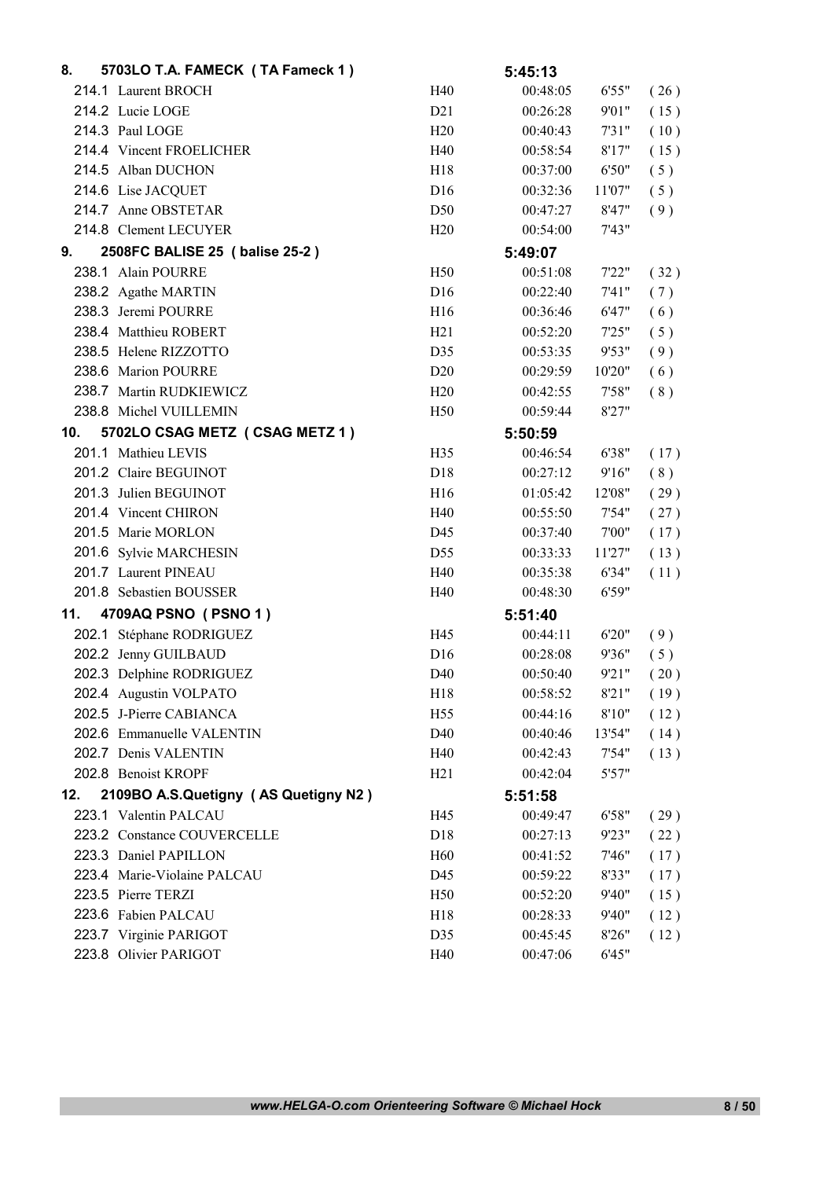| | | | | | |
|---|---|---|---|---|---|
| **8.** | **5703LO T.A. FAMECK ( TA Fameck 1 )** | | **5:45:13** | | |
| 214.1 | Laurent BROCH | H40 | 00:48:05 | 6'55" | ( 26 ) |
| 214.2 | Lucie LOGE | D21 | 00:26:28 | 9'01" | ( 15 ) |
| 214.3 | Paul LOGE | H20 | 00:40:43 | 7'31" | ( 10 ) |
| 214.4 | Vincent FROELICHER | H40 | 00:58:54 | 8'17" | ( 15 ) |
| 214.5 | Alban DUCHON | H18 | 00:37:00 | 6'50" | ( 5 ) |
| 214.6 | Lise JACQUET | D16 | 00:32:36 | 11'07" | ( 5 ) |
| 214.7 | Anne OBSTETAR | D50 | 00:47:27 | 8'47" | ( 9 ) |
| 214.8 | Clement LECUYER | H20 | 00:54:00 | 7'43" | |
| **9.** | **2508FC BALISE 25 ( balise 25-2 )** | | **5:49:07** | | |
| 238.1 | Alain POURRE | H50 | 00:51:08 | 7'22" | ( 32 ) |
| 238.2 | Agathe MARTIN | D16 | 00:22:40 | 7'41" | ( 7 ) |
| 238.3 | Jeremi POURRE | H16 | 00:36:46 | 6'47" | ( 6 ) |
| 238.4 | Matthieu ROBERT | H21 | 00:52:20 | 7'25" | ( 5 ) |
| 238.5 | Helene RIZZOTTO | D35 | 00:53:35 | 9'53" | ( 9 ) |
| 238.6 | Marion POURRE | D20 | 00:29:59 | 10'20" | ( 6 ) |
| 238.7 | Martin RUDKIEWICZ | H20 | 00:42:55 | 7'58" | ( 8 ) |
| 238.8 | Michel VUILLEMIN | H50 | 00:59:44 | 8'27" | |
| **10.** | **5702LO CSAG METZ ( CSAG METZ 1 )** | | **5:50:59** | | |
| 201.1 | Mathieu LEVIS | H35 | 00:46:54 | 6'38" | ( 17 ) |
| 201.2 | Claire BEGUINOT | D18 | 00:27:12 | 9'16" | ( 8 ) |
| 201.3 | Julien BEGUINOT | H16 | 01:05:42 | 12'08" | ( 29 ) |
| 201.4 | Vincent CHIRON | H40 | 00:55:50 | 7'54" | ( 27 ) |
| 201.5 | Marie MORLON | D45 | 00:37:40 | 7'00" | ( 17 ) |
| 201.6 | Sylvie MARCHESIN | D55 | 00:33:33 | 11'27" | ( 13 ) |
| 201.7 | Laurent PINEAU | H40 | 00:35:38 | 6'34" | ( 11 ) |
| 201.8 | Sebastien BOUSSER | H40 | 00:48:30 | 6'59" | |
| **11.** | **4709AQ PSNO ( PSNO 1 )** | | **5:51:40** | | |
| 202.1 | Stéphane RODRIGUEZ | H45 | 00:44:11 | 6'20" | ( 9 ) |
| 202.2 | Jenny GUILBAUD | D16 | 00:28:08 | 9'36" | ( 5 ) |
| 202.3 | Delphine RODRIGUEZ | D40 | 00:50:40 | 9'21" | ( 20 ) |
| 202.4 | Augustin VOLPATO | H18 | 00:58:52 | 8'21" | ( 19 ) |
| 202.5 | J-Pierre CABIANCA | H55 | 00:44:16 | 8'10" | ( 12 ) |
| 202.6 | Emmanuelle VALENTIN | D40 | 00:40:46 | 13'54" | ( 14 ) |
| 202.7 | Denis VALENTIN | H40 | 00:42:43 | 7'54" | ( 13 ) |
| 202.8 | Benoist KROPF | H21 | 00:42:04 | 5'57" | |
| **12.** | **2109BO A.S.Quetigny ( AS Quetigny N2 )** | | **5:51:58** | | |
| 223.1 | Valentin PALCAU | H45 | 00:49:47 | 6'58" | ( 29 ) |
| 223.2 | Constance COUVERCELLE | D18 | 00:27:13 | 9'23" | ( 22 ) |
| 223.3 | Daniel PAPILLON | H60 | 00:41:52 | 7'46" | ( 17 ) |
| 223.4 | Marie-Violaine PALCAU | D45 | 00:59:22 | 8'33" | ( 17 ) |
| 223.5 | Pierre TERZI | H50 | 00:52:20 | 9'40" | ( 15 ) |
| 223.6 | Fabien PALCAU | H18 | 00:28:33 | 9'40" | ( 12 ) |
| 223.7 | Virginie PARIGOT | D35 | 00:45:45 | 8'26" | ( 12 ) |
| 223.8 | Olivier PARIGOT | H40 | 00:47:06 | 6'45" | |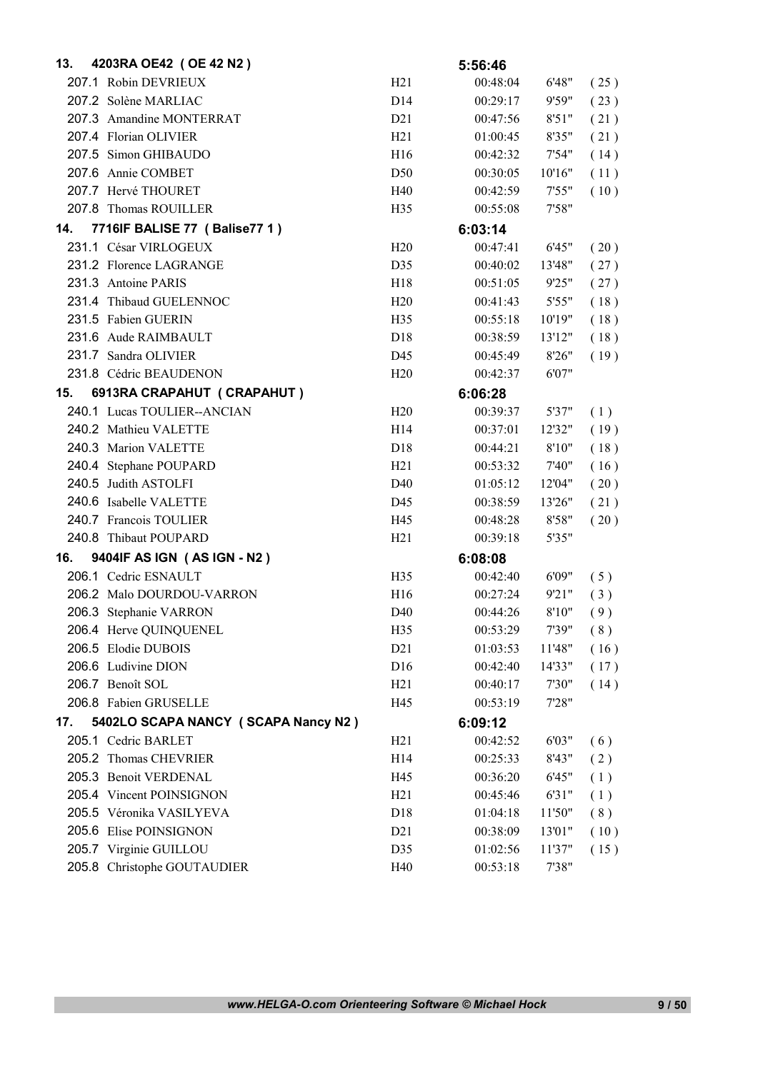| | | | | | |
|---|---|---|---|---|---|
| **13. 4203RA OE42 ( OE 42 N2 )** | | **5:56:46** | | | |
| 207.1 Robin DEVRIEUX | H21 | 00:48:04 | 6'48" | ( 25 ) | |
| 207.2 Solène MARLIAC | D14 | 00:29:17 | 9'59" | ( 23 ) | |
| 207.3 Amandine MONTERRAT | D21 | 00:47:56 | 8'51" | ( 21 ) | |
| 207.4 Florian OLIVIER | H21 | 01:00:45 | 8'35" | ( 21 ) | |
| 207.5 Simon GHIBAUDO | H16 | 00:42:32 | 7'54" | ( 14 ) | |
| 207.6 Annie COMBET | D50 | 00:30:05 | 10'16" | ( 11 ) | |
| 207.7 Hervé THOURET | H40 | 00:42:59 | 7'55" | ( 10 ) | |
| 207.8 Thomas ROUILLER | H35 | 00:55:08 | 7'58" | | |
| **14. 7716IF BALISE 77 ( Balise77 1 )** | | **6:03:14** | | | |
| 231.1 César VIRLOGEUX | H20 | 00:47:41 | 6'45" | ( 20 ) | |
| 231.2 Florence LAGRANGE | D35 | 00:40:02 | 13'48" | ( 27 ) | |
| 231.3 Antoine PARIS | H18 | 00:51:05 | 9'25" | ( 27 ) | |
| 231.4 Thibaud GUELENNOC | H20 | 00:41:43 | 5'55" | ( 18 ) | |
| 231.5 Fabien GUERIN | H35 | 00:55:18 | 10'19" | ( 18 ) | |
| 231.6 Aude RAIMBAULT | D18 | 00:38:59 | 13'12" | ( 18 ) | |
| 231.7 Sandra OLIVIER | D45 | 00:45:49 | 8'26" | ( 19 ) | |
| 231.8 Cédric BEAUDENON | H20 | 00:42:37 | 6'07" | | |
| **15. 6913RA CRAPAHUT ( CRAPAHUT )** | | **6:06:28** | | | |
| 240.1 Lucas TOULIER--ANCIAN | H20 | 00:39:37 | 5'37" | ( 1 ) | |
| 240.2 Mathieu VALETTE | H14 | 00:37:01 | 12'32" | ( 19 ) | |
| 240.3 Marion VALETTE | D18 | 00:44:21 | 8'10" | ( 18 ) | |
| 240.4 Stephane POUPARD | H21 | 00:53:32 | 7'40" | ( 16 ) | |
| 240.5 Judith ASTOLFI | D40 | 01:05:12 | 12'04" | ( 20 ) | |
| 240.6 Isabelle VALETTE | D45 | 00:38:59 | 13'26" | ( 21 ) | |
| 240.7 Francois TOULIER | H45 | 00:48:28 | 8'58" | ( 20 ) | |
| 240.8 Thibaut POUPARD | H21 | 00:39:18 | 5'35" | | |
| **16. 9404IF AS IGN ( AS IGN - N2 )** | | **6:08:08** | | | |
| 206.1 Cedric ESNAULT | H35 | 00:42:40 | 6'09" | ( 5 ) | |
| 206.2 Malo DOURDOU-VARRON | H16 | 00:27:24 | 9'21" | ( 3 ) | |
| 206.3 Stephanie VARRON | D40 | 00:44:26 | 8'10" | ( 9 ) | |
| 206.4 Herve QUINQUENEL | H35 | 00:53:29 | 7'39" | ( 8 ) | |
| 206.5 Elodie DUBOIS | D21 | 01:03:53 | 11'48" | ( 16 ) | |
| 206.6 Ludivine DION | D16 | 00:42:40 | 14'33" | ( 17 ) | |
| 206.7 Benoît SOL | H21 | 00:40:17 | 7'30" | ( 14 ) | |
| 206.8 Fabien GRUSELLE | H45 | 00:53:19 | 7'28" | | |
| **17. 5402LO SCAPA NANCY ( SCAPA Nancy N2 )** | | **6:09:12** | | | |
| 205.1 Cedric BARLET | H21 | 00:42:52 | 6'03" | ( 6 ) | |
| 205.2 Thomas CHEVRIER | H14 | 00:25:33 | 8'43" | ( 2 ) | |
| 205.3 Benoit VERDENAL | H45 | 00:36:20 | 6'45" | ( 1 ) | |
| 205.4 Vincent POINSIGNON | H21 | 00:45:46 | 6'31" | ( 1 ) | |
| 205.5 Véronika VASILYEVA | D18 | 01:04:18 | 11'50" | ( 8 ) | |
| 205.6 Elise POINSIGNON | D21 | 00:38:09 | 13'01" | ( 10 ) | |
| 205.7 Virginie GUILLOU | D35 | 01:02:56 | 11'37" | ( 15 ) | |
| 205.8 Christophe GOUTAUDIER | H40 | 00:53:18 | 7'38" | | |

*www.HELGA-O.com Orienteering Software © Michael Hock*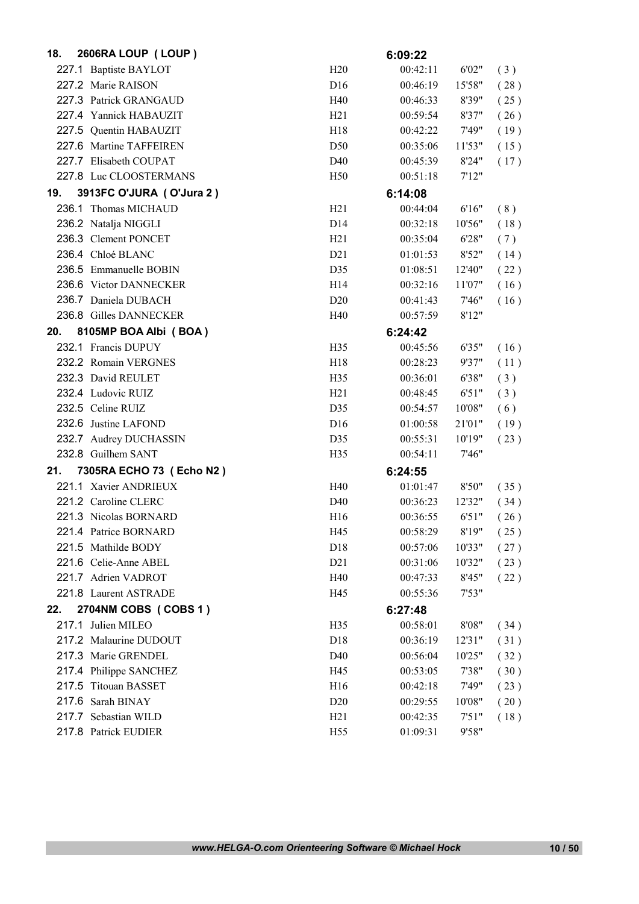| | | | | | |
|---|---|---|---|---|---|
| **18.** | **2606RA LOUP ( LOUP )** | | **6:09:22** | | |
| 227.1 | Baptiste BAYLOT | H20 | 00:42:11 | 6'02" | ( 3 ) |
| 227.2 | Marie RAISON | D16 | 00:46:19 | 15'58" | ( 28 ) |
| 227.3 | Patrick GRANGAUD | H40 | 00:46:33 | 8'39" | ( 25 ) |
| 227.4 | Yannick HABAUZIT | H21 | 00:59:54 | 8'37" | ( 26 ) |
| 227.5 | Quentin HABAUZIT | H18 | 00:42:22 | 7'49" | ( 19 ) |
| 227.6 | Martine TAFFEIREN | D50 | 00:35:06 | 11'53" | ( 15 ) |
| 227.7 | Elisabeth COUPAT | D40 | 00:45:39 | 8'24" | ( 17 ) |
| 227.8 | Luc CLOOSTERMANS | H50 | 00:51:18 | 7'12" | |
| **19.** | **3913FC O'JURA ( O'Jura 2 )** | | **6:14:08** | | |
| 236.1 | Thomas MICHAUD | H21 | 00:44:04 | 6'16" | ( 8 ) |
| 236.2 | Natalja NIGGLI | D14 | 00:32:18 | 10'56" | ( 18 ) |
| 236.3 | Clement PONCET | H21 | 00:35:04 | 6'28" | ( 7 ) |
| 236.4 | Chloé BLANC | D21 | 01:01:53 | 8'52" | ( 14 ) |
| 236.5 | Emmanuelle BOBIN | D35 | 01:08:51 | 12'40" | ( 22 ) |
| 236.6 | Victor DANNECKER | H14 | 00:32:16 | 11'07" | ( 16 ) |
| 236.7 | Daniela DUBACH | D20 | 00:41:43 | 7'46" | ( 16 ) |
| 236.8 | Gilles DANNECKER | H40 | 00:57:59 | 8'12" | |
| **20.** | **8105MP BOA Albi ( BOA )** | | **6:24:42** | | |
| 232.1 | Francis DUPUY | H35 | 00:45:56 | 6'35" | ( 16 ) |
| 232.2 | Romain VERGNES | H18 | 00:28:23 | 9'37" | ( 11 ) |
| 232.3 | David REULET | H35 | 00:36:01 | 6'38" | ( 3 ) |
| 232.4 | Ludovic RUIZ | H21 | 00:48:45 | 6'51" | ( 3 ) |
| 232.5 | Celine RUIZ | D35 | 00:54:57 | 10'08" | ( 6 ) |
| 232.6 | Justine LAFOND | D16 | 01:00:58 | 21'01" | ( 19 ) |
| 232.7 | Audrey DUCHASSIN | D35 | 00:55:31 | 10'19" | ( 23 ) |
| 232.8 | Guilhem SANT | H35 | 00:54:11 | 7'46" | |
| **21.** | **7305RA ECHO 73 ( Echo N2 )** | | **6:24:55** | | |
| 221.1 | Xavier ANDRIEUX | H40 | 01:01:47 | 8'50" | ( 35 ) |
| 221.2 | Caroline CLERC | D40 | 00:36:23 | 12'32" | ( 34 ) |
| 221.3 | Nicolas BORNARD | H16 | 00:36:55 | 6'51" | ( 26 ) |
| 221.4 | Patrice BORNARD | H45 | 00:58:29 | 8'19" | ( 25 ) |
| 221.5 | Mathilde BODY | D18 | 00:57:06 | 10'33" | ( 27 ) |
| 221.6 | Celie-Anne ABEL | D21 | 00:31:06 | 10'32" | ( 23 ) |
| 221.7 | Adrien VADROT | H40 | 00:47:33 | 8'45" | ( 22 ) |
| 221.8 | Laurent ASTRADE | H45 | 00:55:36 | 7'53" | |
| **22.** | **2704NM COBS ( COBS 1 )** | | **6:27:48** | | |
| 217.1 | Julien MILEO | H35 | 00:58:01 | 8'08" | ( 34 ) |
| 217.2 | Malaurine DUDOUT | D18 | 00:36:19 | 12'31" | ( 31 ) |
| 217.3 | Marie GRENDEL | D40 | 00:56:04 | 10'25" | ( 32 ) |
| 217.4 | Philippe SANCHEZ | H45 | 00:53:05 | 7'38" | ( 30 ) |
| 217.5 | Titouan BASSET | H16 | 00:42:18 | 7'49" | ( 23 ) |
| 217.6 | Sarah BINAY | D20 | 00:29:55 | 10'08" | ( 20 ) |
| 217.7 | Sebastian WILD | H21 | 00:42:35 | 7'51" | ( 18 ) |
| 217.8 | Patrick EUDIER | H55 | 01:09:31 | 9'58" | |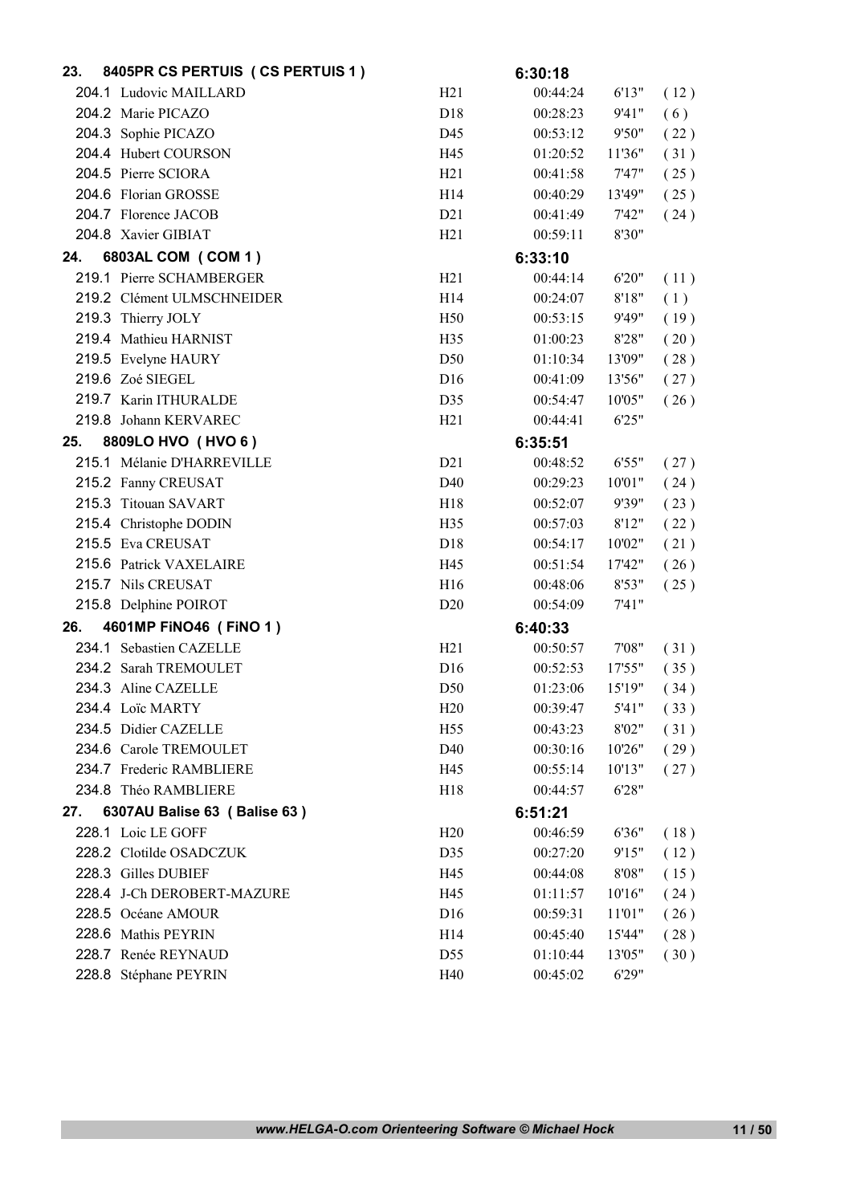| | | | | | |
|---|---|---|---|---|---|
| **23.** | **8405PR CS PERTUIS ( CS PERTUIS 1 )** | | **6:30:18** | | |
| 204.1 | Ludovic MAILLARD | H21 | 00:44:24 | 6'13" | ( 12 ) |
| 204.2 | Marie PICAZO | D18 | 00:28:23 | 9'41" | ( 6 ) |
| 204.3 | Sophie PICAZO | D45 | 00:53:12 | 9'50" | ( 22 ) |
| 204.4 | Hubert COURSON | H45 | 01:20:52 | 11'36" | ( 31 ) |
| 204.5 | Pierre SCIORA | H21 | 00:41:58 | 7'47" | ( 25 ) |
| 204.6 | Florian GROSSE | H14 | 00:40:29 | 13'49" | ( 25 ) |
| 204.7 | Florence JACOB | D21 | 00:41:49 | 7'42" | ( 24 ) |
| 204.8 | Xavier GIBIAT | H21 | 00:59:11 | 8'30" | |
| **24.** | **6803AL COM ( COM 1 )** | | **6:33:10** | | |
| 219.1 | Pierre SCHAMBERGER | H21 | 00:44:14 | 6'20" | ( 11 ) |
| 219.2 | Clément ULMSCHNEIDER | H14 | 00:24:07 | 8'18" | ( 1 ) |
| 219.3 | Thierry JOLY | H50 | 00:53:15 | 9'49" | ( 19 ) |
| 219.4 | Mathieu HARNIST | H35 | 01:00:23 | 8'28" | ( 20 ) |
| 219.5 | Evelyne HAURY | D50 | 01:10:34 | 13'09" | ( 28 ) |
| 219.6 | Zoé SIEGEL | D16 | 00:41:09 | 13'56" | ( 27 ) |
| 219.7 | Karin ITHURALDE | D35 | 00:54:47 | 10'05" | ( 26 ) |
| 219.8 | Johann KERVAREC | H21 | 00:44:41 | 6'25" | |
| **25.** | **8809LO HVO ( HVO 6 )** | | **6:35:51** | | |
| 215.1 | Mélanie D'HARREVILLE | D21 | 00:48:52 | 6'55" | ( 27 ) |
| 215.2 | Fanny CREUSAT | D40 | 00:29:23 | 10'01" | ( 24 ) |
| 215.3 | Titouan SAVART | H18 | 00:52:07 | 9'39" | ( 23 ) |
| 215.4 | Christophe DODIN | H35 | 00:57:03 | 8'12" | ( 22 ) |
| 215.5 | Eva CREUSAT | D18 | 00:54:17 | 10'02" | ( 21 ) |
| 215.6 | Patrick VAXELAIRE | H45 | 00:51:54 | 17'42" | ( 26 ) |
| 215.7 | Nils CREUSAT | H16 | 00:48:06 | 8'53" | ( 25 ) |
| 215.8 | Delphine POIROT | D20 | 00:54:09 | 7'41" | |
| **26.** | **4601MP FiNO46 ( FiNO 1 )** | | **6:40:33** | | |
| 234.1 | Sebastien CAZELLE | H21 | 00:50:57 | 7'08" | ( 31 ) |
| 234.2 | Sarah TREMOULET | D16 | 00:52:53 | 17'55" | ( 35 ) |
| 234.3 | Aline CAZELLE | D50 | 01:23:06 | 15'19" | ( 34 ) |
| 234.4 | Loïc MARTY | H20 | 00:39:47 | 5'41" | ( 33 ) |
| 234.5 | Didier CAZELLE | H55 | 00:43:23 | 8'02" | ( 31 ) |
| 234.6 | Carole TREMOULET | D40 | 00:30:16 | 10'26" | ( 29 ) |
| 234.7 | Frederic RAMBLIERE | H45 | 00:55:14 | 10'13" | ( 27 ) |
| 234.8 | Théo RAMBLIERE | H18 | 00:44:57 | 6'28" | |
| **27.** | **6307AU Balise 63 ( Balise 63 )** | | **6:51:21** | | |
| 228.1 | Loic LE GOFF | H20 | 00:46:59 | 6'36" | ( 18 ) |
| 228.2 | Clotilde OSADCZUK | D35 | 00:27:20 | 9'15" | ( 12 ) |
| 228.3 | Gilles DUBIEF | H45 | 00:44:08 | 8'08" | ( 15 ) |
| 228.4 | J-Ch DEROBERT-MAZURE | H45 | 01:11:57 | 10'16" | ( 24 ) |
| 228.5 | Océane AMOUR | D16 | 00:59:31 | 11'01" | ( 26 ) |
| 228.6 | Mathis PEYRIN | H14 | 00:45:40 | 15'44" | ( 28 ) |
| 228.7 | Renée REYNAUD | D55 | 01:10:44 | 13'05" | ( 30 ) |
| 228.8 | Stéphane PEYRIN | H40 | 00:45:02 | 6'29" | |

*www.HELGA-O.com Orienteering Software © Michael Hock*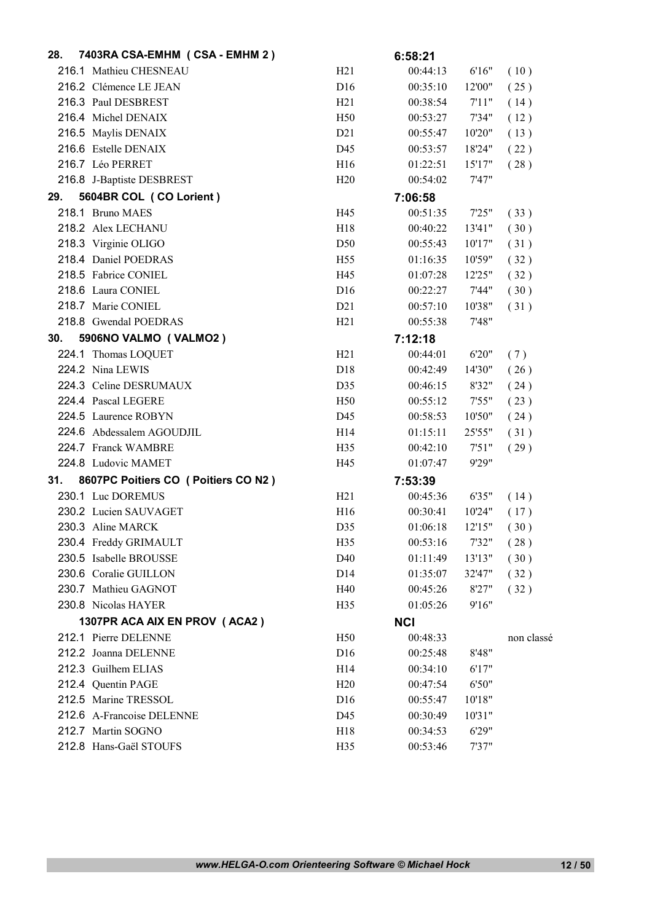| | | Catégorie | Temps | | Rang |
|---|---|---|---|---|---|
| **28.** | **7403RA CSA-EMHM ( CSA - EMHM 2 )** | | **6:58:21** | | |
| 216.1 | Mathieu CHESNEAU | H21 | 00:44:13 | 6'16" | ( 10 ) |
| 216.2 | Clémence LE JEAN | D16 | 00:35:10 | 12'00" | ( 25 ) |
| 216.3 | Paul DESBREST | H21 | 00:38:54 | 7'11" | ( 14 ) |
| 216.4 | Michel DENAIX | H50 | 00:53:27 | 7'34" | ( 12 ) |
| 216.5 | Maylis DENAIX | D21 | 00:55:47 | 10'20" | ( 13 ) |
| 216.6 | Estelle DENAIX | D45 | 00:53:57 | 18'24" | ( 22 ) |
| 216.7 | Léo PERRET | H16 | 01:22:51 | 15'17" | ( 28 ) |
| 216.8 | J-Baptiste DESBREST | H20 | 00:54:02 | 7'47" | |
| **29.** | **5604BR COL ( CO Lorient )** | | **7:06:58** | | |
| 218.1 | Bruno MAES | H45 | 00:51:35 | 7'25" | ( 33 ) |
| 218.2 | Alex LECHANU | H18 | 00:40:22 | 13'41" | ( 30 ) |
| 218.3 | Virginie OLIGO | D50 | 00:55:43 | 10'17" | ( 31 ) |
| 218.4 | Daniel POEDRAS | H55 | 01:16:35 | 10'59" | ( 32 ) |
| 218.5 | Fabrice CONIEL | H45 | 01:07:28 | 12'25" | ( 32 ) |
| 218.6 | Laura CONIEL | D16 | 00:22:27 | 7'44" | ( 30 ) |
| 218.7 | Marie CONIEL | D21 | 00:57:10 | 10'38" | ( 31 ) |
| 218.8 | Gwendal POEDRAS | H21 | 00:55:38 | 7'48" | |
| **30.** | **5906NO VALMO ( VALMO2 )** | | **7:12:18** | | |
| 224.1 | Thomas LOQUET | H21 | 00:44:01 | 6'20" | ( 7 ) |
| 224.2 | Nina LEWIS | D18 | 00:42:49 | 14'30" | ( 26 ) |
| 224.3 | Celine DESRUMAUX | D35 | 00:46:15 | 8'32" | ( 24 ) |
| 224.4 | Pascal LEGERE | H50 | 00:55:12 | 7'55" | ( 23 ) |
| 224.5 | Laurence ROBYN | D45 | 00:58:53 | 10'50" | ( 24 ) |
| 224.6 | Abdessalem AGOUDJIL | H14 | 01:15:11 | 25'55" | ( 31 ) |
| 224.7 | Franck WAMBRE | H35 | 00:42:10 | 7'51" | ( 29 ) |
| 224.8 | Ludovic MAMET | H45 | 01:07:47 | 9'29" | |
| **31.** | **8607PC Poitiers CO ( Poitiers CO N2 )** | | **7:53:39** | | |
| 230.1 | Luc DOREMUS | H21 | 00:45:36 | 6'35" | ( 14 ) |
| 230.2 | Lucien SAUVAGET | H16 | 00:30:41 | 10'24" | ( 17 ) |
| 230.3 | Aline MARCK | D35 | 01:06:18 | 12'15" | ( 30 ) |
| 230.4 | Freddy GRIMAULT | H35 | 00:53:16 | 7'32" | ( 28 ) |
| 230.5 | Isabelle BROUSSE | D40 | 01:11:49 | 13'13" | ( 30 ) |
| 230.6 | Coralie GUILLON | D14 | 01:35:07 | 32'47" | ( 32 ) |
| 230.7 | Mathieu GAGNOT | H40 | 00:45:26 | 8'27" | ( 32 ) |
| 230.8 | Nicolas HAYER | H35 | 01:05:26 | 9'16" | |
| | **1307PR ACA AIX EN PROV ( ACA2 )** | | **NCl** | | |
| 212.1 | Pierre DELENNE | H50 | 00:48:33 | | non classé |
| 212.2 | Joanna DELENNE | D16 | 00:25:48 | 8'48" | |
| 212.3 | Guilhem ELIAS | H14 | 00:34:10 | 6'17" | |
| 212.4 | Quentin PAGE | H20 | 00:47:54 | 6'50" | |
| 212.5 | Marine TRESSOL | D16 | 00:55:47 | 10'18" | |
| 212.6 | A-Francoise DELENNE | D45 | 00:30:49 | 10'31" | |
| 212.7 | Martin SOGNO | H18 | 00:34:53 | 6'29" | |
| 212.8 | Hans-Gaël STOUFS | H35 | 00:53:46 | 7'37" | |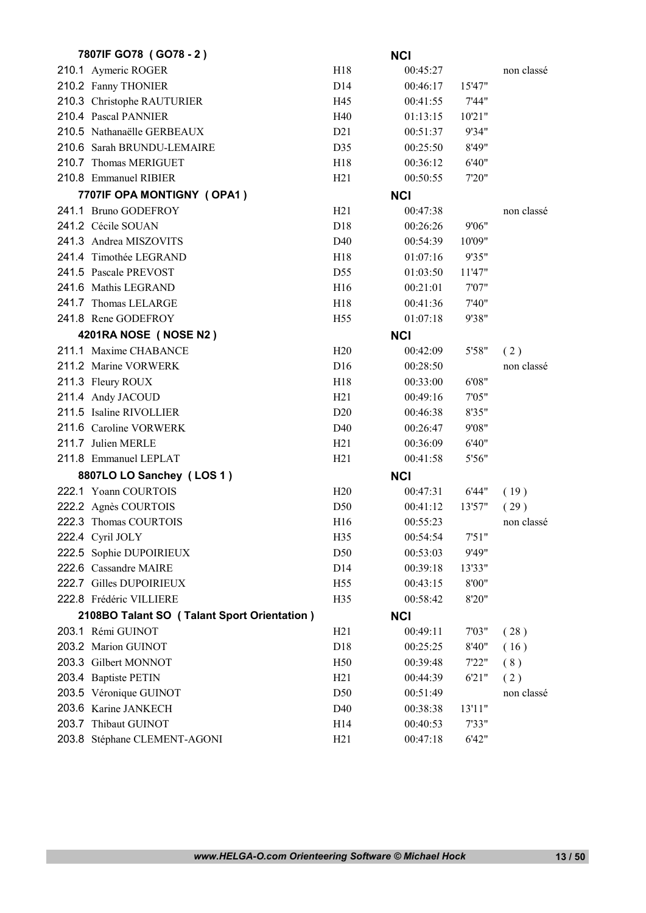| | | | | | |
|---|---|---|---|---|---|
| **7807IF GO78 ( GO78 - 2 )** | | **NCI** | | | |
| 210.1 Aymeric ROGER | H18 | 00:45:27 | | non classé | |
| 210.2 Fanny THONIER | D14 | 00:46:17 | 15'47" | | |
| 210.3 Christophe RAUTURIER | H45 | 00:41:55 | 7'44" | | |
| 210.4 Pascal PANNIER | H40 | 01:13:15 | 10'21" | | |
| 210.5 Nathanaëlle GERBEAUX | D21 | 00:51:37 | 9'34" | | |
| 210.6 Sarah BRUNDU-LEMAIRE | D35 | 00:25:50 | 8'49" | | |
| 210.7 Thomas MERIGUET | H18 | 00:36:12 | 6'40" | | |
| 210.8 Emmanuel RIBIER | H21 | 00:50:55 | 7'20" | | |
| **7707IF OPA MONTIGNY ( OPA1 )** | | **NCI** | | | |
| 241.1 Bruno GODEFROY | H21 | 00:47:38 | | non classé | |
| 241.2 Cécile SOUAN | D18 | 00:26:26 | 9'06" | | |
| 241.3 Andrea MISZOVITS | D40 | 00:54:39 | 10'09" | | |
| 241.4 Timothée LEGRAND | H18 | 01:07:16 | 9'35" | | |
| 241.5 Pascale PREVOST | D55 | 01:03:50 | 11'47" | | |
| 241.6 Mathis LEGRAND | H16 | 00:21:01 | 7'07" | | |
| 241.7 Thomas LELARGE | H18 | 00:41:36 | 7'40" | | |
| 241.8 Rene GODEFROY | H55 | 01:07:18 | 9'38" | | |
| **4201RA NOSE ( NOSE N2 )** | | **NCI** | | | |
| 211.1 Maxime CHABANCE | H20 | 00:42:09 | 5'58" | ( 2 ) | |
| 211.2 Marine VORWERK | D16 | 00:28:50 | | non classé | |
| 211.3 Fleury ROUX | H18 | 00:33:00 | 6'08" | | |
| 211.4 Andy JACOUD | H21 | 00:49:16 | 7'05" | | |
| 211.5 Isaline RIVOLLIER | D20 | 00:46:38 | 8'35" | | |
| 211.6 Caroline VORWERK | D40 | 00:26:47 | 9'08" | | |
| 211.7 Julien MERLE | H21 | 00:36:09 | 6'40" | | |
| 211.8 Emmanuel LEPLAT | H21 | 00:41:58 | 5'56" | | |
| **8807LO LO Sanchey ( LOS 1 )** | | **NCI** | | | |
| 222.1 Yoann COURTOIS | H20 | 00:47:31 | 6'44" | ( 19 ) | |
| 222.2 Agnès COURTOIS | D50 | 00:41:12 | 13'57" | ( 29 ) | |
| 222.3 Thomas COURTOIS | H16 | 00:55:23 | | non classé | |
| 222.4 Cyril JOLY | H35 | 00:54:54 | 7'51" | | |
| 222.5 Sophie DUPOIRIEUX | D50 | 00:53:03 | 9'49" | | |
| 222.6 Cassandre MAIRE | D14 | 00:39:18 | 13'33" | | |
| 222.7 Gilles DUPOIRIEUX | H55 | 00:43:15 | 8'00" | | |
| 222.8 Frédéric VILLIERE | H35 | 00:58:42 | 8'20" | | |
| **2108BO Talant SO ( Talant Sport Orientation )** | | **NCI** | | | |
| 203.1 Rémi GUINOT | H21 | 00:49:11 | 7'03" | ( 28 ) | |
| 203.2 Marion GUINOT | D18 | 00:25:25 | 8'40" | ( 16 ) | |
| 203.3 Gilbert MONNOT | H50 | 00:39:48 | 7'22" | ( 8 ) | |
| 203.4 Baptiste PETIN | H21 | 00:44:39 | 6'21" | ( 2 ) | |
| 203.5 Véronique GUINOT | D50 | 00:51:49 | | non classé | |
| 203.6 Karine JANKECH | D40 | 00:38:38 | 13'11" | | |
| 203.7 Thibaut GUINOT | H14 | 00:40:53 | 7'33" | | |
| 203.8 Stéphane CLEMENT-AGONI | H21 | 00:47:18 | 6'42" | | |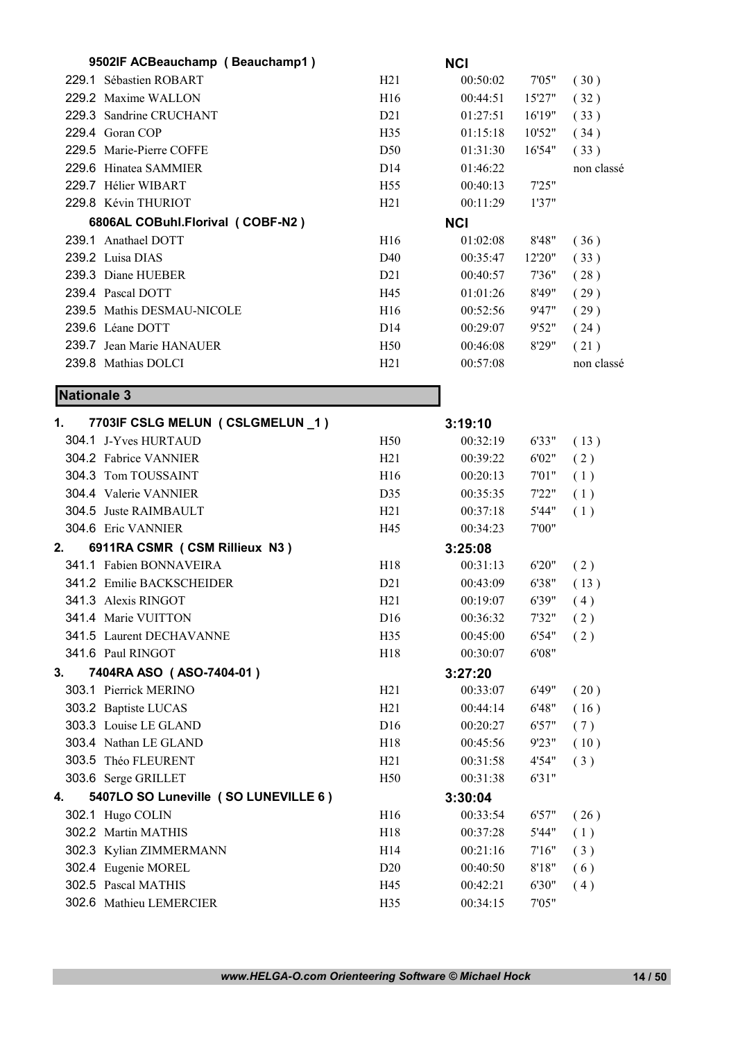| | | Catégorie | Temps | Min/km | Place |
|---|---|---|---|---|---|
| | **9502IF ACBeauchamp ( Beauchamp1 )** | | **NCI** | | |
| 229.1 | Sébastien ROBART | H21 | 00:50:02 | 7'05" | ( 30 ) |
| 229.2 | Maxime WALLON | H16 | 00:44:51 | 15'27" | ( 32 ) |
| 229.3 | Sandrine CRUCHANT | D21 | 01:27:51 | 16'19" | ( 33 ) |
| 229.4 | Goran COP | H35 | 01:15:18 | 10'52" | ( 34 ) |
| 229.5 | Marie-Pierre COFFE | D50 | 01:31:30 | 16'54" | ( 33 ) |
| 229.6 | Hinatea SAMMIER | D14 | 01:46:22 | | non classé |
| 229.7 | Hélier WIBART | H55 | 00:40:13 | 7'25" | |
| 229.8 | Kévin THURIOT | H21 | 00:11:29 | 1'37" | |
| | **6806AL COBuhl.Florival ( COBF-N2 )** | | **NCI** | | |
| 239.1 | Anathael DOTT | H16 | 01:02:08 | 8'48" | ( 36 ) |
| 239.2 | Luisa DIAS | D40 | 00:35:47 | 12'20" | ( 33 ) |
| 239.3 | Diane HUEBER | D21 | 00:40:57 | 7'36" | ( 28 ) |
| 239.4 | Pascal DOTT | H45 | 01:01:26 | 8'49" | ( 29 ) |
| 239.5 | Mathis DESMAU-NICOLE | H16 | 00:52:56 | 9'47" | ( 29 ) |
| 239.6 | Léane DOTT | D14 | 00:29:07 | 9'52" | ( 24 ) |
| 239.7 | Jean Marie HANAUER | H50 | 00:46:08 | 8'29" | ( 21 ) |
| 239.8 | Mathias DOLCI | H21 | 00:57:08 | | non classé |

## Nationale 3

| | | Catégorie | Temps | Min/km | Place |
|---|---|---|---|---|---|
| **1.** | **7703IF CSLG MELUN ( CSLGMELUN _1 )** | | **3:19:10** | | |
| 304.1 | J-Yves HURTAUD | H50 | 00:32:19 | 6'33" | ( 13 ) |
| 304.2 | Fabrice VANNIER | H21 | 00:39:22 | 6'02" | ( 2 ) |
| 304.3 | Tom TOUSSAINT | H16 | 00:20:13 | 7'01" | ( 1 ) |
| 304.4 | Valerie VANNIER | D35 | 00:35:35 | 7'22" | ( 1 ) |
| 304.5 | Juste RAIMBAULT | H21 | 00:37:18 | 5'44" | ( 1 ) |
| 304.6 | Eric VANNIER | H45 | 00:34:23 | 7'00" | |
| **2.** | **6911RA CSMR ( CSM Rillieux N3 )** | | **3:25:08** | | |
| 341.1 | Fabien BONNAVEIRA | H18 | 00:31:13 | 6'20" | ( 2 ) |
| 341.2 | Emilie BACKSCHEIDER | D21 | 00:43:09 | 6'38" | ( 13 ) |
| 341.3 | Alexis RINGOT | H21 | 00:19:07 | 6'39" | ( 4 ) |
| 341.4 | Marie VUITTON | D16 | 00:36:32 | 7'32" | ( 2 ) |
| 341.5 | Laurent DECHAVANNE | H35 | 00:45:00 | 6'54" | ( 2 ) |
| 341.6 | Paul RINGOT | H18 | 00:30:07 | 6'08" | |
| **3.** | **7404RA ASO ( ASO-7404-01 )** | | **3:27:20** | | |
| 303.1 | Pierrick MERINO | H21 | 00:33:07 | 6'49" | ( 20 ) |
| 303.2 | Baptiste LUCAS | H21 | 00:44:14 | 6'48" | ( 16 ) |
| 303.3 | Louise LE GLAND | D16 | 00:20:27 | 6'57" | ( 7 ) |
| 303.4 | Nathan LE GLAND | H18 | 00:45:56 | 9'23" | ( 10 ) |
| 303.5 | Théo FLEURENT | H21 | 00:31:58 | 4'54" | ( 3 ) |
| 303.6 | Serge GRILLET | H50 | 00:31:38 | 6'31" | |
| **4.** | **5407LO SO Luneville ( SO LUNEVILLE 6 )** | | **3:30:04** | | |
| 302.1 | Hugo COLIN | H16 | 00:33:54 | 6'57" | ( 26 ) |
| 302.2 | Martin MATHIS | H18 | 00:37:28 | 5'44" | ( 1 ) |
| 302.3 | Kylian ZIMMERMANN | H14 | 00:21:16 | 7'16" | ( 3 ) |
| 302.4 | Eugenie MOREL | D20 | 00:40:50 | 8'18" | ( 6 ) |
| 302.5 | Pascal MATHIS | H45 | 00:42:21 | 6'30" | ( 4 ) |
| 302.6 | Mathieu LEMERCIER | H35 | 00:34:15 | 7'05" | |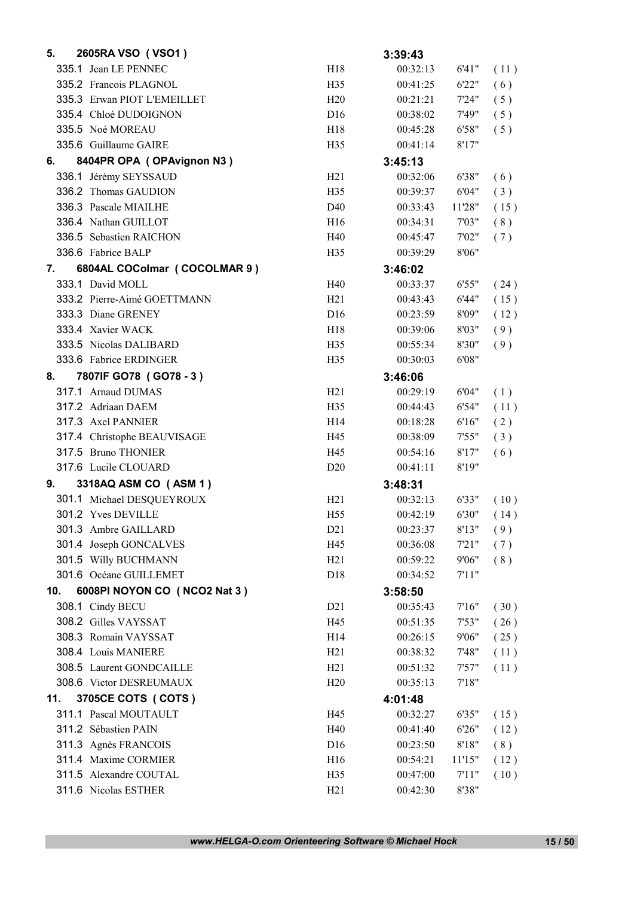| | | | | | |
|---|---|---|---|---|---|
| **5.** | **2605RA VSO ( VSO1 )** | | **3:39:43** | | |
| 335.1 | Jean LE PENNEC | H18 | 00:32:13 | 6'41" | ( 11 ) |
| 335.2 | Francois PLAGNOL | H35 | 00:41:25 | 6'22" | ( 6 ) |
| 335.3 | Erwan PIOT L'EMEILLET | H20 | 00:21:21 | 7'24" | ( 5 ) |
| 335.4 | Chloé DUDOIGNON | D16 | 00:38:02 | 7'49" | ( 5 ) |
| 335.5 | Noé MOREAU | H18 | 00:45:28 | 6'58" | ( 5 ) |
| 335.6 | Guillaume GAIRE | H35 | 00:41:14 | 8'17" | |
| **6.** | **8404PR OPA ( OPAvignon N3 )** | | **3:45:13** | | |
| 336.1 | Jérémy SEYSSAUD | H21 | 00:32:06 | 6'38" | ( 6 ) |
| 336.2 | Thomas GAUDION | H35 | 00:39:37 | 6'04" | ( 3 ) |
| 336.3 | Pascale MIAILHE | D40 | 00:33:43 | 11'28" | ( 15 ) |
| 336.4 | Nathan GUILLOT | H16 | 00:34:31 | 7'03" | ( 8 ) |
| 336.5 | Sebastien RAICHON | H40 | 00:45:47 | 7'02" | ( 7 ) |
| 336.6 | Fabrice BALP | H35 | 00:39:29 | 8'06" | |
| **7.** | **6804AL COColmar ( COCOLMAR 9 )** | | **3:46:02** | | |
| 333.1 | David MOLL | H40 | 00:33:37 | 6'55" | ( 24 ) |
| 333.2 | Pierre-Aimé GOETTMANN | H21 | 00:43:43 | 6'44" | ( 15 ) |
| 333.3 | Diane GRENEY | D16 | 00:23:59 | 8'09" | ( 12 ) |
| 333.4 | Xavier WACK | H18 | 00:39:06 | 8'03" | ( 9 ) |
| 333.5 | Nicolas DALIBARD | H35 | 00:55:34 | 8'30" | ( 9 ) |
| 333.6 | Fabrice ERDINGER | H35 | 00:30:03 | 6'08" | |
| **8.** | **7807IF GO78 ( GO78 - 3 )** | | **3:46:06** | | |
| 317.1 | Arnaud DUMAS | H21 | 00:29:19 | 6'04" | ( 1 ) |
| 317.2 | Adriaan DAEM | H35 | 00:44:43 | 6'54" | ( 11 ) |
| 317.3 | Axel PANNIER | H14 | 00:18:28 | 6'16" | ( 2 ) |
| 317.4 | Christophe BEAUVISAGE | H45 | 00:38:09 | 7'55" | ( 3 ) |
| 317.5 | Bruno THONIER | H45 | 00:54:16 | 8'17" | ( 6 ) |
| 317.6 | Lucile CLOUARD | D20 | 00:41:11 | 8'19" | |
| **9.** | **3318AQ ASM CO ( ASM 1 )** | | **3:48:31** | | |
| 301.1 | Michael DESQUEYROUX | H21 | 00:32:13 | 6'33" | ( 10 ) |
| 301.2 | Yves DEVILLE | H55 | 00:42:19 | 6'30" | ( 14 ) |
| 301.3 | Ambre GAILLARD | D21 | 00:23:37 | 8'13" | ( 9 ) |
| 301.4 | Joseph GONCALVES | H45 | 00:36:08 | 7'21" | ( 7 ) |
| 301.5 | Willy BUCHMANN | H21 | 00:59:22 | 9'06" | ( 8 ) |
| 301.6 | Océane GUILLEMET | D18 | 00:34:52 | 7'11" | |
| **10.** | **6008PI NOYON CO ( NCO2 Nat 3 )** | | **3:58:50** | | |
| 308.1 | Cindy BECU | D21 | 00:35:43 | 7'16" | ( 30 ) |
| 308.2 | Gilles VAYSSAT | H45 | 00:51:35 | 7'53" | ( 26 ) |
| 308.3 | Romain VAYSSAT | H14 | 00:26:15 | 9'06" | ( 25 ) |
| 308.4 | Louis MANIERE | H21 | 00:38:32 | 7'48" | ( 11 ) |
| 308.5 | Laurent GONDCAILLE | H21 | 00:51:32 | 7'57" | ( 11 ) |
| 308.6 | Victor DESREUMAUX | H20 | 00:35:13 | 7'18" | |
| **11.** | **3705CE COTS ( COTS )** | | **4:01:48** | | |
| 311.1 | Pascal MOUTAULT | H45 | 00:32:27 | 6'35" | ( 15 ) |
| 311.2 | Sébastien PAIN | H40 | 00:41:40 | 6'26" | ( 12 ) |
| 311.3 | Agnès FRANCOIS | D16 | 00:23:50 | 8'18" | ( 8 ) |
| 311.4 | Maxime CORMIER | H16 | 00:54:21 | 11'15" | ( 12 ) |
| 311.5 | Alexandre COUTAL | H35 | 00:47:00 | 7'11" | ( 10 ) |
| 311.6 | Nicolas ESTHER | H21 | 00:42:30 | 8'38" | |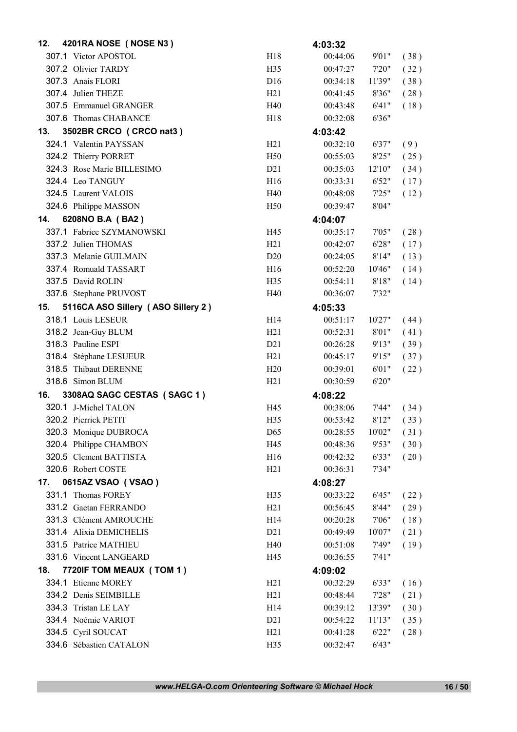| | | | | | |
|---|---|---|---|---|---|
| **12. 4201RA NOSE ( NOSE N3 )** | | **4:03:32** | | | |
| 307.1 Victor APOSTOL | H18 | 00:44:06 | 9'01" | ( 38 ) | |
| 307.2 Olivier TARDY | H35 | 00:47:27 | 7'20" | ( 32 ) | |
| 307.3 Anais FLORI | D16 | 00:34:18 | 11'39" | ( 38 ) | |
| 307.4 Julien THEZE | H21 | 00:41:45 | 8'36" | ( 28 ) | |
| 307.5 Emmanuel GRANGER | H40 | 00:43:48 | 6'41" | ( 18 ) | |
| 307.6 Thomas CHABANCE | H18 | 00:32:08 | 6'36" | | |
| **13. 3502BR CRCO ( CRCO nat3 )** | | **4:03:42** | | | |
| 324.1 Valentin PAYSSAN | H21 | 00:32:10 | 6'37" | ( 9 ) | |
| 324.2 Thierry PORRET | H50 | 00:55:03 | 8'25" | ( 25 ) | |
| 324.3 Rose Marie BILLESIMO | D21 | 00:35:03 | 12'10" | ( 34 ) | |
| 324.4 Leo TANGUY | H16 | 00:33:31 | 6'52" | ( 17 ) | |
| 324.5 Laurent VALOIS | H40 | 00:48:08 | 7'25" | ( 12 ) | |
| 324.6 Philippe MASSON | H50 | 00:39:47 | 8'04" | | |
| **14. 6208NO B.A ( BA2 )** | | **4:04:07** | | | |
| 337.1 Fabrice SZYMANOWSKI | H45 | 00:35:17 | 7'05" | ( 28 ) | |
| 337.2 Julien THOMAS | H21 | 00:42:07 | 6'28" | ( 17 ) | |
| 337.3 Melanie GUILMAIN | D20 | 00:24:05 | 8'14" | ( 13 ) | |
| 337.4 Romuald TASSART | H16 | 00:52:20 | 10'46" | ( 14 ) | |
| 337.5 David ROLIN | H35 | 00:54:11 | 8'18" | ( 14 ) | |
| 337.6 Stephane PRUVOST | H40 | 00:36:07 | 7'32" | | |
| **15. 5116CA ASO Sillery ( ASO Sillery 2 )** | | **4:05:33** | | | |
| 318.1 Louis LESEUR | H14 | 00:51:17 | 10'27" | ( 44 ) | |
| 318.2 Jean-Guy BLUM | H21 | 00:52:31 | 8'01" | ( 41 ) | |
| 318.3 Pauline ESPI | D21 | 00:26:28 | 9'13" | ( 39 ) | |
| 318.4 Stéphane LESUEUR | H21 | 00:45:17 | 9'15" | ( 37 ) | |
| 318.5 Thibaut DERENNE | H20 | 00:39:01 | 6'01" | ( 22 ) | |
| 318.6 Simon BLUM | H21 | 00:30:59 | 6'20" | | |
| **16. 3308AQ SAGC CESTAS ( SAGC 1 )** | | **4:08:22** | | | |
| 320.1 J-Michel TALON | H45 | 00:38:06 | 7'44" | ( 34 ) | |
| 320.2 Pierrick PETIT | H35 | 00:53:42 | 8'12" | ( 33 ) | |
| 320.3 Monique DUBROCA | D65 | 00:28:55 | 10'02" | ( 31 ) | |
| 320.4 Philippe CHAMBON | H45 | 00:48:36 | 9'53" | ( 30 ) | |
| 320.5 Clement BATTISTA | H16 | 00:42:32 | 6'33" | ( 20 ) | |
| 320.6 Robert COSTE | H21 | 00:36:31 | 7'34" | | |
| **17. 0615AZ VSAO ( VSAO )** | | **4:08:27** | | | |
| 331.1 Thomas FOREY | H35 | 00:33:22 | 6'45" | ( 22 ) | |
| 331.2 Gaetan FERRANDO | H21 | 00:56:45 | 8'44" | ( 29 ) | |
| 331.3 Clément AMROUCHE | H14 | 00:20:28 | 7'06" | ( 18 ) | |
| 331.4 Alixia DEMICHELIS | D21 | 00:49:49 | 10'07" | ( 21 ) | |
| 331.5 Patrice MATHIEU | H40 | 00:51:08 | 7'49" | ( 19 ) | |
| 331.6 Vincent LANGEARD | H45 | 00:36:55 | 7'41" | | |
| **18. 7720IF TOM MEAUX ( TOM 1 )** | | **4:09:02** | | | |
| 334.1 Etienne MOREY | H21 | 00:32:29 | 6'33" | ( 16 ) | |
| 334.2 Denis SEIMBILLE | H21 | 00:48:44 | 7'28" | ( 21 ) | |
| 334.3 Tristan LE LAY | H14 | 00:39:12 | 13'39" | ( 30 ) | |
| 334.4 Noémie VARIOT | D21 | 00:54:22 | 11'13" | ( 35 ) | |
| 334.5 Cyril SOUCAT | H21 | 00:41:28 | 6'22" | ( 28 ) | |
| 334.6 Sébastien CATALON | H35 | 00:32:47 | 6'43" | | |

*www.HELGA-O.com Orienteering Software © Michael Hock*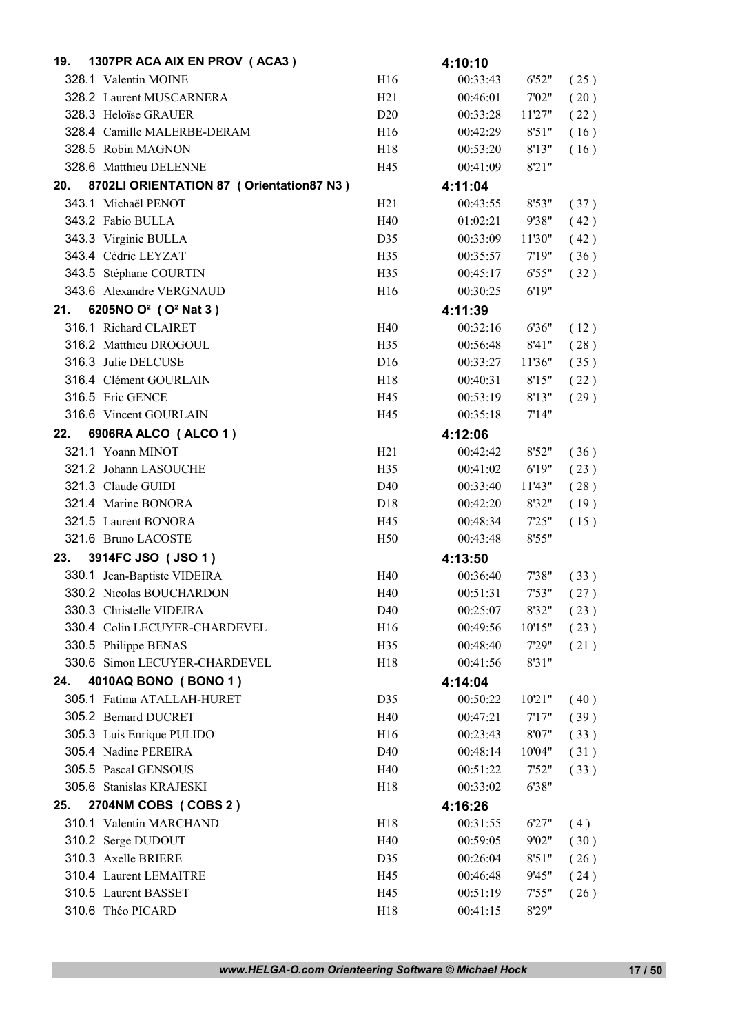| | | | | | |
|---|---|---|---|---|---|
| **19. 1307PR ACA AIX EN PROV ( ACA3 )** | | **4:10:10** | | | |
| 328.1 Valentin MOINE | H16 | 00:33:43 | 6'52" | ( 25 ) | |
| 328.2 Laurent MUSCARNERA | H21 | 00:46:01 | 7'02" | ( 20 ) | |
| 328.3 Heloïse GRAUER | D20 | 00:33:28 | 11'27" | ( 22 ) | |
| 328.4 Camille MALERBE-DERAM | H16 | 00:42:29 | 8'51" | ( 16 ) | |
| 328.5 Robin MAGNON | H18 | 00:53:20 | 8'13" | ( 16 ) | |
| 328.6 Matthieu DELENNE | H45 | 00:41:09 | 8'21" | | |
| **20. 8702LI ORIENTATION 87 ( Orientation87 N3 )** | | **4:11:04** | | | |
| 343.1 Michaël PENOT | H21 | 00:43:55 | 8'53" | ( 37 ) | |
| 343.2 Fabio BULLA | H40 | 01:02:21 | 9'38" | ( 42 ) | |
| 343.3 Virginie BULLA | D35 | 00:33:09 | 11'30" | ( 42 ) | |
| 343.4 Cédric LEYZAT | H35 | 00:35:57 | 7'19" | ( 36 ) | |
| 343.5 Stéphane COURTIN | H35 | 00:45:17 | 6'55" | ( 32 ) | |
| 343.6 Alexandre VERGNAUD | H16 | 00:30:25 | 6'19" | | |
| **21. 6205NO O² ( O² Nat 3 )** | | **4:11:39** | | | |
| 316.1 Richard CLAIRET | H40 | 00:32:16 | 6'36" | ( 12 ) | |
| 316.2 Matthieu DROGOUL | H35 | 00:56:48 | 8'41" | ( 28 ) | |
| 316.3 Julie DELCUSE | D16 | 00:33:27 | 11'36" | ( 35 ) | |
| 316.4 Clément GOURLAIN | H18 | 00:40:31 | 8'15" | ( 22 ) | |
| 316.5 Eric GENCE | H45 | 00:53:19 | 8'13" | ( 29 ) | |
| 316.6 Vincent GOURLAIN | H45 | 00:35:18 | 7'14" | | |
| **22. 6906RA ALCO ( ALCO 1 )** | | **4:12:06** | | | |
| 321.1 Yoann MINOT | H21 | 00:42:42 | 8'52" | ( 36 ) | |
| 321.2 Johann LASOUCHE | H35 | 00:41:02 | 6'19" | ( 23 ) | |
| 321.3 Claude GUIDI | D40 | 00:33:40 | 11'43" | ( 28 ) | |
| 321.4 Marine BONORA | D18 | 00:42:20 | 8'32" | ( 19 ) | |
| 321.5 Laurent BONORA | H45 | 00:48:34 | 7'25" | ( 15 ) | |
| 321.6 Bruno LACOSTE | H50 | 00:43:48 | 8'55" | | |
| **23. 3914FC JSO ( JSO 1 )** | | **4:13:50** | | | |
| 330.1 Jean-Baptiste VIDEIRA | H40 | 00:36:40 | 7'38" | ( 33 ) | |
| 330.2 Nicolas BOUCHARDON | H40 | 00:51:31 | 7'53" | ( 27 ) | |
| 330.3 Christelle VIDEIRA | D40 | 00:25:07 | 8'32" | ( 23 ) | |
| 330.4 Colin LECUYER-CHARDEVEL | H16 | 00:49:56 | 10'15" | ( 23 ) | |
| 330.5 Philippe BENAS | H35 | 00:48:40 | 7'29" | ( 21 ) | |
| 330.6 Simon LECUYER-CHARDEVEL | H18 | 00:41:56 | 8'31" | | |
| **24. 4010AQ BONO ( BONO 1 )** | | **4:14:04** | | | |
| 305.1 Fatima ATALLAH-HURET | D35 | 00:50:22 | 10'21" | ( 40 ) | |
| 305.2 Bernard DUCRET | H40 | 00:47:21 | 7'17" | ( 39 ) | |
| 305.3 Luis Enrique PULIDO | H16 | 00:23:43 | 8'07" | ( 33 ) | |
| 305.4 Nadine PEREIRA | D40 | 00:48:14 | 10'04" | ( 31 ) | |
| 305.5 Pascal GENSOUS | H40 | 00:51:22 | 7'52" | ( 33 ) | |
| 305.6 Stanislas KRAJESKI | H18 | 00:33:02 | 6'38" | | |
| **25. 2704NM COBS ( COBS 2 )** | | **4:16:26** | | | |
| 310.1 Valentin MARCHAND | H18 | 00:31:55 | 6'27" | ( 4 ) | |
| 310.2 Serge DUDOUT | H40 | 00:59:05 | 9'02" | ( 30 ) | |
| 310.3 Axelle BRIERE | D35 | 00:26:04 | 8'51" | ( 26 ) | |
| 310.4 Laurent LEMAITRE | H45 | 00:46:48 | 9'45" | ( 24 ) | |
| 310.5 Laurent BASSET | H45 | 00:51:19 | 7'55" | ( 26 ) | |
| 310.6 Théo PICARD | H18 | 00:41:15 | 8'29" | | |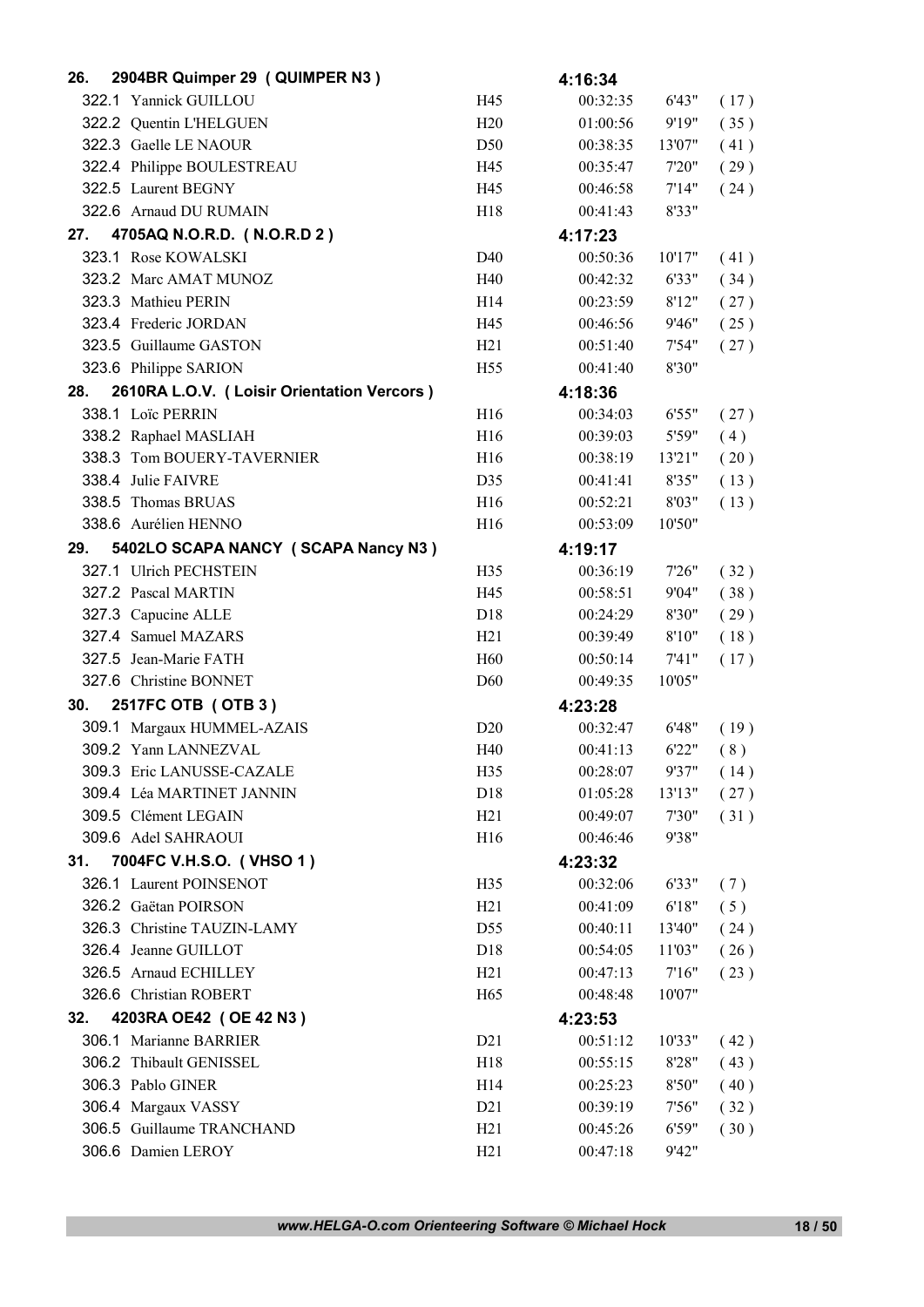| | | | | | |
|---|---|---|---|---|---|
| **26. 2904BR Quimper 29 ( QUIMPER N3 )** | | **4:16:34** | | |
| 322.1 Yannick GUILLOU | H45 | 00:32:35 | 6'43" | ( 17 ) |
| 322.2 Quentin L'HELGUEN | H20 | 01:00:56 | 9'19" | ( 35 ) |
| 322.3 Gaelle LE NAOUR | D50 | 00:38:35 | 13'07" | ( 41 ) |
| 322.4 Philippe BOULESTREAU | H45 | 00:35:47 | 7'20" | ( 29 ) |
| 322.5 Laurent BEGNY | H45 | 00:46:58 | 7'14" | ( 24 ) |
| 322.6 Arnaud DU RUMAIN | H18 | 00:41:43 | 8'33" | |
| **27. 4705AQ N.O.R.D. ( N.O.R.D 2 )** | | **4:17:23** | | |
| 323.1 Rose KOWALSKI | D40 | 00:50:36 | 10'17" | ( 41 ) |
| 323.2 Marc AMAT MUNOZ | H40 | 00:42:32 | 6'33" | ( 34 ) |
| 323.3 Mathieu PERIN | H14 | 00:23:59 | 8'12" | ( 27 ) |
| 323.4 Frederic JORDAN | H45 | 00:46:56 | 9'46" | ( 25 ) |
| 323.5 Guillaume GASTON | H21 | 00:51:40 | 7'54" | ( 27 ) |
| 323.6 Philippe SARION | H55 | 00:41:40 | 8'30" | |
| **28. 2610RA L.O.V. ( Loisir Orientation Vercors )** | | **4:18:36** | | |
| 338.1 Loïc PERRIN | H16 | 00:34:03 | 6'55" | ( 27 ) |
| 338.2 Raphael MASLIAH | H16 | 00:39:03 | 5'59" | ( 4 ) |
| 338.3 Tom BOUERY-TAVERNIER | H16 | 00:38:19 | 13'21" | ( 20 ) |
| 338.4 Julie FAIVRE | D35 | 00:41:41 | 8'35" | ( 13 ) |
| 338.5 Thomas BRUAS | H16 | 00:52:21 | 8'03" | ( 13 ) |
| 338.6 Aurélien HENNO | H16 | 00:53:09 | 10'50" | |
| **29. 5402LO SCAPA NANCY ( SCAPA Nancy N3 )** | | **4:19:17** | | |
| 327.1 Ulrich PECHSTEIN | H35 | 00:36:19 | 7'26" | ( 32 ) |
| 327.2 Pascal MARTIN | H45 | 00:58:51 | 9'04" | ( 38 ) |
| 327.3 Capucine ALLE | D18 | 00:24:29 | 8'30" | ( 29 ) |
| 327.4 Samuel MAZARS | H21 | 00:39:49 | 8'10" | ( 18 ) |
| 327.5 Jean-Marie FATH | H60 | 00:50:14 | 7'41" | ( 17 ) |
| 327.6 Christine BONNET | D60 | 00:49:35 | 10'05" | |
| **30. 2517FC OTB ( OTB 3 )** | | **4:23:28** | | |
| 309.1 Margaux HUMMEL-AZAIS | D20 | 00:32:47 | 6'48" | ( 19 ) |
| 309.2 Yann LANNEZVAL | H40 | 00:41:13 | 6'22" | ( 8 ) |
| 309.3 Eric LANUSSE-CAZALE | H35 | 00:28:07 | 9'37" | ( 14 ) |
| 309.4 Léa MARTINET JANNIN | D18 | 01:05:28 | 13'13" | ( 27 ) |
| 309.5 Clément LEGAIN | H21 | 00:49:07 | 7'30" | ( 31 ) |
| 309.6 Adel SAHRAOUI | H16 | 00:46:46 | 9'38" | |
| **31. 7004FC V.H.S.O. ( VHSO 1 )** | | **4:23:32** | | |
| 326.1 Laurent POINSENOT | H35 | 00:32:06 | 6'33" | ( 7 ) |
| 326.2 Gaëtan POIRSON | H21 | 00:41:09 | 6'18" | ( 5 ) |
| 326.3 Christine TAUZIN-LAMY | D55 | 00:40:11 | 13'40" | ( 24 ) |
| 326.4 Jeanne GUILLOT | D18 | 00:54:05 | 11'03" | ( 26 ) |
| 326.5 Arnaud ECHILLEY | H21 | 00:47:13 | 7'16" | ( 23 ) |
| 326.6 Christian ROBERT | H65 | 00:48:48 | 10'07" | |
| **32. 4203RA OE42 ( OE 42 N3 )** | | **4:23:53** | | |
| 306.1 Marianne BARRIER | D21 | 00:51:12 | 10'33" | ( 42 ) |
| 306.2 Thibault GENISSEL | H18 | 00:55:15 | 8'28" | ( 43 ) |
| 306.3 Pablo GINER | H14 | 00:25:23 | 8'50" | ( 40 ) |
| 306.4 Margaux VASSY | D21 | 00:39:19 | 7'56" | ( 32 ) |
| 306.5 Guillaume TRANCHAND | H21 | 00:45:26 | 6'59" | ( 30 ) |
| 306.6 Damien LEROY | H21 | 00:47:18 | 9'42" | |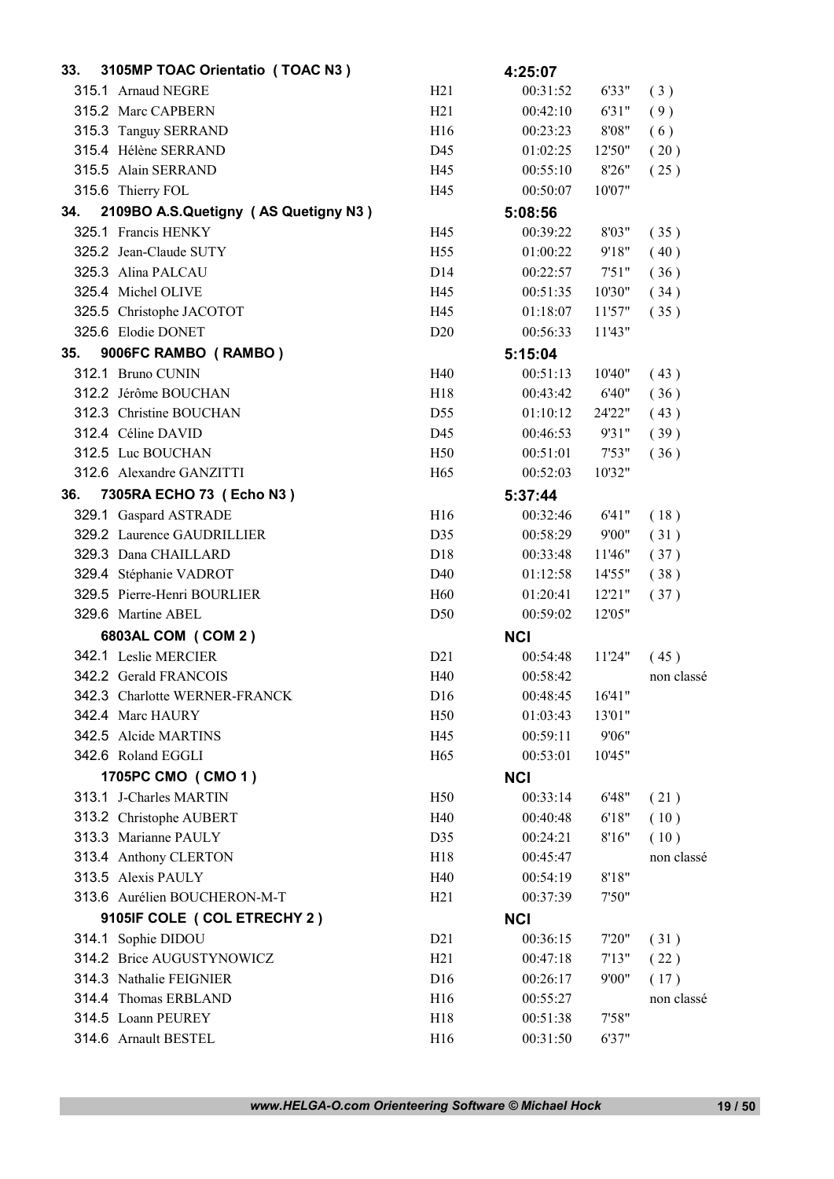| | | | | | |
|---|---|---|---|---|---|
| **33.** | **3105MP TOAC Orientatio ( TOAC N3 )** | | **4:25:07** | | |
| 315.1 | Arnaud NEGRE | H21 | 00:31:52 | 6'33" | ( 3 ) |
| 315.2 | Marc CAPBERN | H21 | 00:42:10 | 6'31" | ( 9 ) |
| 315.3 | Tanguy SERRAND | H16 | 00:23:23 | 8'08" | ( 6 ) |
| 315.4 | Hélène SERRAND | D45 | 01:02:25 | 12'50" | ( 20 ) |
| 315.5 | Alain SERRAND | H45 | 00:55:10 | 8'26" | ( 25 ) |
| 315.6 | Thierry FOL | H45 | 00:50:07 | 10'07" | |
| **34.** | **2109BO A.S.Quetigny ( AS Quetigny N3 )** | | **5:08:56** | | |
| 325.1 | Francis HENKY | H45 | 00:39:22 | 8'03" | ( 35 ) |
| 325.2 | Jean-Claude SUTY | H55 | 01:00:22 | 9'18" | ( 40 ) |
| 325.3 | Alina PALCAU | D14 | 00:22:57 | 7'51" | ( 36 ) |
| 325.4 | Michel OLIVE | H45 | 00:51:35 | 10'30" | ( 34 ) |
| 325.5 | Christophe JACOTOT | H45 | 01:18:07 | 11'57" | ( 35 ) |
| 325.6 | Elodie DONET | D20 | 00:56:33 | 11'43" | |
| **35.** | **9006FC RAMBO ( RAMBO )** | | **5:15:04** | | |
| 312.1 | Bruno CUNIN | H40 | 00:51:13 | 10'40" | ( 43 ) |
| 312.2 | Jérôme BOUCHAN | H18 | 00:43:42 | 6'40" | ( 36 ) |
| 312.3 | Christine BOUCHAN | D55 | 01:10:12 | 24'22" | ( 43 ) |
| 312.4 | Céline DAVID | D45 | 00:46:53 | 9'31" | ( 39 ) |
| 312.5 | Luc BOUCHAN | H50 | 00:51:01 | 7'53" | ( 36 ) |
| 312.6 | Alexandre GANZITTI | H65 | 00:52:03 | 10'32" | |
| **36.** | **7305RA ECHO 73 ( Echo N3 )** | | **5:37:44** | | |
| 329.1 | Gaspard ASTRADE | H16 | 00:32:46 | 6'41" | ( 18 ) |
| 329.2 | Laurence GAUDRILLIER | D35 | 00:58:29 | 9'00" | ( 31 ) |
| 329.3 | Dana CHAILLARD | D18 | 00:33:48 | 11'46" | ( 37 ) |
| 329.4 | Stéphanie VADROT | D40 | 01:12:58 | 14'55" | ( 38 ) |
| 329.5 | Pierre-Henri BOURLIER | H60 | 01:20:41 | 12'21" | ( 37 ) |
| 329.6 | Martine ABEL | D50 | 00:59:02 | 12'05" | |
| | **6803AL COM ( COM 2 )** | | **NCI** | | |
| 342.1 | Leslie MERCIER | D21 | 00:54:48 | 11'24" | ( 45 ) |
| 342.2 | Gerald FRANCOIS | H40 | 00:58:42 | | non classé |
| 342.3 | Charlotte WERNER-FRANCK | D16 | 00:48:45 | 16'41" | |
| 342.4 | Marc HAURY | H50 | 01:03:43 | 13'01" | |
| 342.5 | Alcide MARTINS | H45 | 00:59:11 | 9'06" | |
| 342.6 | Roland EGGLI | H65 | 00:53:01 | 10'45" | |
| | **1705PC CMO ( CMO 1 )** | | **NCI** | | |
| 313.1 | J-Charles MARTIN | H50 | 00:33:14 | 6'48" | ( 21 ) |
| 313.2 | Christophe AUBERT | H40 | 00:40:48 | 6'18" | ( 10 ) |
| 313.3 | Marianne PAULY | D35 | 00:24:21 | 8'16" | ( 10 ) |
| 313.4 | Anthony CLERTON | H18 | 00:45:47 | | non classé |
| 313.5 | Alexis PAULY | H40 | 00:54:19 | 8'18" | |
| 313.6 | Aurélien BOUCHERON-M-T | H21 | 00:37:39 | 7'50" | |
| | **9105IF COLE ( COL ETRECHY 2 )** | | **NCI** | | |
| 314.1 | Sophie DIDOU | D21 | 00:36:15 | 7'20" | ( 31 ) |
| 314.2 | Brice AUGUSTYNOWICZ | H21 | 00:47:18 | 7'13" | ( 22 ) |
| 314.3 | Nathalie FEIGNIER | D16 | 00:26:17 | 9'00" | ( 17 ) |
| 314.4 | Thomas ERBLAND | H16 | 00:55:27 | | non classé |
| 314.5 | Loann PEUREY | H18 | 00:51:38 | 7'58" | |
| 314.6 | Arnault BESTEL | H16 | 00:31:50 | 6'37" | |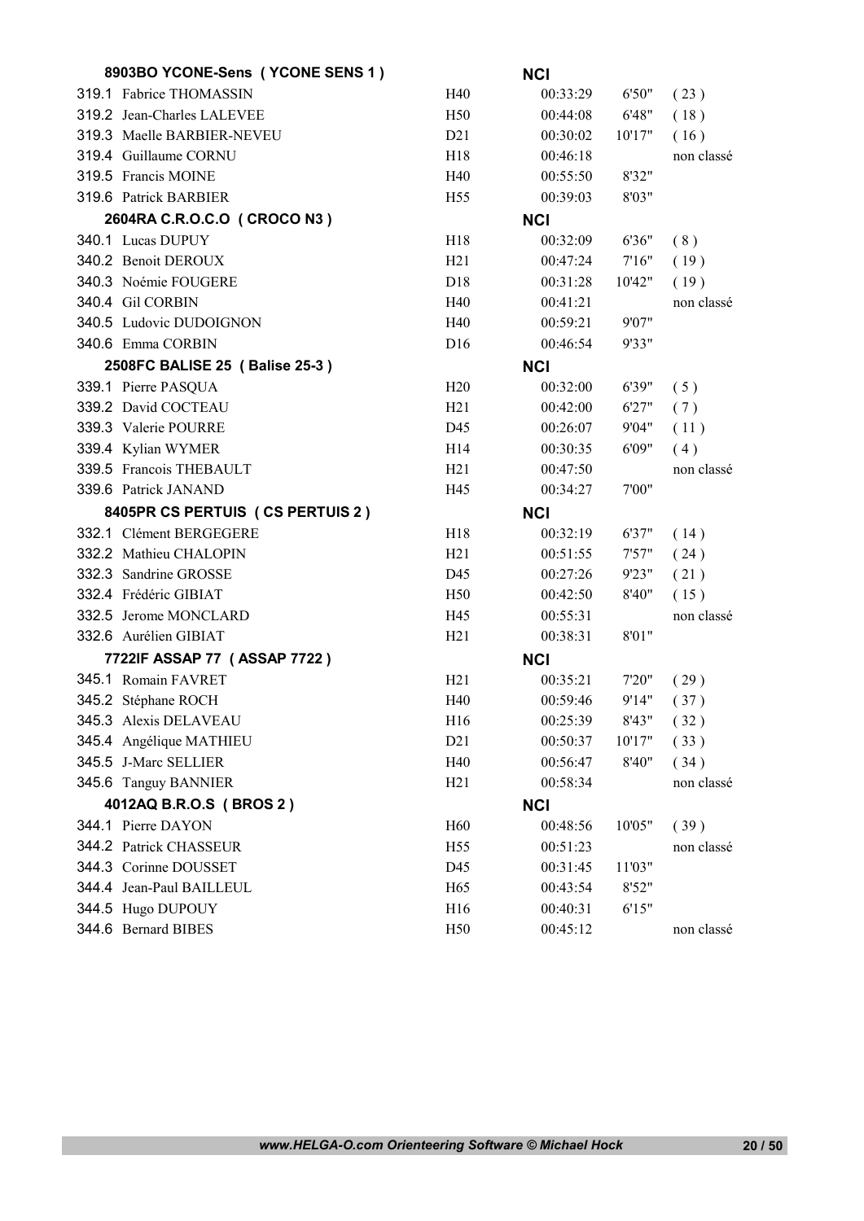| | | | | | |
|---|---|---|---|---|---|
| **8903BO YCONE-Sens ( YCONE SENS 1 )** | | **NCI** | | | |
| 319.1 Fabrice THOMASSIN | H40 | 00:33:29 | 6'50" | ( 23 ) | |
| 319.2 Jean-Charles LALEVEE | H50 | 00:44:08 | 6'48" | ( 18 ) | |
| 319.3 Maelle BARBIER-NEVEU | D21 | 00:30:02 | 10'17" | ( 16 ) | |
| 319.4 Guillaume CORNU | H18 | 00:46:18 | | non classé | |
| 319.5 Francis MOINE | H40 | 00:55:50 | 8'32" | | |
| 319.6 Patrick BARBIER | H55 | 00:39:03 | 8'03" | | |
| **2604RA C.R.O.C.O ( CROCO N3 )** | | **NCI** | | | |
| 340.1 Lucas DUPUY | H18 | 00:32:09 | 6'36" | ( 8 ) | |
| 340.2 Benoit DEROUX | H21 | 00:47:24 | 7'16" | ( 19 ) | |
| 340.3 Noémie FOUGERE | D18 | 00:31:28 | 10'42" | ( 19 ) | |
| 340.4 Gil CORBIN | H40 | 00:41:21 | | non classé | |
| 340.5 Ludovic DUDOIGNON | H40 | 00:59:21 | 9'07" | | |
| 340.6 Emma CORBIN | D16 | 00:46:54 | 9'33" | | |
| **2508FC BALISE 25 ( Balise 25-3 )** | | **NCI** | | | |
| 339.1 Pierre PASQUA | H20 | 00:32:00 | 6'39" | ( 5 ) | |
| 339.2 David COCTEAU | H21 | 00:42:00 | 6'27" | ( 7 ) | |
| 339.3 Valerie POURRE | D45 | 00:26:07 | 9'04" | ( 11 ) | |
| 339.4 Kylian WYMER | H14 | 00:30:35 | 6'09" | ( 4 ) | |
| 339.5 Francois THEBAULT | H21 | 00:47:50 | | non classé | |
| 339.6 Patrick JANAND | H45 | 00:34:27 | 7'00" | | |
| **8405PR CS PERTUIS ( CS PERTUIS 2 )** | | **NCI** | | | |
| 332.1 Clément BERGEGERE | H18 | 00:32:19 | 6'37" | ( 14 ) | |
| 332.2 Mathieu CHALOPIN | H21 | 00:51:55 | 7'57" | ( 24 ) | |
| 332.3 Sandrine GROSSE | D45 | 00:27:26 | 9'23" | ( 21 ) | |
| 332.4 Frédéric GIBIAT | H50 | 00:42:50 | 8'40" | ( 15 ) | |
| 332.5 Jerome MONCLARD | H45 | 00:55:31 | | non classé | |
| 332.6 Aurélien GIBIAT | H21 | 00:38:31 | 8'01" | | |
| **7722IF ASSAP 77 ( ASSAP 7722 )** | | **NCI** | | | |
| 345.1 Romain FAVRET | H21 | 00:35:21 | 7'20" | ( 29 ) | |
| 345.2 Stéphane ROCH | H40 | 00:59:46 | 9'14" | ( 37 ) | |
| 345.3 Alexis DELAVEAU | H16 | 00:25:39 | 8'43" | ( 32 ) | |
| 345.4 Angélique MATHIEU | D21 | 00:50:37 | 10'17" | ( 33 ) | |
| 345.5 J-Marc SELLIER | H40 | 00:56:47 | 8'40" | ( 34 ) | |
| 345.6 Tanguy BANNIER | H21 | 00:58:34 | | non classé | |
| **4012AQ B.R.O.S ( BROS 2 )** | | **NCI** | | | |
| 344.1 Pierre DAYON | H60 | 00:48:56 | 10'05" | ( 39 ) | |
| 344.2 Patrick CHASSEUR | H55 | 00:51:23 | | non classé | |
| 344.3 Corinne DOUSSET | D45 | 00:31:45 | 11'03" | | |
| 344.4 Jean-Paul BAILLEUL | H65 | 00:43:54 | 8'52" | | |
| 344.5 Hugo DUPOUY | H16 | 00:40:31 | 6'15" | | |
| 344.6 Bernard BIBES | H50 | 00:45:12 | | non classé | |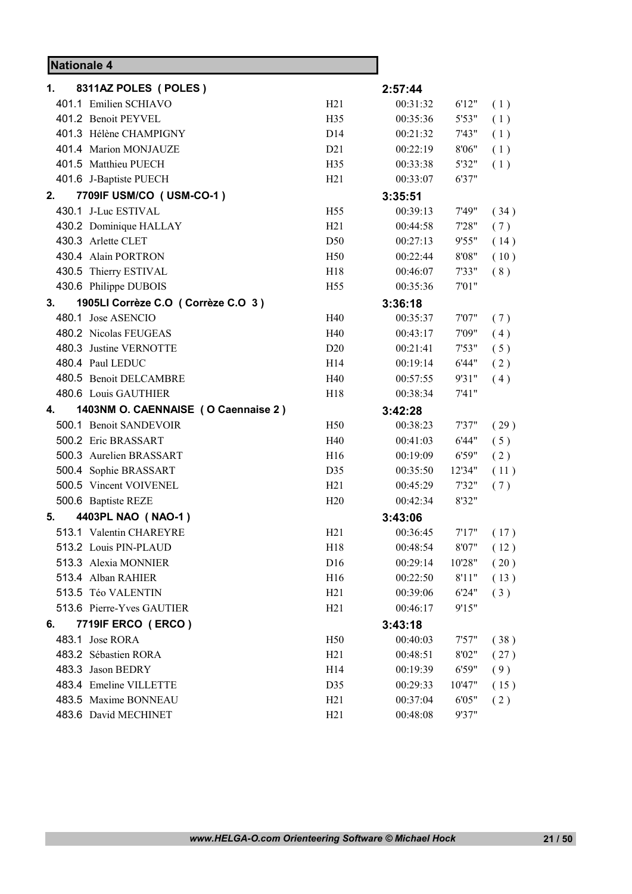## Nationale 4

| | | Cat. | Temps | Min/km | Place |
|---|---|---|---|---|---|
| **1.** | **8311AZ POLES ( POLES )** | | **2:57:44** | | |
| 401.1 | Emilien SCHIAVO | H21 | 00:31:32 | 6'12" | ( 1 ) |
| 401.2 | Benoit PEYVEL | H35 | 00:35:36 | 5'53" | ( 1 ) |
| 401.3 | Hélène CHAMPIGNY | D14 | 00:21:32 | 7'43" | ( 1 ) |
| 401.4 | Marion MONJAUZE | D21 | 00:22:19 | 8'06" | ( 1 ) |
| 401.5 | Matthieu PUECH | H35 | 00:33:38 | 5'32" | ( 1 ) |
| 401.6 | J-Baptiste PUECH | H21 | 00:33:07 | 6'37" | |
| **2.** | **7709IF USM/CO ( USM-CO-1 )** | | **3:35:51** | | |
| 430.1 | J-Luc ESTIVAL | H55 | 00:39:13 | 7'49" | ( 34 ) |
| 430.2 | Dominique HALLAY | H21 | 00:44:58 | 7'28" | ( 7 ) |
| 430.3 | Arlette CLET | D50 | 00:27:13 | 9'55" | ( 14 ) |
| 430.4 | Alain PORTRON | H50 | 00:22:44 | 8'08" | ( 10 ) |
| 430.5 | Thierry ESTIVAL | H18 | 00:46:07 | 7'33" | ( 8 ) |
| 430.6 | Philippe DUBOIS | H55 | 00:35:36 | 7'01" | |
| **3.** | **1905LI Corrèze C.O ( Corrèze C.O 3 )** | | **3:36:18** | | |
| 480.1 | Jose ASENCIO | H40 | 00:35:37 | 7'07" | ( 7 ) |
| 480.2 | Nicolas FEUGEAS | H40 | 00:43:17 | 7'09" | ( 4 ) |
| 480.3 | Justine VERNOTTE | D20 | 00:21:41 | 7'53" | ( 5 ) |
| 480.4 | Paul LEDUC | H14 | 00:19:14 | 6'44" | ( 2 ) |
| 480.5 | Benoit DELCAMBRE | H40 | 00:57:55 | 9'31" | ( 4 ) |
| 480.6 | Louis GAUTHIER | H18 | 00:38:34 | 7'41" | |
| **4.** | **1403NM O. CAENNAISE ( O Caennaise 2 )** | | **3:42:28** | | |
| 500.1 | Benoit SANDEVOIR | H50 | 00:38:23 | 7'37" | ( 29 ) |
| 500.2 | Eric BRASSART | H40 | 00:41:03 | 6'44" | ( 5 ) |
| 500.3 | Aurelien BRASSART | H16 | 00:19:09 | 6'59" | ( 2 ) |
| 500.4 | Sophie BRASSART | D35 | 00:35:50 | 12'34" | ( 11 ) |
| 500.5 | Vincent VOIVENEL | H21 | 00:45:29 | 7'32" | ( 7 ) |
| 500.6 | Baptiste REZE | H20 | 00:42:34 | 8'32" | |
| **5.** | **4403PL NAO ( NAO-1 )** | | **3:43:06** | | |
| 513.1 | Valentin CHAREYRE | H21 | 00:36:45 | 7'17" | ( 17 ) |
| 513.2 | Louis PIN-PLAUD | H18 | 00:48:54 | 8'07" | ( 12 ) |
| 513.3 | Alexia MONNIER | D16 | 00:29:14 | 10'28" | ( 20 ) |
| 513.4 | Alban RAHIER | H16 | 00:22:50 | 8'11" | ( 13 ) |
| 513.5 | Téo VALENTIN | H21 | 00:39:06 | 6'24" | ( 3 ) |
| 513.6 | Pierre-Yves GAUTIER | H21 | 00:46:17 | 9'15" | |
| **6.** | **7719IF ERCO ( ERCO )** | | **3:43:18** | | |
| 483.1 | Jose RORA | H50 | 00:40:03 | 7'57" | ( 38 ) |
| 483.2 | Sébastien RORA | H21 | 00:48:51 | 8'02" | ( 27 ) |
| 483.3 | Jason BEDRY | H14 | 00:19:39 | 6'59" | ( 9 ) |
| 483.4 | Emeline VILLETTE | D35 | 00:29:33 | 10'47" | ( 15 ) |
| 483.5 | Maxime BONNEAU | H21 | 00:37:04 | 6'05" | ( 2 ) |
| 483.6 | David MECHINET | H21 | 00:48:08 | 9'37" | |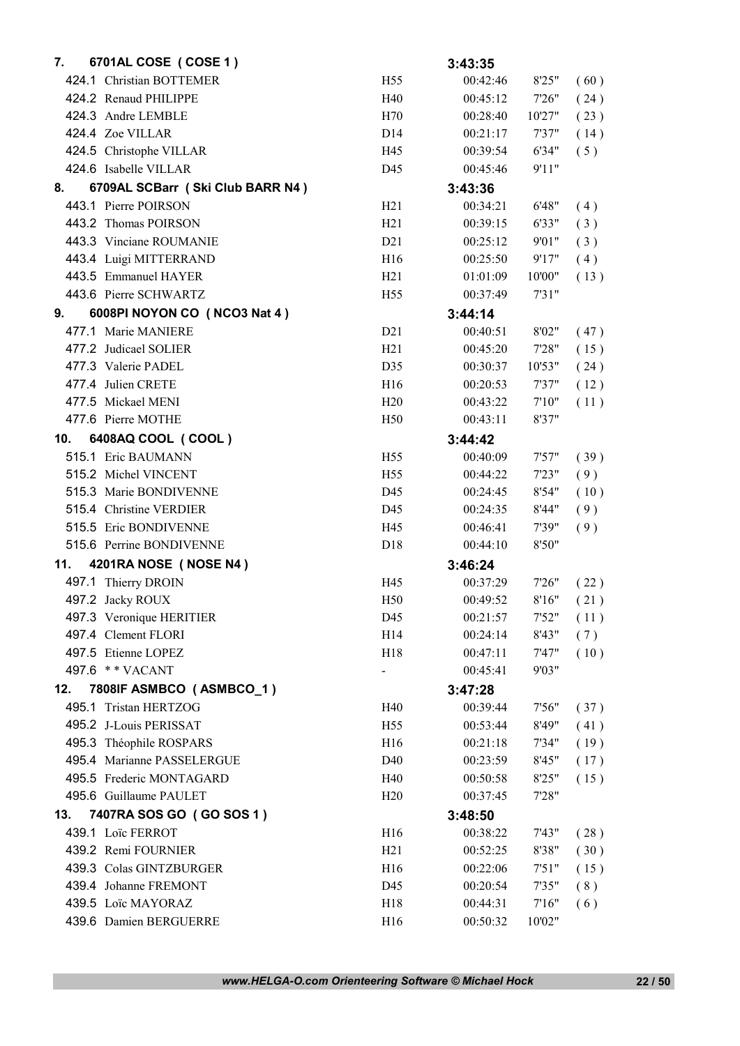| Rank | Team / Runner | Category | Time | Pace | Place |
|---|---|---|---|---|---|
| **7.** | **6701AL COSE ( COSE 1 )** | | **3:43:35** | | |
| 424.1 | Christian BOTTEMER | H55 | 00:42:46 | 8'25" | ( 60 ) |
| 424.2 | Renaud PHILIPPE | H40 | 00:45:12 | 7'26" | ( 24 ) |
| 424.3 | Andre LEMBLE | H70 | 00:28:40 | 10'27" | ( 23 ) |
| 424.4 | Zoe VILLAR | D14 | 00:21:17 | 7'37" | ( 14 ) |
| 424.5 | Christophe VILLAR | H45 | 00:39:54 | 6'34" | ( 5 ) |
| 424.6 | Isabelle VILLAR | D45 | 00:45:46 | 9'11" | |
| **8.** | **6709AL SCBarr ( Ski Club BARR N4 )** | | **3:43:36** | | |
| 443.1 | Pierre POIRSON | H21 | 00:34:21 | 6'48" | ( 4 ) |
| 443.2 | Thomas POIRSON | H21 | 00:39:15 | 6'33" | ( 3 ) |
| 443.3 | Vinciane ROUMANIE | D21 | 00:25:12 | 9'01" | ( 3 ) |
| 443.4 | Luigi MITTERRAND | H16 | 00:25:50 | 9'17" | ( 4 ) |
| 443.5 | Emmanuel HAYER | H21 | 01:01:09 | 10'00" | ( 13 ) |
| 443.6 | Pierre SCHWARTZ | H55 | 00:37:49 | 7'31" | |
| **9.** | **6008PI NOYON CO ( NCO3 Nat 4 )** | | **3:44:14** | | |
| 477.1 | Marie MANIERE | D21 | 00:40:51 | 8'02" | ( 47 ) |
| 477.2 | Judicael SOLIER | H21 | 00:45:20 | 7'28" | ( 15 ) |
| 477.3 | Valerie PADEL | D35 | 00:30:37 | 10'53" | ( 24 ) |
| 477.4 | Julien CRETE | H16 | 00:20:53 | 7'37" | ( 12 ) |
| 477.5 | Mickael MENI | H20 | 00:43:22 | 7'10" | ( 11 ) |
| 477.6 | Pierre MOTHE | H50 | 00:43:11 | 8'37" | |
| **10.** | **6408AQ COOL ( COOL )** | | **3:44:42** | | |
| 515.1 | Eric BAUMANN | H55 | 00:40:09 | 7'57" | ( 39 ) |
| 515.2 | Michel VINCENT | H55 | 00:44:22 | 7'23" | ( 9 ) |
| 515.3 | Marie BONDIVENNE | D45 | 00:24:45 | 8'54" | ( 10 ) |
| 515.4 | Christine VERDIER | D45 | 00:24:35 | 8'44" | ( 9 ) |
| 515.5 | Eric BONDIVENNE | H45 | 00:46:41 | 7'39" | ( 9 ) |
| 515.6 | Perrine BONDIVENNE | D18 | 00:44:10 | 8'50" | |
| **11.** | **4201RA NOSE ( NOSE N4 )** | | **3:46:24** | | |
| 497.1 | Thierry DROIN | H45 | 00:37:29 | 7'26" | ( 22 ) |
| 497.2 | Jacky ROUX | H50 | 00:49:52 | 8'16" | ( 21 ) |
| 497.3 | Veronique HERITIER | D45 | 00:21:57 | 7'52" | ( 11 ) |
| 497.4 | Clement FLORI | H14 | 00:24:14 | 8'43" | ( 7 ) |
| 497.5 | Etienne LOPEZ | H18 | 00:47:11 | 7'47" | ( 10 ) |
| 497.6 | * * VACANT | - | 00:45:41 | 9'03" | |
| **12.** | **7808IF ASMBCO ( ASMBCO_1 )** | | **3:47:28** | | |
| 495.1 | Tristan HERTZOG | H40 | 00:39:44 | 7'56" | ( 37 ) |
| 495.2 | J-Louis PERISSAT | H55 | 00:53:44 | 8'49" | ( 41 ) |
| 495.3 | Théophile ROSPARS | H16 | 00:21:18 | 7'34" | ( 19 ) |
| 495.4 | Marianne PASSELERGUE | D40 | 00:23:59 | 8'45" | ( 17 ) |
| 495.5 | Frederic MONTAGARD | H40 | 00:50:58 | 8'25" | ( 15 ) |
| 495.6 | Guillaume PAULET | H20 | 00:37:45 | 7'28" | |
| **13.** | **7407RA SOS GO ( GO SOS 1 )** | | **3:48:50** | | |
| 439.1 | Loïc FERROT | H16 | 00:38:22 | 7'43" | ( 28 ) |
| 439.2 | Remi FOURNIER | H21 | 00:52:25 | 8'38" | ( 30 ) |
| 439.3 | Colas GINTZBURGER | H16 | 00:22:06 | 7'51" | ( 15 ) |
| 439.4 | Johanne FREMONT | D45 | 00:20:54 | 7'35" | ( 8 ) |
| 439.5 | Loïc MAYORAZ | H18 | 00:44:31 | 7'16" | ( 6 ) |
| 439.6 | Damien BERGUERRE | H16 | 00:50:32 | 10'02" | |

*www.HELGA-O.com Orienteering Software © Michael Hock*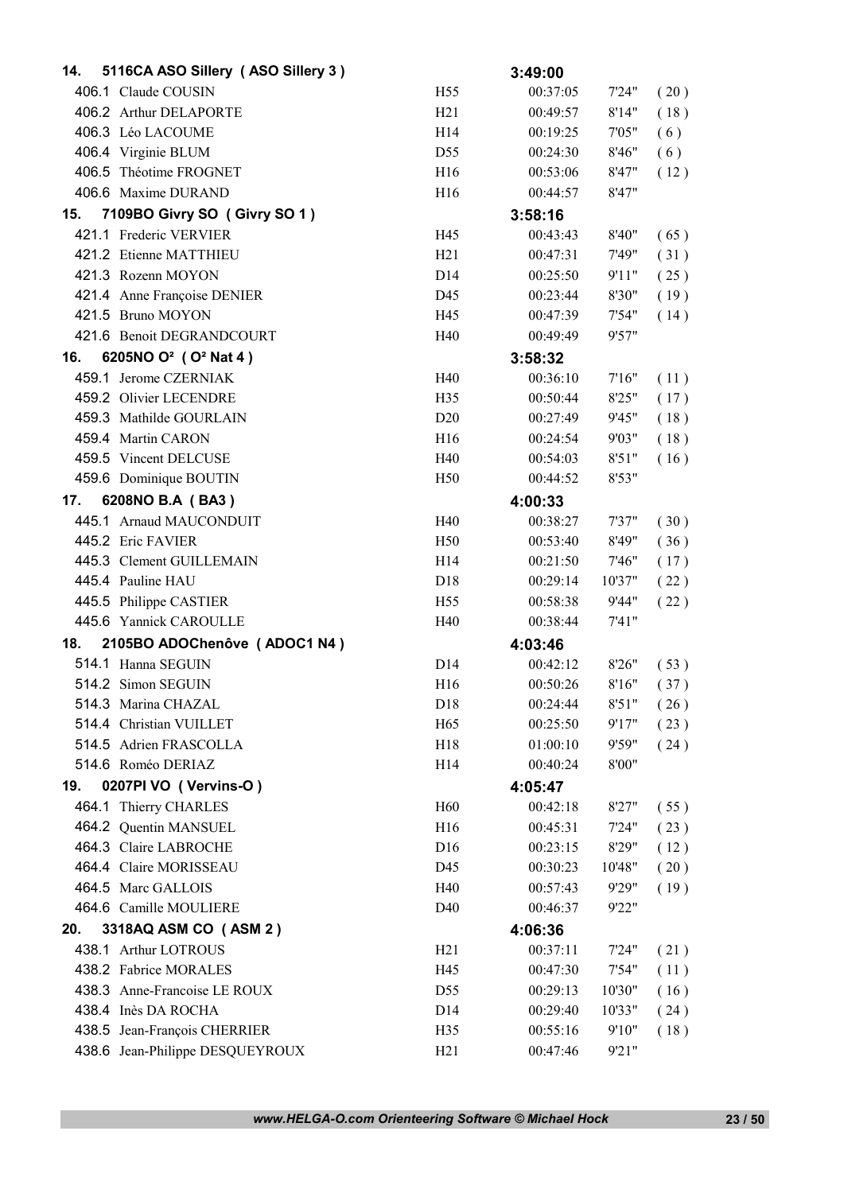| Rank | Team / Runner | Category | Time | Pace | Place |
|---|---|---|---|---|---|
| **14.** | **5116CA ASO Sillery ( ASO Sillery 3 )** | | **3:49:00** | | |
| 406.1 | Claude COUSIN | H55 | 00:37:05 | 7'24" | ( 20 ) |
| 406.2 | Arthur DELAPORTE | H21 | 00:49:57 | 8'14" | ( 18 ) |
| 406.3 | Léo LACOUME | H14 | 00:19:25 | 7'05" | ( 6 ) |
| 406.4 | Virginie BLUM | D55 | 00:24:30 | 8'46" | ( 6 ) |
| 406.5 | Théotime FROGNET | H16 | 00:53:06 | 8'47" | ( 12 ) |
| 406.6 | Maxime DURAND | H16 | 00:44:57 | 8'47" | |
| **15.** | **7109BO Givry SO ( Givry SO 1 )** | | **3:58:16** | | |
| 421.1 | Frederic VERVIER | H45 | 00:43:43 | 8'40" | ( 65 ) |
| 421.2 | Etienne MATTHIEU | H21 | 00:47:31 | 7'49" | ( 31 ) |
| 421.3 | Rozenn MOYON | D14 | 00:25:50 | 9'11" | ( 25 ) |
| 421.4 | Anne Françoise DENIER | D45 | 00:23:44 | 8'30" | ( 19 ) |
| 421.5 | Bruno MOYON | H45 | 00:47:39 | 7'54" | ( 14 ) |
| 421.6 | Benoit DEGRANDCOURT | H40 | 00:49:49 | 9'57" | |
| **16.** | **6205NO O² ( O² Nat 4 )** | | **3:58:32** | | |
| 459.1 | Jerome CZERNIAK | H40 | 00:36:10 | 7'16" | ( 11 ) |
| 459.2 | Olivier LECENDRE | H35 | 00:50:44 | 8'25" | ( 17 ) |
| 459.3 | Mathilde GOURLAIN | D20 | 00:27:49 | 9'45" | ( 18 ) |
| 459.4 | Martin CARON | H16 | 00:24:54 | 9'03" | ( 18 ) |
| 459.5 | Vincent DELCUSE | H40 | 00:54:03 | 8'51" | ( 16 ) |
| 459.6 | Dominique BOUTIN | H50 | 00:44:52 | 8'53" | |
| **17.** | **6208NO B.A ( BA3 )** | | **4:00:33** | | |
| 445.1 | Arnaud MAUCONDUIT | H40 | 00:38:27 | 7'37" | ( 30 ) |
| 445.2 | Eric FAVIER | H50 | 00:53:40 | 8'49" | ( 36 ) |
| 445.3 | Clement GUILLEMAIN | H14 | 00:21:50 | 7'46" | ( 17 ) |
| 445.4 | Pauline HAU | D18 | 00:29:14 | 10'37" | ( 22 ) |
| 445.5 | Philippe CASTIER | H55 | 00:58:38 | 9'44" | ( 22 ) |
| 445.6 | Yannick CAROULLE | H40 | 00:38:44 | 7'41" | |
| **18.** | **2105BO ADOChenôve ( ADOC1 N4 )** | | **4:03:46** | | |
| 514.1 | Hanna SEGUIN | D14 | 00:42:12 | 8'26" | ( 53 ) |
| 514.2 | Simon SEGUIN | H16 | 00:50:26 | 8'16" | ( 37 ) |
| 514.3 | Marina CHAZAL | D18 | 00:24:44 | 8'51" | ( 26 ) |
| 514.4 | Christian VUILLET | H65 | 00:25:50 | 9'17" | ( 23 ) |
| 514.5 | Adrien FRASCOLLA | H18 | 01:00:10 | 9'59" | ( 24 ) |
| 514.6 | Roméo DERIAZ | H14 | 00:40:24 | 8'00" | |
| **19.** | **0207PI VO ( Vervins-O )** | | **4:05:47** | | |
| 464.1 | Thierry CHARLES | H60 | 00:42:18 | 8'27" | ( 55 ) |
| 464.2 | Quentin MANSUEL | H16 | 00:45:31 | 7'24" | ( 23 ) |
| 464.3 | Claire LABROCHE | D16 | 00:23:15 | 8'29" | ( 12 ) |
| 464.4 | Claire MORISSEAU | D45 | 00:30:23 | 10'48" | ( 20 ) |
| 464.5 | Marc GALLOIS | H40 | 00:57:43 | 9'29" | ( 19 ) |
| 464.6 | Camille MOULIERE | D40 | 00:46:37 | 9'22" | |
| **20.** | **3318AQ ASM CO ( ASM 2 )** | | **4:06:36** | | |
| 438.1 | Arthur LOTROUS | H21 | 00:37:11 | 7'24" | ( 21 ) |
| 438.2 | Fabrice MORALES | H45 | 00:47:30 | 7'54" | ( 11 ) |
| 438.3 | Anne-Francoise LE ROUX | D55 | 00:29:13 | 10'30" | ( 16 ) |
| 438.4 | Inès DA ROCHA | D14 | 00:29:40 | 10'33" | ( 24 ) |
| 438.5 | Jean-François CHERRIER | H35 | 00:55:16 | 9'10" | ( 18 ) |
| 438.6 | Jean-Philippe DESQUEYROUX | H21 | 00:47:46 | 9'21" | |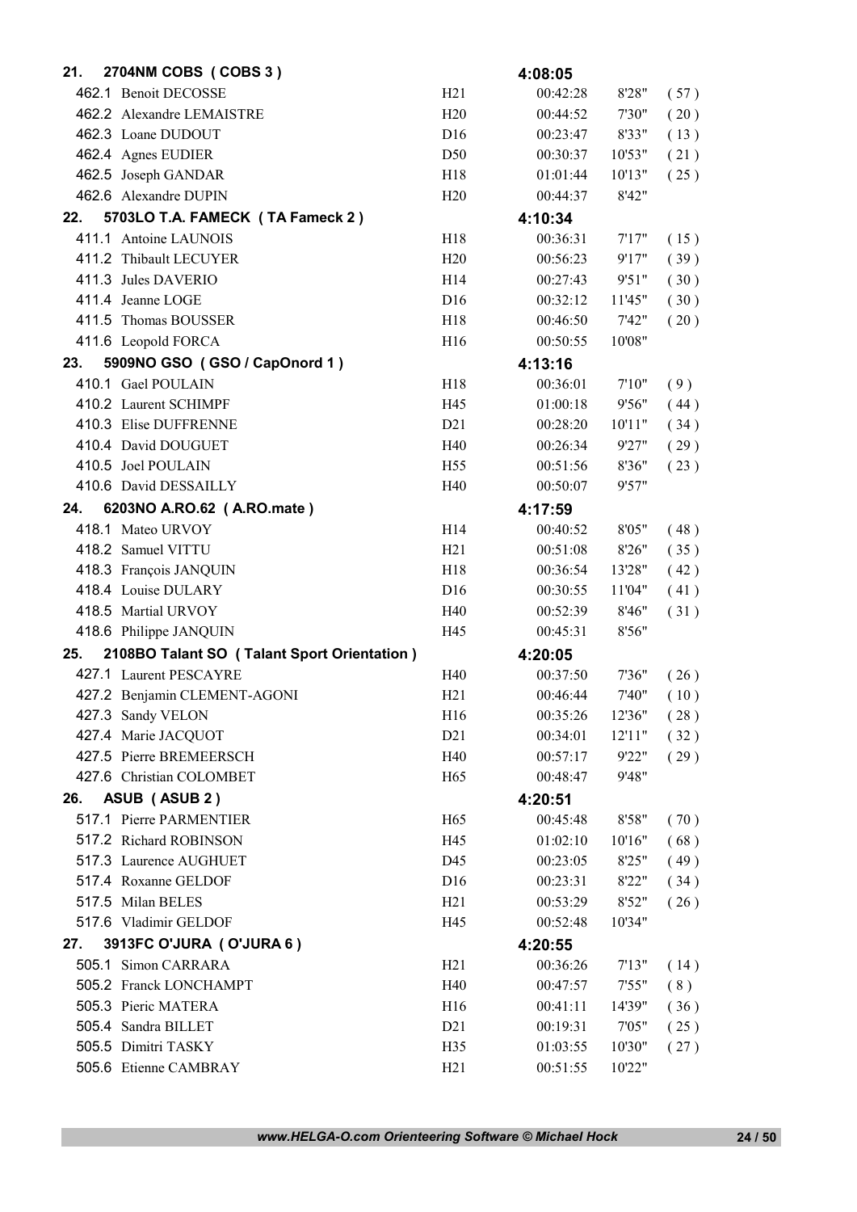| | | | | | |
|---|---|---|---|---|---|
| **21. 2704NM COBS ( COBS 3 )** | | | **4:08:05** | | |
| 462.1 Benoit DECOSSE | H21 | | 00:42:28 | 8'28" | ( 57 ) |
| 462.2 Alexandre LEMAISTRE | H20 | | 00:44:52 | 7'30" | ( 20 ) |
| 462.3 Loane DUDOUT | D16 | | 00:23:47 | 8'33" | ( 13 ) |
| 462.4 Agnes EUDIER | D50 | | 00:30:37 | 10'53" | ( 21 ) |
| 462.5 Joseph GANDAR | H18 | | 01:01:44 | 10'13" | ( 25 ) |
| 462.6 Alexandre DUPIN | H20 | | 00:44:37 | 8'42" | |
| **22. 5703LO T.A. FAMECK ( TA Fameck 2 )** | | | **4:10:34** | | |
| 411.1 Antoine LAUNOIS | H18 | | 00:36:31 | 7'17" | ( 15 ) |
| 411.2 Thibault LECUYER | H20 | | 00:56:23 | 9'17" | ( 39 ) |
| 411.3 Jules DAVERIO | H14 | | 00:27:43 | 9'51" | ( 30 ) |
| 411.4 Jeanne LOGE | D16 | | 00:32:12 | 11'45" | ( 30 ) |
| 411.5 Thomas BOUSSER | H18 | | 00:46:50 | 7'42" | ( 20 ) |
| 411.6 Leopold FORCA | H16 | | 00:50:55 | 10'08" | |
| **23. 5909NO GSO ( GSO / CapOnord 1 )** | | | **4:13:16** | | |
| 410.1 Gael POULAIN | H18 | | 00:36:01 | 7'10" | ( 9 ) |
| 410.2 Laurent SCHIMPF | H45 | | 01:00:18 | 9'56" | ( 44 ) |
| 410.3 Elise DUFFRENNE | D21 | | 00:28:20 | 10'11" | ( 34 ) |
| 410.4 David DOUGUET | H40 | | 00:26:34 | 9'27" | ( 29 ) |
| 410.5 Joel POULAIN | H55 | | 00:51:56 | 8'36" | ( 23 ) |
| 410.6 David DESSAILLY | H40 | | 00:50:07 | 9'57" | |
| **24. 6203NO A.RO.62 ( A.RO.mate )** | | | **4:17:59** | | |
| 418.1 Mateo URVOY | H14 | | 00:40:52 | 8'05" | ( 48 ) |
| 418.2 Samuel VITTU | H21 | | 00:51:08 | 8'26" | ( 35 ) |
| 418.3 François JANQUIN | H18 | | 00:36:54 | 13'28" | ( 42 ) |
| 418.4 Louise DULARY | D16 | | 00:30:55 | 11'04" | ( 41 ) |
| 418.5 Martial URVOY | H40 | | 00:52:39 | 8'46" | ( 31 ) |
| 418.6 Philippe JANQUIN | H45 | | 00:45:31 | 8'56" | |
| **25. 2108BO Talant SO ( Talant Sport Orientation )** | | | **4:20:05** | | |
| 427.1 Laurent PESCAYRE | H40 | | 00:37:50 | 7'36" | ( 26 ) |
| 427.2 Benjamin CLEMENT-AGONI | H21 | | 00:46:44 | 7'40" | ( 10 ) |
| 427.3 Sandy VELON | H16 | | 00:35:26 | 12'36" | ( 28 ) |
| 427.4 Marie JACQUOT | D21 | | 00:34:01 | 12'11" | ( 32 ) |
| 427.5 Pierre BREMEERSCH | H40 | | 00:57:17 | 9'22" | ( 29 ) |
| 427.6 Christian COLOMBET | H65 | | 00:48:47 | 9'48" | |
| **26. ASUB ( ASUB 2 )** | | | **4:20:51** | | |
| 517.1 Pierre PARMENTIER | H65 | | 00:45:48 | 8'58" | ( 70 ) |
| 517.2 Richard ROBINSON | H45 | | 01:02:10 | 10'16" | ( 68 ) |
| 517.3 Laurence AUGHUET | D45 | | 00:23:05 | 8'25" | ( 49 ) |
| 517.4 Roxanne GELDOF | D16 | | 00:23:31 | 8'22" | ( 34 ) |
| 517.5 Milan BELES | H21 | | 00:53:29 | 8'52" | ( 26 ) |
| 517.6 Vladimir GELDOF | H45 | | 00:52:48 | 10'34" | |
| **27. 3913FC O'JURA ( O'JURA 6 )** | | | **4:20:55** | | |
| 505.1 Simon CARRARA | H21 | | 00:36:26 | 7'13" | ( 14 ) |
| 505.2 Franck LONCHAMPT | H40 | | 00:47:57 | 7'55" | ( 8 ) |
| 505.3 Pieric MATERA | H16 | | 00:41:11 | 14'39" | ( 36 ) |
| 505.4 Sandra BILLET | D21 | | 00:19:31 | 7'05" | ( 25 ) |
| 505.5 Dimitri TASKY | H35 | | 01:03:55 | 10'30" | ( 27 ) |
| 505.6 Etienne CAMBRAY | H21 | | 00:51:55 | 10'22" | |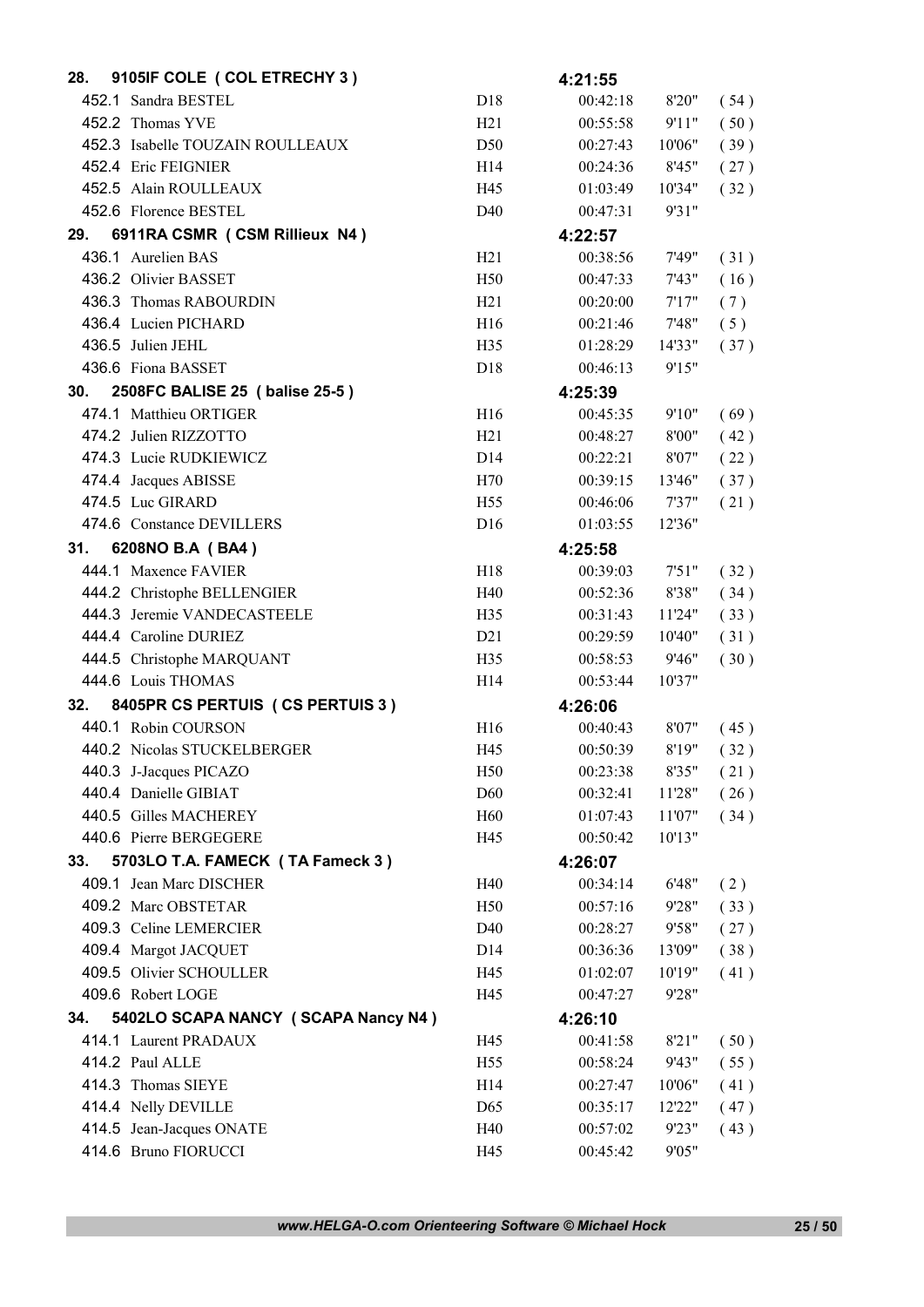| Rank | Team / Runner | Cat. | Time | Pace | Pos. |
|---|---|---|---|---|---|
| **28.** | **9105IF COLE ( COL ETRECHY 3 )** | | **4:21:55** | | |
| 452.1 | Sandra BESTEL | D18 | 00:42:18 | 8'20" | ( 54 ) |
| 452.2 | Thomas YVE | H21 | 00:55:58 | 9'11" | ( 50 ) |
| 452.3 | Isabelle TOUZAIN ROULLEAUX | D50 | 00:27:43 | 10'06" | ( 39 ) |
| 452.4 | Eric FEIGNIER | H14 | 00:24:36 | 8'45" | ( 27 ) |
| 452.5 | Alain ROULLEAUX | H45 | 01:03:49 | 10'34" | ( 32 ) |
| 452.6 | Florence BESTEL | D40 | 00:47:31 | 9'31" | |
| **29.** | **6911RA CSMR ( CSM Rillieux N4 )** | | **4:22:57** | | |
| 436.1 | Aurelien BAS | H21 | 00:38:56 | 7'49" | ( 31 ) |
| 436.2 | Olivier BASSET | H50 | 00:47:33 | 7'43" | ( 16 ) |
| 436.3 | Thomas RABOURDIN | H21 | 00:20:00 | 7'17" | ( 7 ) |
| 436.4 | Lucien PICHARD | H16 | 00:21:46 | 7'48" | ( 5 ) |
| 436.5 | Julien JEHL | H35 | 01:28:29 | 14'33" | ( 37 ) |
| 436.6 | Fiona BASSET | D18 | 00:46:13 | 9'15" | |
| **30.** | **2508FC BALISE 25 ( balise 25-5 )** | | **4:25:39** | | |
| 474.1 | Matthieu ORTIGER | H16 | 00:45:35 | 9'10" | ( 69 ) |
| 474.2 | Julien RIZZOTTO | H21 | 00:48:27 | 8'00" | ( 42 ) |
| 474.3 | Lucie RUDKIEWICZ | D14 | 00:22:21 | 8'07" | ( 22 ) |
| 474.4 | Jacques ABISSE | H70 | 00:39:15 | 13'46" | ( 37 ) |
| 474.5 | Luc GIRARD | H55 | 00:46:06 | 7'37" | ( 21 ) |
| 474.6 | Constance DEVILLERS | D16 | 01:03:55 | 12'36" | |
| **31.** | **6208NO B.A ( BA4 )** | | **4:25:58** | | |
| 444.1 | Maxence FAVIER | H18 | 00:39:03 | 7'51" | ( 32 ) |
| 444.2 | Christophe BELLENGIER | H40 | 00:52:36 | 8'38" | ( 34 ) |
| 444.3 | Jeremie VANDECASTEELE | H35 | 00:31:43 | 11'24" | ( 33 ) |
| 444.4 | Caroline DURIEZ | D21 | 00:29:59 | 10'40" | ( 31 ) |
| 444.5 | Christophe MARQUANT | H35 | 00:58:53 | 9'46" | ( 30 ) |
| 444.6 | Louis THOMAS | H14 | 00:53:44 | 10'37" | |
| **32.** | **8405PR CS PERTUIS ( CS PERTUIS 3 )** | | **4:26:06** | | |
| 440.1 | Robin COURSON | H16 | 00:40:43 | 8'07" | ( 45 ) |
| 440.2 | Nicolas STUCKELBERGER | H45 | 00:50:39 | 8'19" | ( 32 ) |
| 440.3 | J-Jacques PICAZO | H50 | 00:23:38 | 8'35" | ( 21 ) |
| 440.4 | Danielle GIBIAT | D60 | 00:32:41 | 11'28" | ( 26 ) |
| 440.5 | Gilles MACHEREY | H60 | 01:07:43 | 11'07" | ( 34 ) |
| 440.6 | Pierre BERGEGERE | H45 | 00:50:42 | 10'13" | |
| **33.** | **5703LO T.A. FAMECK ( TA Fameck 3 )** | | **4:26:07** | | |
| 409.1 | Jean Marc DISCHER | H40 | 00:34:14 | 6'48" | ( 2 ) |
| 409.2 | Marc OBSTETAR | H50 | 00:57:16 | 9'28" | ( 33 ) |
| 409.3 | Celine LEMERCIER | D40 | 00:28:27 | 9'58" | ( 27 ) |
| 409.4 | Margot JACQUET | D14 | 00:36:36 | 13'09" | ( 38 ) |
| 409.5 | Olivier SCHOULLER | H45 | 01:02:07 | 10'19" | ( 41 ) |
| 409.6 | Robert LOGE | H45 | 00:47:27 | 9'28" | |
| **34.** | **5402LO SCAPA NANCY ( SCAPA Nancy N4 )** | | **4:26:10** | | |
| 414.1 | Laurent PRADAUX | H45 | 00:41:58 | 8'21" | ( 50 ) |
| 414.2 | Paul ALLE | H55 | 00:58:24 | 9'43" | ( 55 ) |
| 414.3 | Thomas SIEYE | H14 | 00:27:47 | 10'06" | ( 41 ) |
| 414.4 | Nelly DEVILLE | D65 | 00:35:17 | 12'22" | ( 47 ) |
| 414.5 | Jean-Jacques ONATE | H40 | 00:57:02 | 9'23" | ( 43 ) |
| 414.6 | Bruno FIORUCCI | H45 | 00:45:42 | 9'05" | |

*www.HELGA-O.com Orienteering Software © Michael Hock*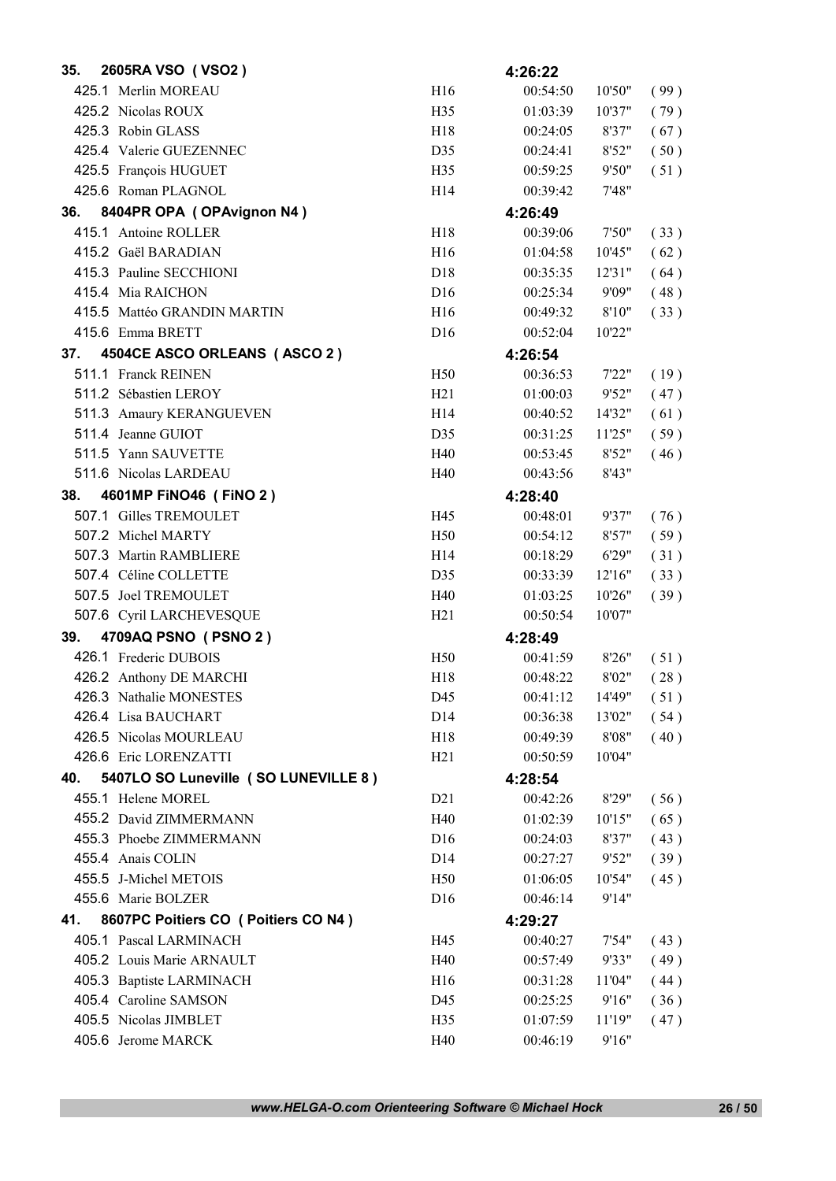| | | | | |
|---|---|---|---|---|
| **35. 2605RA VSO ( VSO2 )** | | **4:26:22** | | |
| 425.1 Merlin MOREAU | H16 | 00:54:50 | 10'50" | ( 99 ) |
| 425.2 Nicolas ROUX | H35 | 01:03:39 | 10'37" | ( 79 ) |
| 425.3 Robin GLASS | H18 | 00:24:05 | 8'37" | ( 67 ) |
| 425.4 Valerie GUEZENNEC | D35 | 00:24:41 | 8'52" | ( 50 ) |
| 425.5 François HUGUET | H35 | 00:59:25 | 9'50" | ( 51 ) |
| 425.6 Roman PLAGNOL | H14 | 00:39:42 | 7'48" | |
| **36. 8404PR OPA ( OPAvignon N4 )** | | **4:26:49** | | |
| 415.1 Antoine ROLLER | H18 | 00:39:06 | 7'50" | ( 33 ) |
| 415.2 Gaël BARADIAN | H16 | 01:04:58 | 10'45" | ( 62 ) |
| 415.3 Pauline SECCHIONI | D18 | 00:35:35 | 12'31" | ( 64 ) |
| 415.4 Mia RAICHON | D16 | 00:25:34 | 9'09" | ( 48 ) |
| 415.5 Mattéo GRANDIN MARTIN | H16 | 00:49:32 | 8'10" | ( 33 ) |
| 415.6 Emma BRETT | D16 | 00:52:04 | 10'22" | |
| **37. 4504CE ASCO ORLEANS ( ASCO 2 )** | | **4:26:54** | | |
| 511.1 Franck REINEN | H50 | 00:36:53 | 7'22" | ( 19 ) |
| 511.2 Sébastien LEROY | H21 | 01:00:03 | 9'52" | ( 47 ) |
| 511.3 Amaury KERANGUEVEN | H14 | 00:40:52 | 14'32" | ( 61 ) |
| 511.4 Jeanne GUIOT | D35 | 00:31:25 | 11'25" | ( 59 ) |
| 511.5 Yann SAUVETTE | H40 | 00:53:45 | 8'52" | ( 46 ) |
| 511.6 Nicolas LARDEAU | H40 | 00:43:56 | 8'43" | |
| **38. 4601MP FiNO46 ( FiNO 2 )** | | **4:28:40** | | |
| 507.1 Gilles TREMOULET | H45 | 00:48:01 | 9'37" | ( 76 ) |
| 507.2 Michel MARTY | H50 | 00:54:12 | 8'57" | ( 59 ) |
| 507.3 Martin RAMBLIERE | H14 | 00:18:29 | 6'29" | ( 31 ) |
| 507.4 Céline COLLETTE | D35 | 00:33:39 | 12'16" | ( 33 ) |
| 507.5 Joel TREMOULET | H40 | 01:03:25 | 10'26" | ( 39 ) |
| 507.6 Cyril LARCHEVESQUE | H21 | 00:50:54 | 10'07" | |
| **39. 4709AQ PSNO ( PSNO 2 )** | | **4:28:49** | | |
| 426.1 Frederic DUBOIS | H50 | 00:41:59 | 8'26" | ( 51 ) |
| 426.2 Anthony DE MARCHI | H18 | 00:48:22 | 8'02" | ( 28 ) |
| 426.3 Nathalie MONESTES | D45 | 00:41:12 | 14'49" | ( 51 ) |
| 426.4 Lisa BAUCHART | D14 | 00:36:38 | 13'02" | ( 54 ) |
| 426.5 Nicolas MOURLEAU | H18 | 00:49:39 | 8'08" | ( 40 ) |
| 426.6 Eric LORENZATTI | H21 | 00:50:59 | 10'04" | |
| **40. 5407LO SO Luneville ( SO LUNEVILLE 8 )** | | **4:28:54** | | |
| 455.1 Helene MOREL | D21 | 00:42:26 | 8'29" | ( 56 ) |
| 455.2 David ZIMMERMANN | H40 | 01:02:39 | 10'15" | ( 65 ) |
| 455.3 Phoebe ZIMMERMANN | D16 | 00:24:03 | 8'37" | ( 43 ) |
| 455.4 Anais COLIN | D14 | 00:27:27 | 9'52" | ( 39 ) |
| 455.5 J-Michel METOIS | H50 | 01:06:05 | 10'54" | ( 45 ) |
| 455.6 Marie BOLZER | D16 | 00:46:14 | 9'14" | |
| **41. 8607PC Poitiers CO ( Poitiers CO N4 )** | | **4:29:27** | | |
| 405.1 Pascal LARMINACH | H45 | 00:40:27 | 7'54" | ( 43 ) |
| 405.2 Louis Marie ARNAULT | H40 | 00:57:49 | 9'33" | ( 49 ) |
| 405.3 Baptiste LARMINACH | H16 | 00:31:28 | 11'04" | ( 44 ) |
| 405.4 Caroline SAMSON | D45 | 00:25:25 | 9'16" | ( 36 ) |
| 405.5 Nicolas JIMBLET | H35 | 01:07:59 | 11'19" | ( 47 ) |
| 405.6 Jerome MARCK | H40 | 00:46:19 | 9'16" | |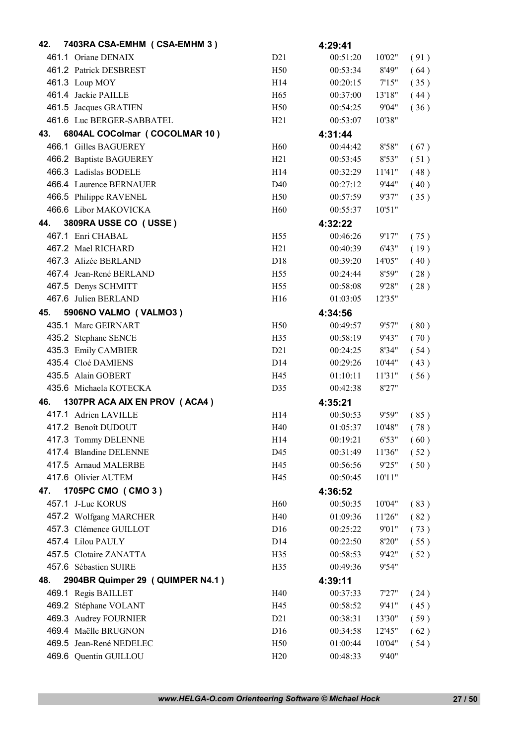| | | | | | |
|---|---|---|---|---|---|
| **42. 7403RA CSA-EMHM ( CSA-EMHM 3 )** | | **4:29:41** | | | |
| 461.1 Oriane DENAIX | D21 | 00:51:20 | 10'02" | ( 91 ) | |
| 461.2 Patrick DESBREST | H50 | 00:53:34 | 8'49" | ( 64 ) | |
| 461.3 Loup MOY | H14 | 00:20:15 | 7'15" | ( 35 ) | |
| 461.4 Jackie PAILLE | H65 | 00:37:00 | 13'18" | ( 44 ) | |
| 461.5 Jacques GRATIEN | H50 | 00:54:25 | 9'04" | ( 36 ) | |
| 461.6 Luc BERGER-SABBATEL | H21 | 00:53:07 | 10'38" | | |
| **43. 6804AL COColmar ( COCOLMAR 10 )** | | **4:31:44** | | | |
| 466.1 Gilles BAGUEREY | H60 | 00:44:42 | 8'58" | ( 67 ) | |
| 466.2 Baptiste BAGUEREY | H21 | 00:53:45 | 8'53" | ( 51 ) | |
| 466.3 Ladislas BODELE | H14 | 00:32:29 | 11'41" | ( 48 ) | |
| 466.4 Laurence BERNAUER | D40 | 00:27:12 | 9'44" | ( 40 ) | |
| 466.5 Philippe RAVENEL | H50 | 00:57:59 | 9'37" | ( 35 ) | |
| 466.6 Libor MAKOVICKA | H60 | 00:55:37 | 10'51" | | |
| **44. 3809RA USSE CO ( USSE )** | | **4:32:22** | | | |
| 467.1 Enri CHABAL | H55 | 00:46:26 | 9'17" | ( 75 ) | |
| 467.2 Mael RICHARD | H21 | 00:40:39 | 6'43" | ( 19 ) | |
| 467.3 Alizée BERLAND | D18 | 00:39:20 | 14'05" | ( 40 ) | |
| 467.4 Jean-René BERLAND | H55 | 00:24:44 | 8'59" | ( 28 ) | |
| 467.5 Denys SCHMITT | H55 | 00:58:08 | 9'28" | ( 28 ) | |
| 467.6 Julien BERLAND | H16 | 01:03:05 | 12'35" | | |
| **45. 5906NO VALMO ( VALMO3 )** | | **4:34:56** | | | |
| 435.1 Marc GEIRNART | H50 | 00:49:57 | 9'57" | ( 80 ) | |
| 435.2 Stephane SENCE | H35 | 00:58:19 | 9'43" | ( 70 ) | |
| 435.3 Emily CAMBIER | D21 | 00:24:25 | 8'34" | ( 54 ) | |
| 435.4 Cloé DAMIENS | D14 | 00:29:26 | 10'44" | ( 43 ) | |
| 435.5 Alain GOBERT | H45 | 01:10:11 | 11'31" | ( 56 ) | |
| 435.6 Michaela KOTECKA | D35 | 00:42:38 | 8'27" | | |
| **46. 1307PR ACA AIX EN PROV ( ACA4 )** | | **4:35:21** | | | |
| 417.1 Adrien LAVILLE | H14 | 00:50:53 | 9'59" | ( 85 ) | |
| 417.2 Benoît DUDOUT | H40 | 01:05:37 | 10'48" | ( 78 ) | |
| 417.3 Tommy DELENNE | H14 | 00:19:21 | 6'53" | ( 60 ) | |
| 417.4 Blandine DELENNE | D45 | 00:31:49 | 11'36" | ( 52 ) | |
| 417.5 Arnaud MALERBE | H45 | 00:56:56 | 9'25" | ( 50 ) | |
| 417.6 Olivier AUTEM | H45 | 00:50:45 | 10'11" | | |
| **47. 1705PC CMO ( CMO 3 )** | | **4:36:52** | | | |
| 457.1 J-Luc KORUS | H60 | 00:50:35 | 10'04" | ( 83 ) | |
| 457.2 Wolfgang MARCHER | H40 | 01:09:36 | 11'26" | ( 82 ) | |
| 457.3 Clémence GUILLOT | D16 | 00:25:22 | 9'01" | ( 73 ) | |
| 457.4 Lilou PAULY | D14 | 00:22:50 | 8'20" | ( 55 ) | |
| 457.5 Clotaire ZANATTA | H35 | 00:58:53 | 9'42" | ( 52 ) | |
| 457.6 Sébastien SUIRE | H35 | 00:49:36 | 9'54" | | |
| **48. 2904BR Quimper 29 ( QUIMPER N4.1 )** | | **4:39:11** | | | |
| 469.1 Regis BAILLET | H40 | 00:37:33 | 7'27" | ( 24 ) | |
| 469.2 Stéphane VOLANT | H45 | 00:58:52 | 9'41" | ( 45 ) | |
| 469.3 Audrey FOURNIER | D21 | 00:38:31 | 13'30" | ( 59 ) | |
| 469.4 Maëlle BRUGNON | D16 | 00:34:58 | 12'45" | ( 62 ) | |
| 469.5 Jean-René NEDELEC | H50 | 01:00:44 | 10'04" | ( 54 ) | |
| 469.6 Quentin GUILLOU | H20 | 00:48:33 | 9'40" | | |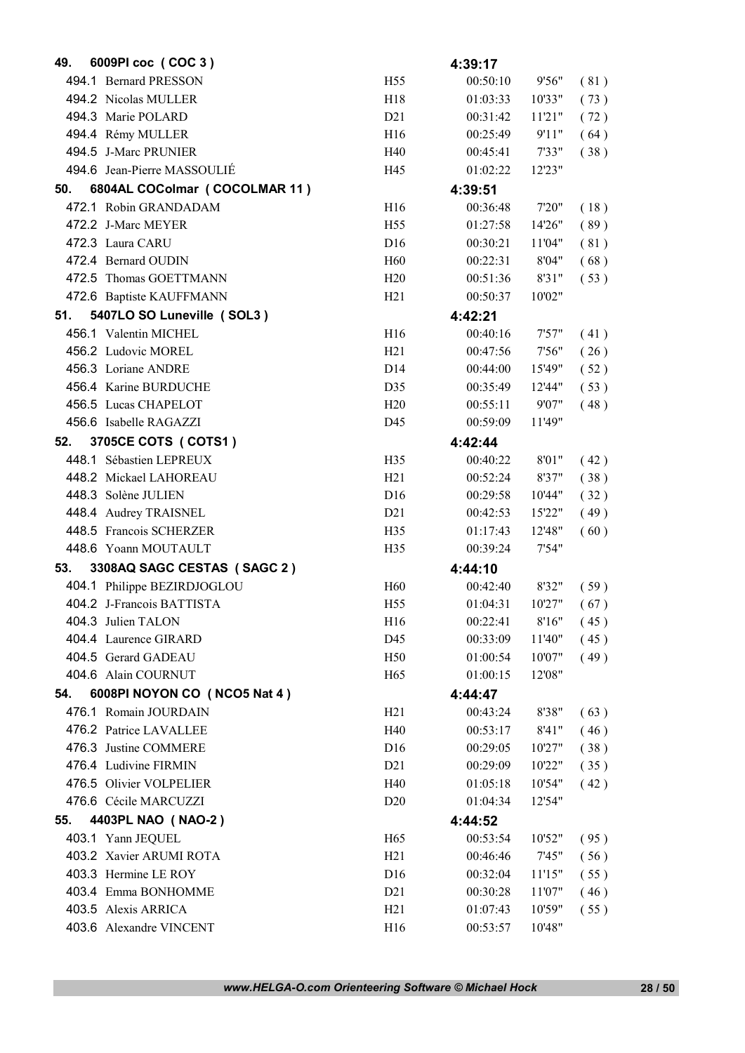| | | | | | |
|---|---|---|---|---|---|
| **49. 6009PI coc ( COC 3 )** | | **4:39:17** | | | |
| 494.1 Bernard PRESSON | H55 | 00:50:10 | 9'56" | ( 81 ) | |
| 494.2 Nicolas MULLER | H18 | 01:03:33 | 10'33" | ( 73 ) | |
| 494.3 Marie POLARD | D21 | 00:31:42 | 11'21" | ( 72 ) | |
| 494.4 Rémy MULLER | H16 | 00:25:49 | 9'11" | ( 64 ) | |
| 494.5 J-Marc PRUNIER | H40 | 00:45:41 | 7'33" | ( 38 ) | |
| 494.6 Jean-Pierre MASSOULIÉ | H45 | 01:02:22 | 12'23" | | |
| **50. 6804AL COColmar ( COCOLMAR 11 )** | | **4:39:51** | | | |
| 472.1 Robin GRANDADAM | H16 | 00:36:48 | 7'20" | ( 18 ) | |
| 472.2 J-Marc MEYER | H55 | 01:27:58 | 14'26" | ( 89 ) | |
| 472.3 Laura CARU | D16 | 00:30:21 | 11'04" | ( 81 ) | |
| 472.4 Bernard OUDIN | H60 | 00:22:31 | 8'04" | ( 68 ) | |
| 472.5 Thomas GOETTMANN | H20 | 00:51:36 | 8'31" | ( 53 ) | |
| 472.6 Baptiste KAUFFMANN | H21 | 00:50:37 | 10'02" | | |
| **51. 5407LO SO Luneville ( SOL3 )** | | **4:42:21** | | | |
| 456.1 Valentin MICHEL | H16 | 00:40:16 | 7'57" | ( 41 ) | |
| 456.2 Ludovic MOREL | H21 | 00:47:56 | 7'56" | ( 26 ) | |
| 456.3 Loriane ANDRE | D14 | 00:44:00 | 15'49" | ( 52 ) | |
| 456.4 Karine BURDUCHE | D35 | 00:35:49 | 12'44" | ( 53 ) | |
| 456.5 Lucas CHAPELOT | H20 | 00:55:11 | 9'07" | ( 48 ) | |
| 456.6 Isabelle RAGAZZI | D45 | 00:59:09 | 11'49" | | |
| **52. 3705CE COTS ( COTS1 )** | | **4:42:44** | | | |
| 448.1 Sébastien LEPREUX | H35 | 00:40:22 | 8'01" | ( 42 ) | |
| 448.2 Mickael LAHOREAU | H21 | 00:52:24 | 8'37" | ( 38 ) | |
| 448.3 Solène JULIEN | D16 | 00:29:58 | 10'44" | ( 32 ) | |
| 448.4 Audrey TRAISNEL | D21 | 00:42:53 | 15'22" | ( 49 ) | |
| 448.5 Francois SCHERZER | H35 | 01:17:43 | 12'48" | ( 60 ) | |
| 448.6 Yoann MOUTAULT | H35 | 00:39:24 | 7'54" | | |
| **53. 3308AQ SAGC CESTAS ( SAGC 2 )** | | **4:44:10** | | | |
| 404.1 Philippe BEZIRDJOGLOU | H60 | 00:42:40 | 8'32" | ( 59 ) | |
| 404.2 J-Francois BATTISTA | H55 | 01:04:31 | 10'27" | ( 67 ) | |
| 404.3 Julien TALON | H16 | 00:22:41 | 8'16" | ( 45 ) | |
| 404.4 Laurence GIRARD | D45 | 00:33:09 | 11'40" | ( 45 ) | |
| 404.5 Gerard GADEAU | H50 | 01:00:54 | 10'07" | ( 49 ) | |
| 404.6 Alain COURNUT | H65 | 01:00:15 | 12'08" | | |
| **54. 6008PI NOYON CO ( NCO5 Nat 4 )** | | **4:44:47** | | | |
| 476.1 Romain JOURDAIN | H21 | 00:43:24 | 8'38" | ( 63 ) | |
| 476.2 Patrice LAVALLEE | H40 | 00:53:17 | 8'41" | ( 46 ) | |
| 476.3 Justine COMMERE | D16 | 00:29:05 | 10'27" | ( 38 ) | |
| 476.4 Ludivine FIRMIN | D21 | 00:29:09 | 10'22" | ( 35 ) | |
| 476.5 Olivier VOLPELIER | H40 | 01:05:18 | 10'54" | ( 42 ) | |
| 476.6 Cécile MARCUZZI | D20 | 01:04:34 | 12'54" | | |
| **55. 4403PL NAO ( NAO-2 )** | | **4:44:52** | | | |
| 403.1 Yann JEQUEL | H65 | 00:53:54 | 10'52" | ( 95 ) | |
| 403.2 Xavier ARUMI ROTA | H21 | 00:46:46 | 7'45" | ( 56 ) | |
| 403.3 Hermine LE ROY | D16 | 00:32:04 | 11'15" | ( 55 ) | |
| 403.4 Emma BONHOMME | D21 | 00:30:28 | 11'07" | ( 46 ) | |
| 403.5 Alexis ARRICA | H21 | 01:07:43 | 10'59" | ( 55 ) | |
| 403.6 Alexandre VINCENT | H16 | 00:53:57 | 10'48" | | |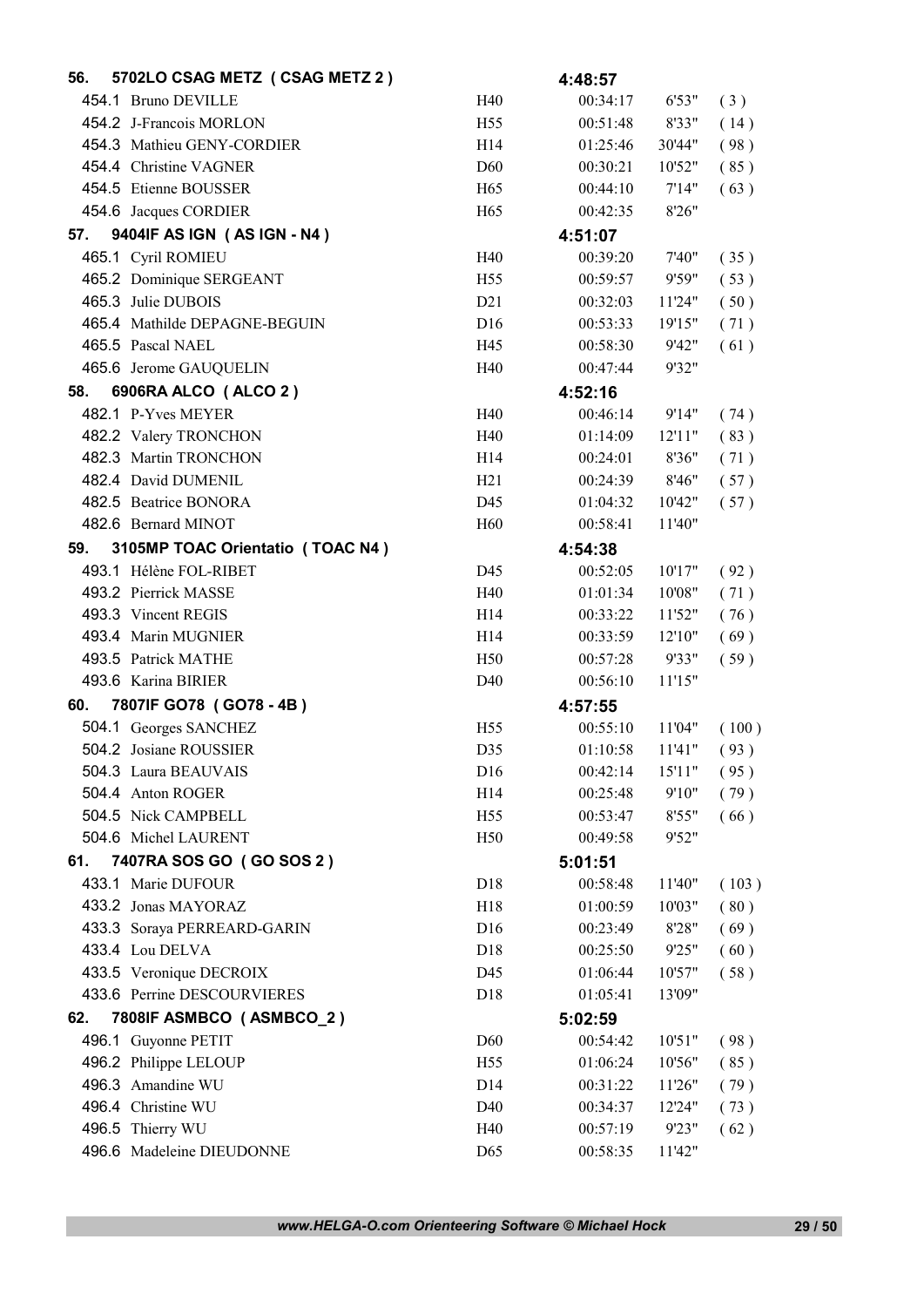| | | | | | |
|---|---|---|---|---|---|
| **56. 5702LO CSAG METZ ( CSAG METZ 2 )** | | **4:48:57** | | |
| 454.1 Bruno DEVILLE | H40 | 00:34:17 | 6'53" | ( 3 ) |
| 454.2 J-Francois MORLON | H55 | 00:51:48 | 8'33" | ( 14 ) |
| 454.3 Mathieu GENY-CORDIER | H14 | 01:25:46 | 30'44" | ( 98 ) |
| 454.4 Christine VAGNER | D60 | 00:30:21 | 10'52" | ( 85 ) |
| 454.5 Etienne BOUSSER | H65 | 00:44:10 | 7'14" | ( 63 ) |
| 454.6 Jacques CORDIER | H65 | 00:42:35 | 8'26" | |
| **57. 9404IF AS IGN ( AS IGN - N4 )** | | **4:51:07** | | |
| 465.1 Cyril ROMIEU | H40 | 00:39:20 | 7'40" | ( 35 ) |
| 465.2 Dominique SERGEANT | H55 | 00:59:57 | 9'59" | ( 53 ) |
| 465.3 Julie DUBOIS | D21 | 00:32:03 | 11'24" | ( 50 ) |
| 465.4 Mathilde DEPAGNE-BEGUIN | D16 | 00:53:33 | 19'15" | ( 71 ) |
| 465.5 Pascal NAEL | H45 | 00:58:30 | 9'42" | ( 61 ) |
| 465.6 Jerome GAUQUELIN | H40 | 00:47:44 | 9'32" | |
| **58. 6906RA ALCO ( ALCO 2 )** | | **4:52:16** | | |
| 482.1 P-Yves MEYER | H40 | 00:46:14 | 9'14" | ( 74 ) |
| 482.2 Valery TRONCHON | H40 | 01:14:09 | 12'11" | ( 83 ) |
| 482.3 Martin TRONCHON | H14 | 00:24:01 | 8'36" | ( 71 ) |
| 482.4 David DUMENIL | H21 | 00:24:39 | 8'46" | ( 57 ) |
| 482.5 Beatrice BONORA | D45 | 01:04:32 | 10'42" | ( 57 ) |
| 482.6 Bernard MINOT | H60 | 00:58:41 | 11'40" | |
| **59. 3105MP TOAC Orientatio ( TOAC N4 )** | | **4:54:38** | | |
| 493.1 Hélène FOL-RIBET | D45 | 00:52:05 | 10'17" | ( 92 ) |
| 493.2 Pierrick MASSE | H40 | 01:01:34 | 10'08" | ( 71 ) |
| 493.3 Vincent REGIS | H14 | 00:33:22 | 11'52" | ( 76 ) |
| 493.4 Marin MUGNIER | H14 | 00:33:59 | 12'10" | ( 69 ) |
| 493.5 Patrick MATHE | H50 | 00:57:28 | 9'33" | ( 59 ) |
| 493.6 Karina BIRIER | D40 | 00:56:10 | 11'15" | |
| **60. 7807IF GO78 ( GO78 - 4B )** | | **4:57:55** | | |
| 504.1 Georges SANCHEZ | H55 | 00:55:10 | 11'04" | ( 100 ) |
| 504.2 Josiane ROUSSIER | D35 | 01:10:58 | 11'41" | ( 93 ) |
| 504.3 Laura BEAUVAIS | D16 | 00:42:14 | 15'11" | ( 95 ) |
| 504.4 Anton ROGER | H14 | 00:25:48 | 9'10" | ( 79 ) |
| 504.5 Nick CAMPBELL | H55 | 00:53:47 | 8'55" | ( 66 ) |
| 504.6 Michel LAURENT | H50 | 00:49:58 | 9'52" | |
| **61. 7407RA SOS GO ( GO SOS 2 )** | | **5:01:51** | | |
| 433.1 Marie DUFOUR | D18 | 00:58:48 | 11'40" | ( 103 ) |
| 433.2 Jonas MAYORAZ | H18 | 01:00:59 | 10'03" | ( 80 ) |
| 433.3 Soraya PERREARD-GARIN | D16 | 00:23:49 | 8'28" | ( 69 ) |
| 433.4 Lou DELVA | D18 | 00:25:50 | 9'25" | ( 60 ) |
| 433.5 Veronique DECROIX | D45 | 01:06:44 | 10'57" | ( 58 ) |
| 433.6 Perrine DESCOURVIERES | D18 | 01:05:41 | 13'09" | |
| **62. 7808IF ASMBCO ( ASMBCO_2 )** | | **5:02:59** | | |
| 496.1 Guyonne PETIT | D60 | 00:54:42 | 10'51" | ( 98 ) |
| 496.2 Philippe LELOUP | H55 | 01:06:24 | 10'56" | ( 85 ) |
| 496.3 Amandine WU | D14 | 00:31:22 | 11'26" | ( 79 ) |
| 496.4 Christine WU | D40 | 00:34:37 | 12'24" | ( 73 ) |
| 496.5 Thierry WU | H40 | 00:57:19 | 9'23" | ( 62 ) |
| 496.6 Madeleine DIEUDONNE | D65 | 00:58:35 | 11'42" | |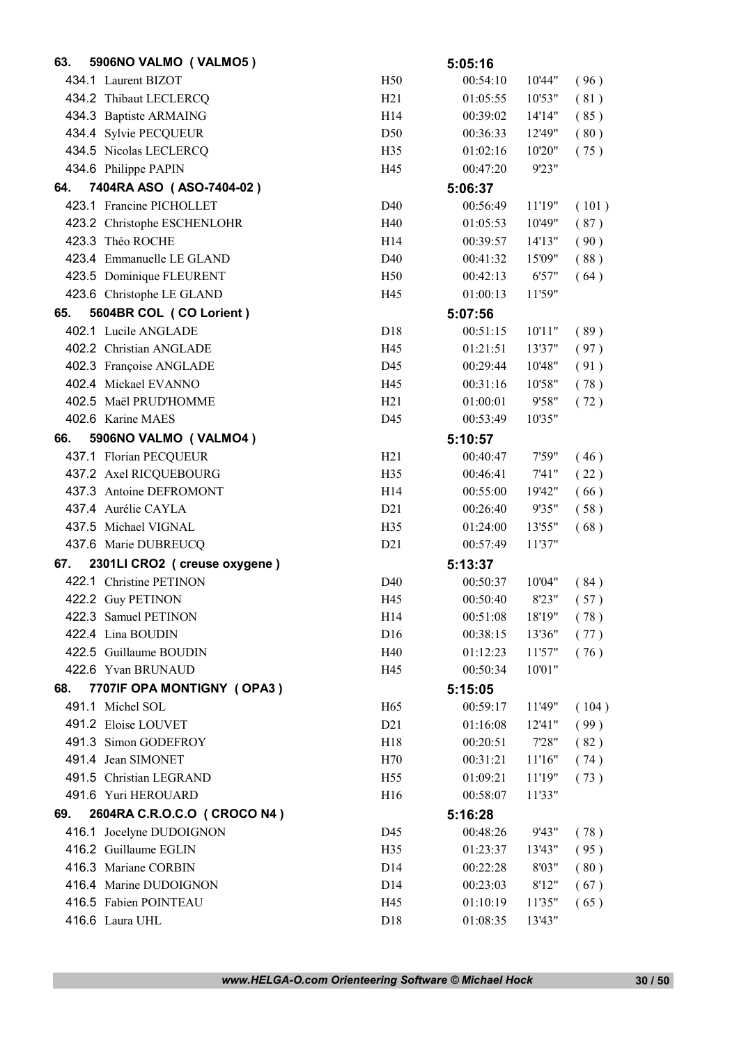| | | Cat. | Temps | | |
|---|---|---|---|---|---|
| **63. 5906NO VALMO ( VALMO5 )** | | | **5:05:16** | | |
| 434.1 | Laurent BIZOT | H50 | 00:54:10 | 10'44" | ( 96 ) |
| 434.2 | Thibaut LECLERCQ | H21 | 01:05:55 | 10'53" | ( 81 ) |
| 434.3 | Baptiste ARMAING | H14 | 00:39:02 | 14'14" | ( 85 ) |
| 434.4 | Sylvie PECQUEUR | D50 | 00:36:33 | 12'49" | ( 80 ) |
| 434.5 | Nicolas LECLERCQ | H35 | 01:02:16 | 10'20" | ( 75 ) |
| 434.6 | Philippe PAPIN | H45 | 00:47:20 | 9'23" | |
| **64. 7404RA ASO ( ASO-7404-02 )** | | | **5:06:37** | | |
| 423.1 | Francine PICHOLLET | D40 | 00:56:49 | 11'19" | ( 101 ) |
| 423.2 | Christophe ESCHENLOHR | H40 | 01:05:53 | 10'49" | ( 87 ) |
| 423.3 | Théo ROCHE | H14 | 00:39:57 | 14'13" | ( 90 ) |
| 423.4 | Emmanuelle LE GLAND | D40 | 00:41:32 | 15'09" | ( 88 ) |
| 423.5 | Dominique FLEURENT | H50 | 00:42:13 | 6'57" | ( 64 ) |
| 423.6 | Christophe LE GLAND | H45 | 01:00:13 | 11'59" | |
| **65. 5604BR COL ( CO Lorient )** | | | **5:07:56** | | |
| 402.1 | Lucile ANGLADE | D18 | 00:51:15 | 10'11" | ( 89 ) |
| 402.2 | Christian ANGLADE | H45 | 01:21:51 | 13'37" | ( 97 ) |
| 402.3 | Françoise ANGLADE | D45 | 00:29:44 | 10'48" | ( 91 ) |
| 402.4 | Mickael EVANNO | H45 | 00:31:16 | 10'58" | ( 78 ) |
| 402.5 | Maël PRUD'HOMME | H21 | 01:00:01 | 9'58" | ( 72 ) |
| 402.6 | Karine MAES | D45 | 00:53:49 | 10'35" | |
| **66. 5906NO VALMO ( VALMO4 )** | | | **5:10:57** | | |
| 437.1 | Florian PECQUEUR | H21 | 00:40:47 | 7'59" | ( 46 ) |
| 437.2 | Axel RICQUEBOURG | H35 | 00:46:41 | 7'41" | ( 22 ) |
| 437.3 | Antoine DEFROMONT | H14 | 00:55:00 | 19'42" | ( 66 ) |
| 437.4 | Aurélie CAYLA | D21 | 00:26:40 | 9'35" | ( 58 ) |
| 437.5 | Michael VIGNAL | H35 | 01:24:00 | 13'55" | ( 68 ) |
| 437.6 | Marie DUBREUCQ | D21 | 00:57:49 | 11'37" | |
| **67. 2301LI CRO2 ( creuse oxygene )** | | | **5:13:37** | | |
| 422.1 | Christine PETINON | D40 | 00:50:37 | 10'04" | ( 84 ) |
| 422.2 | Guy PETINON | H45 | 00:50:40 | 8'23" | ( 57 ) |
| 422.3 | Samuel PETINON | H14 | 00:51:08 | 18'19" | ( 78 ) |
| 422.4 | Lina BOUDIN | D16 | 00:38:15 | 13'36" | ( 77 ) |
| 422.5 | Guillaume BOUDIN | H40 | 01:12:23 | 11'57" | ( 76 ) |
| 422.6 | Yvan BRUNAUD | H45 | 00:50:34 | 10'01" | |
| **68. 7707IF OPA MONTIGNY ( OPA3 )** | | | **5:15:05** | | |
| 491.1 | Michel SOL | H65 | 00:59:17 | 11'49" | ( 104 ) |
| 491.2 | Eloise LOUVET | D21 | 01:16:08 | 12'41" | ( 99 ) |
| 491.3 | Simon GODEFROY | H18 | 00:20:51 | 7'28" | ( 82 ) |
| 491.4 | Jean SIMONET | H70 | 00:31:21 | 11'16" | ( 74 ) |
| 491.5 | Christian LEGRAND | H55 | 01:09:21 | 11'19" | ( 73 ) |
| 491.6 | Yuri HEROUARD | H16 | 00:58:07 | 11'33" | |
| **69. 2604RA C.R.O.C.O ( CROCO N4 )** | | | **5:16:28** | | |
| 416.1 | Jocelyne DUDOIGNON | D45 | 00:48:26 | 9'43" | ( 78 ) |
| 416.2 | Guillaume EGLIN | H35 | 01:23:37 | 13'43" | ( 95 ) |
| 416.3 | Mariane CORBIN | D14 | 00:22:28 | 8'03" | ( 80 ) |
| 416.4 | Marine DUDOIGNON | D14 | 00:23:03 | 8'12" | ( 67 ) |
| 416.5 | Fabien POINTEAU | H45 | 01:10:19 | 11'35" | ( 65 ) |
| 416.6 | Laura UHL | D18 | 01:08:35 | 13'43" | |

*www.HELGA-O.com Orienteering Software © Michael Hock*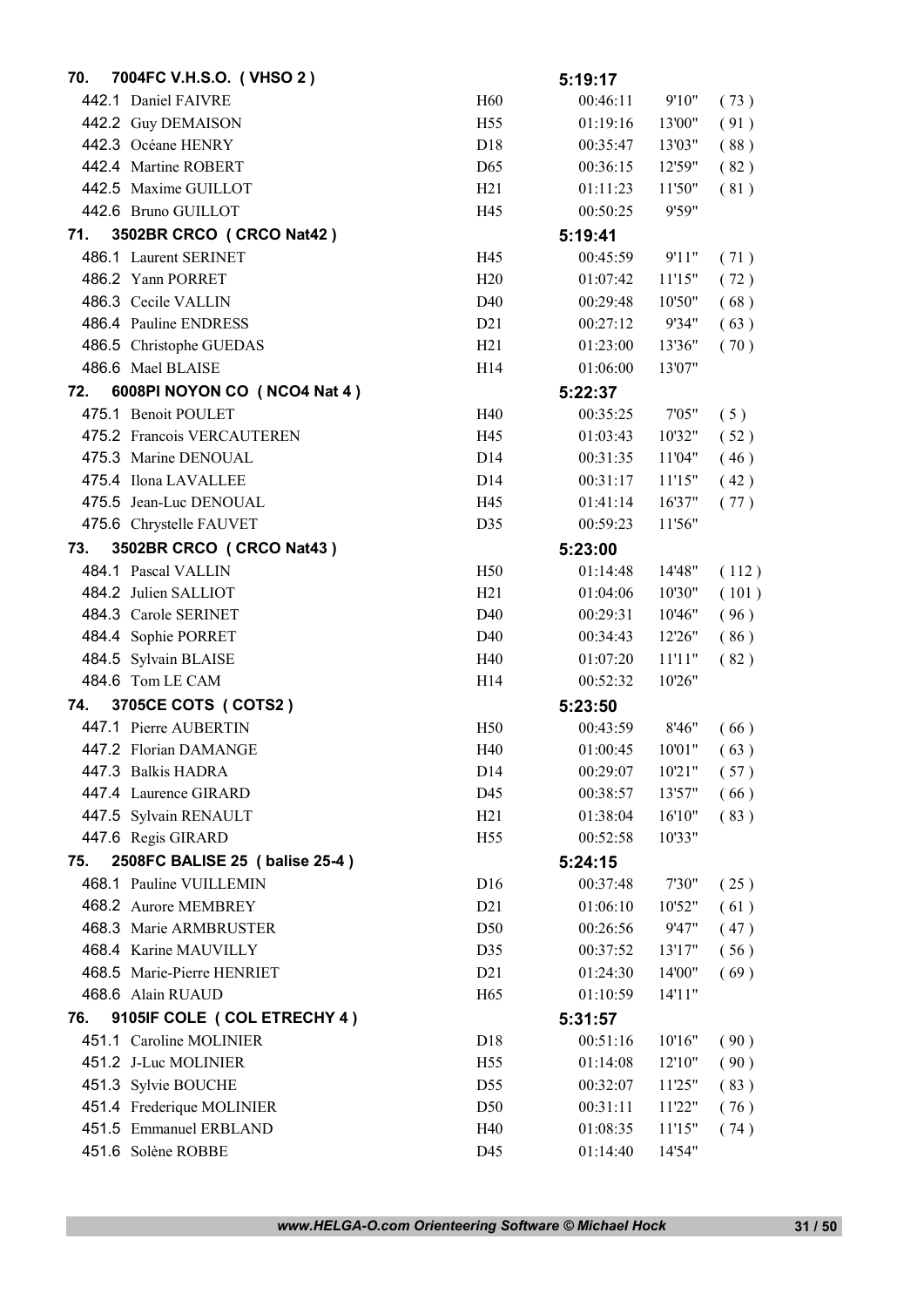| | | | | | |
|---|---|---|---|---|---|
| **70. 7004FC V.H.S.O. ( VHSO 2 )** | | **5:19:17** | | | |
| 442.1 Daniel FAIVRE | H60 | 00:46:11 | 9'10" | ( 73 ) | |
| 442.2 Guy DEMAISON | H55 | 01:19:16 | 13'00" | ( 91 ) | |
| 442.3 Océane HENRY | D18 | 00:35:47 | 13'03" | ( 88 ) | |
| 442.4 Martine ROBERT | D65 | 00:36:15 | 12'59" | ( 82 ) | |
| 442.5 Maxime GUILLOT | H21 | 01:11:23 | 11'50" | ( 81 ) | |
| 442.6 Bruno GUILLOT | H45 | 00:50:25 | 9'59" | | |
| **71. 3502BR CRCO ( CRCO Nat42 )** | | **5:19:41** | | | |
| 486.1 Laurent SERINET | H45 | 00:45:59 | 9'11" | ( 71 ) | |
| 486.2 Yann PORRET | H20 | 01:07:42 | 11'15" | ( 72 ) | |
| 486.3 Cecile VALLIN | D40 | 00:29:48 | 10'50" | ( 68 ) | |
| 486.4 Pauline ENDRESS | D21 | 00:27:12 | 9'34" | ( 63 ) | |
| 486.5 Christophe GUEDAS | H21 | 01:23:00 | 13'36" | ( 70 ) | |
| 486.6 Mael BLAISE | H14 | 01:06:00 | 13'07" | | |
| **72. 6008PI NOYON CO ( NCO4 Nat 4 )** | | **5:22:37** | | | |
| 475.1 Benoit POULET | H40 | 00:35:25 | 7'05" | ( 5 ) | |
| 475.2 Francois VERCAUTEREN | H45 | 01:03:43 | 10'32" | ( 52 ) | |
| 475.3 Marine DENOUAL | D14 | 00:31:35 | 11'04" | ( 46 ) | |
| 475.4 Ilona LAVALLEE | D14 | 00:31:17 | 11'15" | ( 42 ) | |
| 475.5 Jean-Luc DENOUAL | H45 | 01:41:14 | 16'37" | ( 77 ) | |
| 475.6 Chrystelle FAUVET | D35 | 00:59:23 | 11'56" | | |
| **73. 3502BR CRCO ( CRCO Nat43 )** | | **5:23:00** | | | |
| 484.1 Pascal VALLIN | H50 | 01:14:48 | 14'48" | ( 112 ) | |
| 484.2 Julien SALLIOT | H21 | 01:04:06 | 10'30" | ( 101 ) | |
| 484.3 Carole SERINET | D40 | 00:29:31 | 10'46" | ( 96 ) | |
| 484.4 Sophie PORRET | D40 | 00:34:43 | 12'26" | ( 86 ) | |
| 484.5 Sylvain BLAISE | H40 | 01:07:20 | 11'11" | ( 82 ) | |
| 484.6 Tom LE CAM | H14 | 00:52:32 | 10'26" | | |
| **74. 3705CE COTS ( COTS2 )** | | **5:23:50** | | | |
| 447.1 Pierre AUBERTIN | H50 | 00:43:59 | 8'46" | ( 66 ) | |
| 447.2 Florian DAMANGE | H40 | 01:00:45 | 10'01" | ( 63 ) | |
| 447.3 Balkis HADRA | D14 | 00:29:07 | 10'21" | ( 57 ) | |
| 447.4 Laurence GIRARD | D45 | 00:38:57 | 13'57" | ( 66 ) | |
| 447.5 Sylvain RENAULT | H21 | 01:38:04 | 16'10" | ( 83 ) | |
| 447.6 Regis GIRARD | H55 | 00:52:58 | 10'33" | | |
| **75. 2508FC BALISE 25 ( balise 25-4 )** | | **5:24:15** | | | |
| 468.1 Pauline VUILLEMIN | D16 | 00:37:48 | 7'30" | ( 25 ) | |
| 468.2 Aurore MEMBREY | D21 | 01:06:10 | 10'52" | ( 61 ) | |
| 468.3 Marie ARMBRUSTER | D50 | 00:26:56 | 9'47" | ( 47 ) | |
| 468.4 Karine MAUVILLY | D35 | 00:37:52 | 13'17" | ( 56 ) | |
| 468.5 Marie-Pierre HENRIET | D21 | 01:24:30 | 14'00" | ( 69 ) | |
| 468.6 Alain RUAUD | H65 | 01:10:59 | 14'11" | | |
| **76. 9105IF COLE ( COL ETRECHY 4 )** | | **5:31:57** | | | |
| 451.1 Caroline MOLINIER | D18 | 00:51:16 | 10'16" | ( 90 ) | |
| 451.2 J-Luc MOLINIER | H55 | 01:14:08 | 12'10" | ( 90 ) | |
| 451.3 Sylvie BOUCHE | D55 | 00:32:07 | 11'25" | ( 83 ) | |
| 451.4 Frederique MOLINIER | D50 | 00:31:11 | 11'22" | ( 76 ) | |
| 451.5 Emmanuel ERBLAND | H40 | 01:08:35 | 11'15" | ( 74 ) | |
| 451.6 Solène ROBBE | D45 | 01:14:40 | 14'54" | | |

*www.HELGA-O.com Orienteering Software © Michael Hock*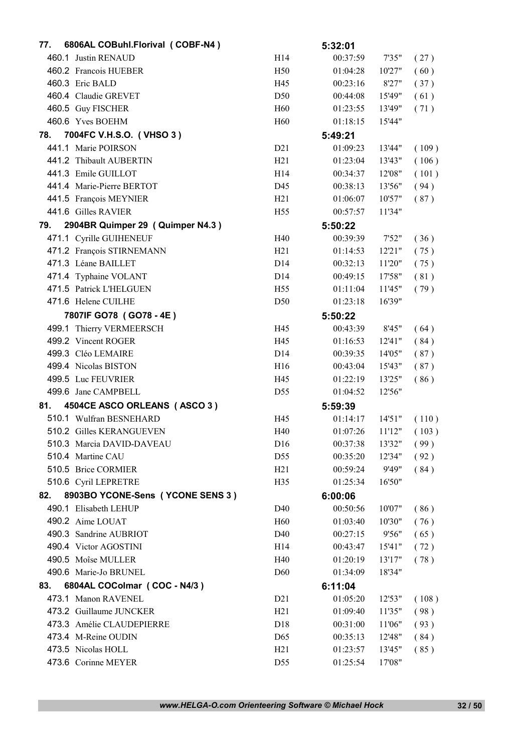| Rank | Team / Runner | Cat. | Time | Pace | Pos. |
|---|---|---|---|---|---|
| 77. | 6806AL COBuhl.Florival ( COBF-N4 ) | | 5:32:01 | | |
| 460.1 | Justin RENAUD | H14 | 00:37:59 | 7'35" | ( 27 ) |
| 460.2 | Francois HUEBER | H50 | 01:04:28 | 10'27" | ( 60 ) |
| 460.3 | Eric BALD | H45 | 00:23:16 | 8'27" | ( 37 ) |
| 460.4 | Claudie GREVET | D50 | 00:44:08 | 15'49" | ( 61 ) |
| 460.5 | Guy FISCHER | H60 | 01:23:55 | 13'49" | ( 71 ) |
| 460.6 | Yves BOEHM | H60 | 01:18:15 | 15'44" | |
| 78. | 7004FC V.H.S.O. ( VHSO 3 ) | | 5:49:21 | | |
| 441.1 | Marie POIRSON | D21 | 01:09:23 | 13'44" | ( 109 ) |
| 441.2 | Thibault AUBERTIN | H21 | 01:23:04 | 13'43" | ( 106 ) |
| 441.3 | Emile GUILLOT | H14 | 00:34:37 | 12'08" | ( 101 ) |
| 441.4 | Marie-Pierre BERTOT | D45 | 00:38:13 | 13'56" | ( 94 ) |
| 441.5 | François MEYNIER | H21 | 01:06:07 | 10'57" | ( 87 ) |
| 441.6 | Gilles RAVIER | H55 | 00:57:57 | 11'34" | |
| 79. | 2904BR Quimper 29 ( Quimper N4.3 ) | | 5:50:22 | | |
| 471.1 | Cyrille GUIHENEUF | H40 | 00:39:39 | 7'52" | ( 36 ) |
| 471.2 | François STIRNEMANN | H21 | 01:14:53 | 12'21" | ( 75 ) |
| 471.3 | Léane BAILLET | D14 | 00:32:13 | 11'20" | ( 75 ) |
| 471.4 | Typhaine VOLANT | D14 | 00:49:15 | 17'58" | ( 81 ) |
| 471.5 | Patrick L'HELGUEN | H55 | 01:11:04 | 11'45" | ( 79 ) |
| 471.6 | Helene CUILHE | D50 | 01:23:18 | 16'39" | |
| | 7807IF GO78 ( GO78 - 4E ) | | 5:50:22 | | |
| 499.1 | Thierry VERMEERSCH | H45 | 00:43:39 | 8'45" | ( 64 ) |
| 499.2 | Vincent ROGER | H45 | 01:16:53 | 12'41" | ( 84 ) |
| 499.3 | Cléo LEMAIRE | D14 | 00:39:35 | 14'05" | ( 87 ) |
| 499.4 | Nicolas BISTON | H16 | 00:43:04 | 15'43" | ( 87 ) |
| 499.5 | Luc FEUVRIER | H45 | 01:22:19 | 13'25" | ( 86 ) |
| 499.6 | Jane CAMPBELL | D55 | 01:04:52 | 12'56" | |
| 81. | 4504CE ASCO ORLEANS ( ASCO 3 ) | | 5:59:39 | | |
| 510.1 | Wulfran BESNEHARD | H45 | 01:14:17 | 14'51" | ( 110 ) |
| 510.2 | Gilles KERANGUEVEN | H40 | 01:07:26 | 11'12" | ( 103 ) |
| 510.3 | Marcia DAVID-DAVEAU | D16 | 00:37:38 | 13'32" | ( 99 ) |
| 510.4 | Martine CAU | D55 | 00:35:20 | 12'34" | ( 92 ) |
| 510.5 | Brice CORMIER | H21 | 00:59:24 | 9'49" | ( 84 ) |
| 510.6 | Cyril LEPRETRE | H35 | 01:25:34 | 16'50" | |
| 82. | 8903BO YCONE-Sens ( YCONE SENS 3 ) | | 6:00:06 | | |
| 490.1 | Elisabeth LEHUP | D40 | 00:50:56 | 10'07" | ( 86 ) |
| 490.2 | Aime LOUAT | H60 | 01:03:40 | 10'30" | ( 76 ) |
| 490.3 | Sandrine AUBRIOT | D40 | 00:27:15 | 9'56" | ( 65 ) |
| 490.4 | Victor AGOSTINI | H14 | 00:43:47 | 15'41" | ( 72 ) |
| 490.5 | Moîse MULLER | H40 | 01:20:19 | 13'17" | ( 78 ) |
| 490.6 | Marie-Jo BRUNEL | D60 | 01:34:09 | 18'34" | |
| 83. | 6804AL COColmar ( COC - N4/3 ) | | 6:11:04 | | |
| 473.1 | Manon RAVENEL | D21 | 01:05:20 | 12'53" | ( 108 ) |
| 473.2 | Guillaume JUNCKER | H21 | 01:09:40 | 11'35" | ( 98 ) |
| 473.3 | Amélie CLAUDEPIERRE | D18 | 00:31:00 | 11'06" | ( 93 ) |
| 473.4 | M-Reine OUDIN | D65 | 00:35:13 | 12'48" | ( 84 ) |
| 473.5 | Nicolas HOLL | H21 | 01:23:57 | 13'45" | ( 85 ) |
| 473.6 | Corinne MEYER | D55 | 01:25:54 | 17'08" | |

*www.HELGA-O.com Orienteering Software © Michael Hock*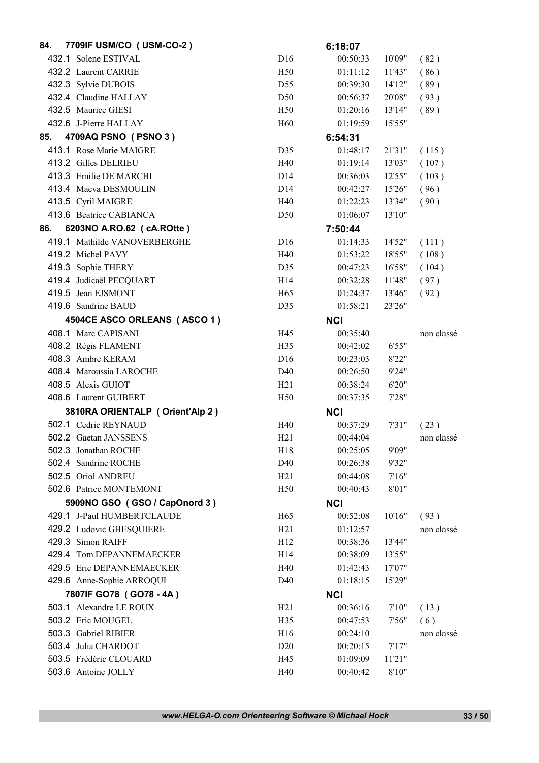| | | | | | |
|---|---|---|---|---|---|
| **84.** | **7709IF USM/CO ( USM-CO-2 )** | | **6:18:07** | | |
| 432.1 | Solene ESTIVAL | D16 | 00:50:33 | 10'09" | ( 82 ) |
| 432.2 | Laurent CARRIE | H50 | 01:11:12 | 11'43" | ( 86 ) |
| 432.3 | Sylvie DUBOIS | D55 | 00:39:30 | 14'12" | ( 89 ) |
| 432.4 | Claudine HALLAY | D50 | 00:56:37 | 20'08" | ( 93 ) |
| 432.5 | Maurice GIESI | H50 | 01:20:16 | 13'14" | ( 89 ) |
| 432.6 | J-Pierre HALLAY | H60 | 01:19:59 | 15'55" | |
| **85.** | **4709AQ PSNO ( PSNO 3 )** | | **6:54:31** | | |
| 413.1 | Rose Marie MAIGRE | D35 | 01:48:17 | 21'31" | ( 115 ) |
| 413.2 | Gilles DELRIEU | H40 | 01:19:14 | 13'03" | ( 107 ) |
| 413.3 | Emilie DE MARCHI | D14 | 00:36:03 | 12'55" | ( 103 ) |
| 413.4 | Maeva DESMOULIN | D14 | 00:42:27 | 15'26" | ( 96 ) |
| 413.5 | Cyril MAIGRE | H40 | 01:22:23 | 13'34" | ( 90 ) |
| 413.6 | Beatrice CABIANCA | D50 | 01:06:07 | 13'10" | |
| **86.** | **6203NO A.RO.62 ( cA.ROtte )** | | **7:50:44** | | |
| 419.1 | Mathilde VANOVERBERGHE | D16 | 01:14:33 | 14'52" | ( 111 ) |
| 419.2 | Michel PAVY | H40 | 01:53:22 | 18'55" | ( 108 ) |
| 419.3 | Sophie THERY | D35 | 00:47:23 | 16'58" | ( 104 ) |
| 419.4 | Judicaël PECQUART | H14 | 00:32:28 | 11'48" | ( 97 ) |
| 419.5 | Jean EJSMONT | H65 | 01:24:37 | 13'46" | ( 92 ) |
| 419.6 | Sandrine BAUD | D35 | 01:58:21 | 23'26" | |
| | **4504CE ASCO ORLEANS ( ASCO 1 )** | | **NCI** | | |
| 408.1 | Marc CAPISANI | H45 | 00:35:40 | | non classé |
| 408.2 | Régis FLAMENT | H35 | 00:42:02 | 6'55" | |
| 408.3 | Ambre KERAM | D16 | 00:23:03 | 8'22" | |
| 408.4 | Maroussia LAROCHE | D40 | 00:26:50 | 9'24" | |
| 408.5 | Alexis GUIOT | H21 | 00:38:24 | 6'20" | |
| 408.6 | Laurent GUIBERT | H50 | 00:37:35 | 7'28" | |
| | **3810RA ORIENTALP ( Orient'Alp 2 )** | | **NCI** | | |
| 502.1 | Cedric REYNAUD | H40 | 00:37:29 | 7'31" | ( 23 ) |
| 502.2 | Gaetan JANSSENS | H21 | 00:44:04 | | non classé |
| 502.3 | Jonathan ROCHE | H18 | 00:25:05 | 9'09" | |
| 502.4 | Sandrine ROCHE | D40 | 00:26:38 | 9'32" | |
| 502.5 | Oriol ANDREU | H21 | 00:44:08 | 7'16" | |
| 502.6 | Patrice MONTEMONT | H50 | 00:40:43 | 8'01" | |
| | **5909NO GSO ( GSO / CapOnord 3 )** | | **NCI** | | |
| 429.1 | J-Paul HUMBERTCLAUDE | H65 | 00:52:08 | 10'16" | ( 93 ) |
| 429.2 | Ludovic GHESQUIERE | H21 | 01:12:57 | | non classé |
| 429.3 | Simon RAIFF | H12 | 00:38:36 | 13'44" | |
| 429.4 | Tom DEPANNEMAECKER | H14 | 00:38:09 | 13'55" | |
| 429.5 | Eric DEPANNEMAECKER | H40 | 01:42:43 | 17'07" | |
| 429.6 | Anne-Sophie ARROQUI | D40 | 01:18:15 | 15'29" | |
| | **7807IF GO78 ( GO78 - 4A )** | | **NCI** | | |
| 503.1 | Alexandre LE ROUX | H21 | 00:36:16 | 7'10" | ( 13 ) |
| 503.2 | Eric MOUGEL | H35 | 00:47:53 | 7'56" | ( 6 ) |
| 503.3 | Gabriel RIBIER | H16 | 00:24:10 | | non classé |
| 503.4 | Julia CHARDOT | D20 | 00:20:15 | 7'17" | |
| 503.5 | Frédéric CLOUARD | H45 | 01:09:09 | 11'21" | |
| 503.6 | Antoine JOLLY | H40 | 00:40:42 | 8'10" | |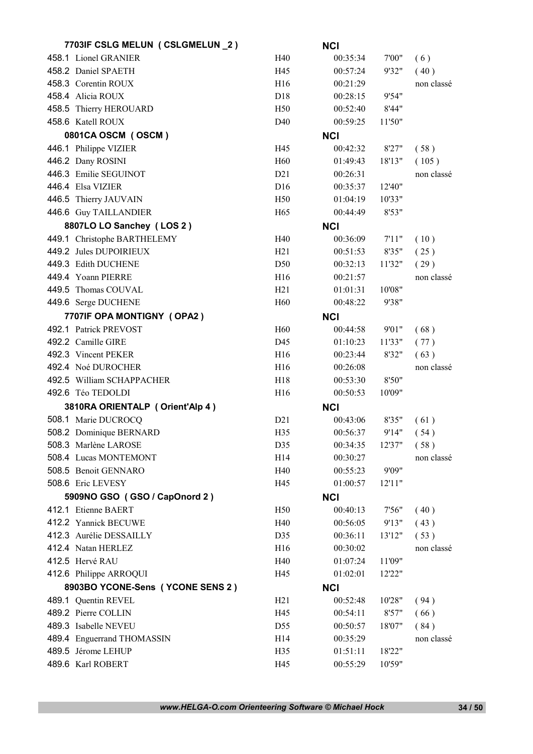| | | | | | |
|---|---|---|---|---|---|
| **7703IF CSLG MELUN ( CSLGMELUN _2 )** | | **NCI** | | | |
| 458.1 Lionel GRANIER | H40 | 00:35:34 | 7'00" | ( 6 ) | |
| 458.2 Daniel SPAETH | H45 | 00:57:24 | 9'32" | ( 40 ) | |
| 458.3 Corentin ROUX | H16 | 00:21:29 | | non classé | |
| 458.4 Alicia ROUX | D18 | 00:28:15 | 9'54" | | |
| 458.5 Thierry HEROUARD | H50 | 00:52:40 | 8'44" | | |
| 458.6 Katell ROUX | D40 | 00:59:25 | 11'50" | | |
| **0801CA OSCM ( OSCM )** | | **NCI** | | | |
| 446.1 Philippe VIZIER | H45 | 00:42:32 | 8'27" | ( 58 ) | |
| 446.2 Dany ROSINI | H60 | 01:49:43 | 18'13" | ( 105 ) | |
| 446.3 Emilie SEGUINOT | D21 | 00:26:31 | | non classé | |
| 446.4 Elsa VIZIER | D16 | 00:35:37 | 12'40" | | |
| 446.5 Thierry JAUVAIN | H50 | 01:04:19 | 10'33" | | |
| 446.6 Guy TAILLANDIER | H65 | 00:44:49 | 8'53" | | |
| **8807LO LO Sanchey ( LOS 2 )** | | **NCI** | | | |
| 449.1 Christophe BARTHELEMY | H40 | 00:36:09 | 7'11" | ( 10 ) | |
| 449.2 Jules DUPOIRIEUX | H21 | 00:51:53 | 8'35" | ( 25 ) | |
| 449.3 Edith DUCHENE | D50 | 00:32:13 | 11'32" | ( 29 ) | |
| 449.4 Yoann PIERRE | H16 | 00:21:57 | | non classé | |
| 449.5 Thomas COUVAL | H21 | 01:01:31 | 10'08" | | |
| 449.6 Serge DUCHENE | H60 | 00:48:22 | 9'38" | | |
| **7707IF OPA MONTIGNY ( OPA2 )** | | **NCI** | | | |
| 492.1 Patrick PREVOST | H60 | 00:44:58 | 9'01" | ( 68 ) | |
| 492.2 Camille GIRE | D45 | 01:10:23 | 11'33" | ( 77 ) | |
| 492.3 Vincent PEKER | H16 | 00:23:44 | 8'32" | ( 63 ) | |
| 492.4 Noé DUROCHER | H16 | 00:26:08 | | non classé | |
| 492.5 William SCHAPPACHER | H18 | 00:53:30 | 8'50" | | |
| 492.6 Téo TEDOLDI | H16 | 00:50:53 | 10'09" | | |
| **3810RA ORIENTALP ( Orient'Alp 4 )** | | **NCI** | | | |
| 508.1 Marie DUCROCQ | D21 | 00:43:06 | 8'35" | ( 61 ) | |
| 508.2 Dominique BERNARD | H35 | 00:56:37 | 9'14" | ( 54 ) | |
| 508.3 Marlène LAROSE | D35 | 00:34:35 | 12'37" | ( 58 ) | |
| 508.4 Lucas MONTEMONT | H14 | 00:30:27 | | non classé | |
| 508.5 Benoit GENNARO | H40 | 00:55:23 | 9'09" | | |
| 508.6 Eric LEVESY | H45 | 01:00:57 | 12'11" | | |
| **5909NO GSO ( GSO / CapOnord 2 )** | | **NCI** | | | |
| 412.1 Etienne BAERT | H50 | 00:40:13 | 7'56" | ( 40 ) | |
| 412.2 Yannick BECUWE | H40 | 00:56:05 | 9'13" | ( 43 ) | |
| 412.3 Aurélie DESSAILLY | D35 | 00:36:11 | 13'12" | ( 53 ) | |
| 412.4 Natan HERLEZ | H16 | 00:30:02 | | non classé | |
| 412.5 Hervé RAU | H40 | 01:07:24 | 11'09" | | |
| 412.6 Philippe ARROQUI | H45 | 01:02:01 | 12'22" | | |
| **8903BO YCONE-Sens ( YCONE SENS 2 )** | | **NCI** | | | |
| 489.1 Quentin REVEL | H21 | 00:52:48 | 10'28" | ( 94 ) | |
| 489.2 Pierre COLLIN | H45 | 00:54:11 | 8'57" | ( 66 ) | |
| 489.3 Isabelle NEVEU | D55 | 00:50:57 | 18'07" | ( 84 ) | |
| 489.4 Enguerrand THOMASSIN | H14 | 00:35:29 | | non classé | |
| 489.5 Jérome LEHUP | H35 | 01:51:11 | 18'22" | | |
| 489.6 Karl ROBERT | H45 | 00:55:29 | 10'59" | | |

www.HELGA-O.com Orienteering Software © Michael Hock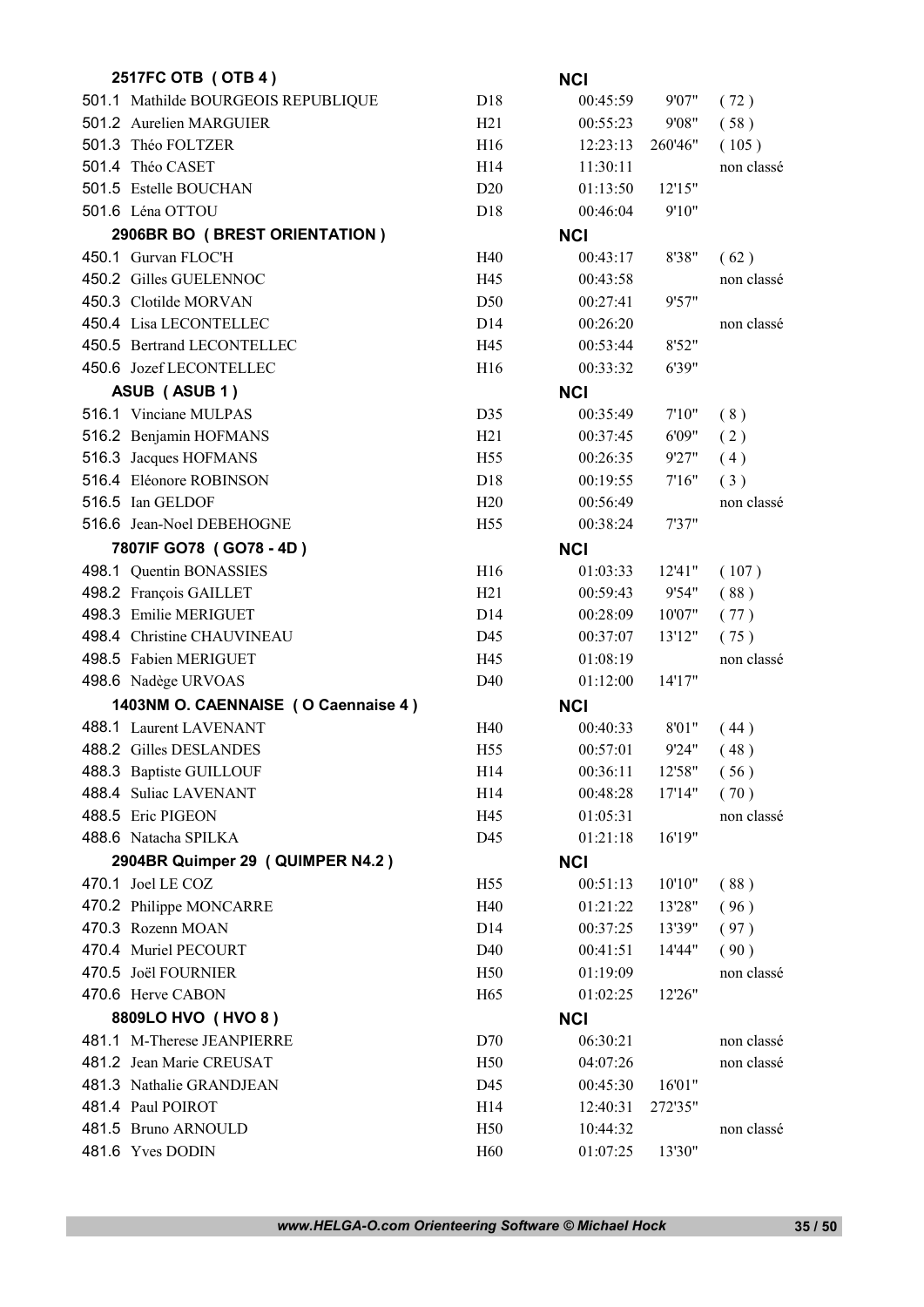| | | | | | |
|---|---|---|---|---|---|
| **2517FC OTB ( OTB 4 )** | | **NCI** | | | |
| 501.1 Mathilde BOURGEOIS REPUBLIQUE | D18 | 00:45:59 | 9'07" | ( 72 ) |
| 501.2 Aurelien MARGUIER | H21 | 00:55:23 | 9'08" | ( 58 ) |
| 501.3 Théo FOLTZER | H16 | 12:23:13 | 260'46" | ( 105 ) |
| 501.4 Théo CASET | H14 | 11:30:11 | | non classé |
| 501.5 Estelle BOUCHAN | D20 | 01:13:50 | 12'15" | |
| 501.6 Léna OTTOU | D18 | 00:46:04 | 9'10" | |
| **2906BR BO ( BREST ORIENTATION )** | | **NCI** | | |
| 450.1 Gurvan FLOC'H | H40 | 00:43:17 | 8'38" | ( 62 ) |
| 450.2 Gilles GUELENNOC | H45 | 00:43:58 | | non classé |
| 450.3 Clotilde MORVAN | D50 | 00:27:41 | 9'57" | |
| 450.4 Lisa LECONTELLEC | D14 | 00:26:20 | | non classé |
| 450.5 Bertrand LECONTELLEC | H45 | 00:53:44 | 8'52" | |
| 450.6 Jozef LECONTELLEC | H16 | 00:33:32 | 6'39" | |
| **ASUB ( ASUB 1 )** | | **NCI** | | |
| 516.1 Vinciane MULPAS | D35 | 00:35:49 | 7'10" | ( 8 ) |
| 516.2 Benjamin HOFMANS | H21 | 00:37:45 | 6'09" | ( 2 ) |
| 516.3 Jacques HOFMANS | H55 | 00:26:35 | 9'27" | ( 4 ) |
| 516.4 Eléonore ROBINSON | D18 | 00:19:55 | 7'16" | ( 3 ) |
| 516.5 Ian GELDOF | H20 | 00:56:49 | | non classé |
| 516.6 Jean-Noel DEBEHOGNE | H55 | 00:38:24 | 7'37" | |
| **7807IF GO78 ( GO78 - 4D )** | | **NCI** | | |
| 498.1 Quentin BONASSIES | H16 | 01:03:33 | 12'41" | ( 107 ) |
| 498.2 François GAILLET | H21 | 00:59:43 | 9'54" | ( 88 ) |
| 498.3 Emilie MERIGUET | D14 | 00:28:09 | 10'07" | ( 77 ) |
| 498.4 Christine CHAUVINEAU | D45 | 00:37:07 | 13'12" | ( 75 ) |
| 498.5 Fabien MERIGUET | H45 | 01:08:19 | | non classé |
| 498.6 Nadège URVOAS | D40 | 01:12:00 | 14'17" | |
| **1403NM O. CAENNAISE ( O Caennaise 4 )** | | **NCI** | | |
| 488.1 Laurent LAVENANT | H40 | 00:40:33 | 8'01" | ( 44 ) |
| 488.2 Gilles DESLANDES | H55 | 00:57:01 | 9'24" | ( 48 ) |
| 488.3 Baptiste GUILLOUF | H14 | 00:36:11 | 12'58" | ( 56 ) |
| 488.4 Suliac LAVENANT | H14 | 00:48:28 | 17'14" | ( 70 ) |
| 488.5 Eric PIGEON | H45 | 01:05:31 | | non classé |
| 488.6 Natacha SPILKA | D45 | 01:21:18 | 16'19" | |
| **2904BR Quimper 29 ( QUIMPER N4.2 )** | | **NCI** | | |
| 470.1 Joel LE COZ | H55 | 00:51:13 | 10'10" | ( 88 ) |
| 470.2 Philippe MONCARRE | H40 | 01:21:22 | 13'28" | ( 96 ) |
| 470.3 Rozenn MOAN | D14 | 00:37:25 | 13'39" | ( 97 ) |
| 470.4 Muriel PECOURT | D40 | 00:41:51 | 14'44" | ( 90 ) |
| 470.5 Joël FOURNIER | H50 | 01:19:09 | | non classé |
| 470.6 Herve CABON | H65 | 01:02:25 | 12'26" | |
| **8809LO HVO ( HVO 8 )** | | **NCI** | | |
| 481.1 M-Therese JEANPIERRE | D70 | 06:30:21 | | non classé |
| 481.2 Jean Marie CREUSAT | H50 | 04:07:26 | | non classé |
| 481.3 Nathalie GRANDJEAN | D45 | 00:45:30 | 16'01" | |
| 481.4 Paul POIROT | H14 | 12:40:31 | 272'35" | |
| 481.5 Bruno ARNOULD | H50 | 10:44:32 | | non classé |
| 481.6 Yves DODIN | H60 | 01:07:25 | 13'30" | |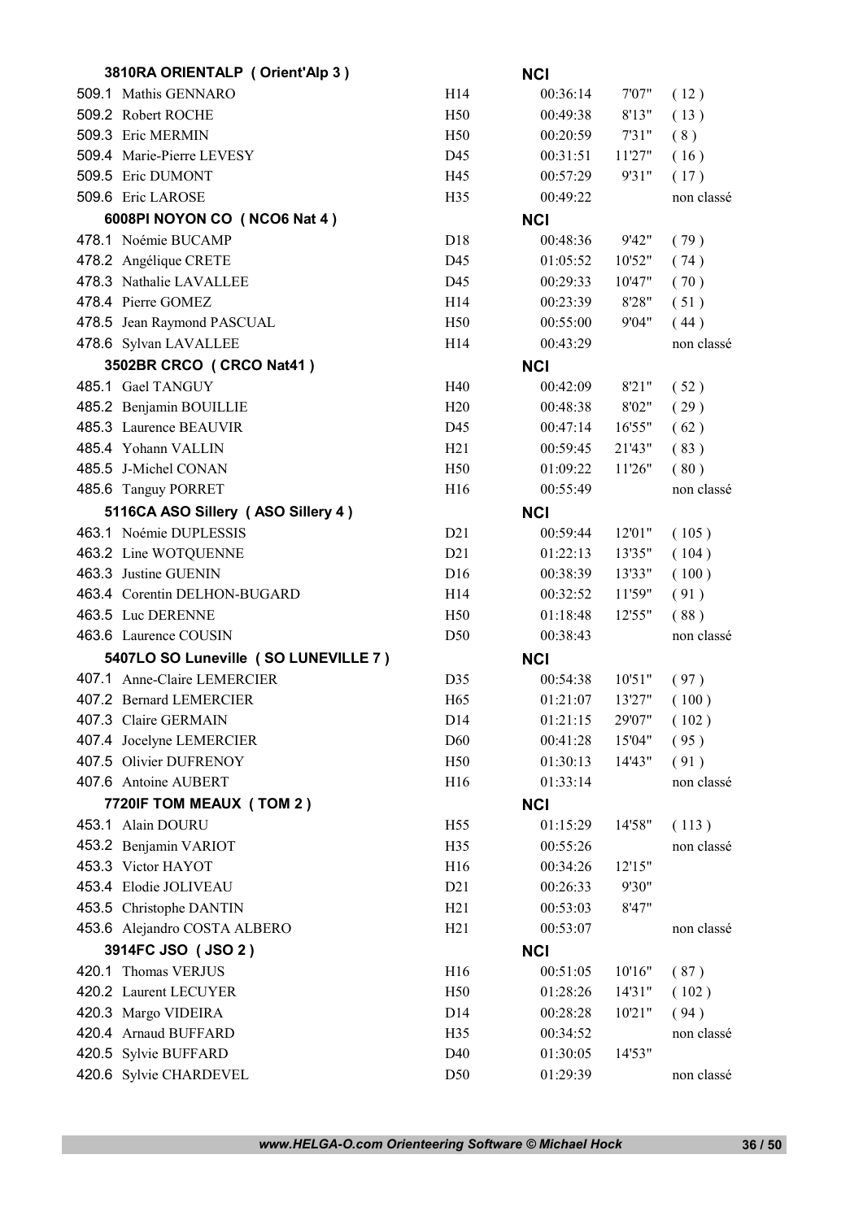| | | | | | |
|---|---|---|---|---|---|
| **3810RA ORIENTALP ( Orient'Alp 3 )** | | **NCI** | | | |
| 509.1 Mathis GENNARO | H14 | 00:36:14 | 7'07" | ( 12 ) | |
| 509.2 Robert ROCHE | H50 | 00:49:38 | 8'13" | ( 13 ) | |
| 509.3 Eric MERMIN | H50 | 00:20:59 | 7'31" | ( 8 ) | |
| 509.4 Marie-Pierre LEVESY | D45 | 00:31:51 | 11'27" | ( 16 ) | |
| 509.5 Eric DUMONT | H45 | 00:57:29 | 9'31" | ( 17 ) | |
| 509.6 Eric LAROSE | H35 | 00:49:22 | | non classé | |
| **6008PI NOYON CO ( NCO6 Nat 4 )** | | **NCI** | | | |
| 478.1 Noémie BUCAMP | D18 | 00:48:36 | 9'42" | ( 79 ) | |
| 478.2 Angélique CRETE | D45 | 01:05:52 | 10'52" | ( 74 ) | |
| 478.3 Nathalie LAVALLEE | D45 | 00:29:33 | 10'47" | ( 70 ) | |
| 478.4 Pierre GOMEZ | H14 | 00:23:39 | 8'28" | ( 51 ) | |
| 478.5 Jean Raymond PASCUAL | H50 | 00:55:00 | 9'04" | ( 44 ) | |
| 478.6 Sylvan LAVALLEE | H14 | 00:43:29 | | non classé | |
| **3502BR CRCO ( CRCO Nat41 )** | | **NCI** | | | |
| 485.1 Gael TANGUY | H40 | 00:42:09 | 8'21" | ( 52 ) | |
| 485.2 Benjamin BOUILLIE | H20 | 00:48:38 | 8'02" | ( 29 ) | |
| 485.3 Laurence BEAUVIR | D45 | 00:47:14 | 16'55" | ( 62 ) | |
| 485.4 Yohann VALLIN | H21 | 00:59:45 | 21'43" | ( 83 ) | |
| 485.5 J-Michel CONAN | H50 | 01:09:22 | 11'26" | ( 80 ) | |
| 485.6 Tanguy PORRET | H16 | 00:55:49 | | non classé | |
| **5116CA ASO Sillery ( ASO Sillery 4 )** | | **NCI** | | | |
| 463.1 Noémie DUPLESSIS | D21 | 00:59:44 | 12'01" | ( 105 ) | |
| 463.2 Line WOTQUENNE | D21 | 01:22:13 | 13'35" | ( 104 ) | |
| 463.3 Justine GUENIN | D16 | 00:38:39 | 13'33" | ( 100 ) | |
| 463.4 Corentin DELHON-BUGARD | H14 | 00:32:52 | 11'59" | ( 91 ) | |
| 463.5 Luc DERENNE | H50 | 01:18:48 | 12'55" | ( 88 ) | |
| 463.6 Laurence COUSIN | D50 | 00:38:43 | | non classé | |
| **5407LO SO Luneville ( SO LUNEVILLE 7 )** | | **NCI** | | | |
| 407.1 Anne-Claire LEMERCIER | D35 | 00:54:38 | 10'51" | ( 97 ) | |
| 407.2 Bernard LEMERCIER | H65 | 01:21:07 | 13'27" | ( 100 ) | |
| 407.3 Claire GERMAIN | D14 | 01:21:15 | 29'07" | ( 102 ) | |
| 407.4 Jocelyne LEMERCIER | D60 | 00:41:28 | 15'04" | ( 95 ) | |
| 407.5 Olivier DUFRENOY | H50 | 01:30:13 | 14'43" | ( 91 ) | |
| 407.6 Antoine AUBERT | H16 | 01:33:14 | | non classé | |
| **7720IF TOM MEAUX ( TOM 2 )** | | **NCI** | | | |
| 453.1 Alain DOURU | H55 | 01:15:29 | 14'58" | ( 113 ) | |
| 453.2 Benjamin VARIOT | H35 | 00:55:26 | | non classé | |
| 453.3 Victor HAYOT | H16 | 00:34:26 | 12'15" | | |
| 453.4 Elodie JOLIVEAU | D21 | 00:26:33 | 9'30" | | |
| 453.5 Christophe DANTIN | H21 | 00:53:03 | 8'47" | | |
| 453.6 Alejandro COSTA ALBERO | H21 | 00:53:07 | | non classé | |
| **3914FC JSO ( JSO 2 )** | | **NCI** | | | |
| 420.1 Thomas VERJUS | H16 | 00:51:05 | 10'16" | ( 87 ) | |
| 420.2 Laurent LECUYER | H50 | 01:28:26 | 14'31" | ( 102 ) | |
| 420.3 Margo VIDEIRA | D14 | 00:28:28 | 10'21" | ( 94 ) | |
| 420.4 Arnaud BUFFARD | H35 | 00:34:52 | | non classé | |
| 420.5 Sylvie BUFFARD | D40 | 01:30:05 | 14'53" | | |
| 420.6 Sylvie CHARDEVEL | D50 | 01:29:39 | | non classé | |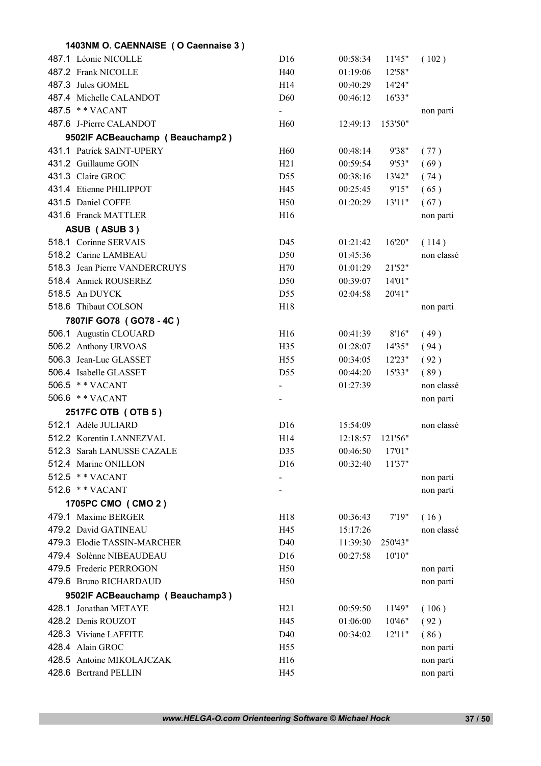**1403NM O. CAENNAISE ( O Caennaise 3 )**

| | | | | | |
|---|---|---|---|---|---|
| 487.1 | Léonie NICOLLE | D16 | 00:58:34 | 11'45" | ( 102 ) |
| 487.2 | Frank NICOLLE | H40 | 01:19:06 | 12'58" | |
| 487.3 | Jules GOMEL | H14 | 00:40:29 | 14'24" | |
| 487.4 | Michelle CALANDOT | D60 | 00:46:12 | 16'33" | |
| 487.5 | * * VACANT | - | | | non parti |
| 487.6 | J-Pierre CALANDOT | H60 | 12:49:13 | 153'50" | |

**9502IF ACBeauchamp ( Beauchamp2 )**

| | | | | | |
|---|---|---|---|---|---|
| 431.1 | Patrick SAINT-UPERY | H60 | 00:48:14 | 9'38" | ( 77 ) |
| 431.2 | Guillaume GOIN | H21 | 00:59:54 | 9'53" | ( 69 ) |
| 431.3 | Claire GROC | D55 | 00:38:16 | 13'42" | ( 74 ) |
| 431.4 | Etienne PHILIPPOT | H45 | 00:25:45 | 9'15" | ( 65 ) |
| 431.5 | Daniel COFFE | H50 | 01:20:29 | 13'11" | ( 67 ) |
| 431.6 | Franck MATTLER | H16 | | | non parti |

**ASUB ( ASUB 3 )**

| | | | | | |
|---|---|---|---|---|---|
| 518.1 | Corinne SERVAIS | D45 | 01:21:42 | 16'20" | ( 114 ) |
| 518.2 | Carine LAMBEAU | D50 | 01:45:36 | | non classé |
| 518.3 | Jean Pierre VANDERCRUYS | H70 | 01:01:29 | 21'52" | |
| 518.4 | Annick ROUSEREZ | D50 | 00:39:07 | 14'01" | |
| 518.5 | An DUYCK | D55 | 02:04:58 | 20'41" | |
| 518.6 | Thibaut COLSON | H18 | | | non parti |

**7807IF GO78 ( GO78 - 4C )**

| | | | | | |
|---|---|---|---|---|---|
| 506.1 | Augustin CLOUARD | H16 | 00:41:39 | 8'16" | ( 49 ) |
| 506.2 | Anthony URVOAS | H35 | 01:28:07 | 14'35" | ( 94 ) |
| 506.3 | Jean-Luc GLASSET | H55 | 00:34:05 | 12'23" | ( 92 ) |
| 506.4 | Isabelle GLASSET | D55 | 00:44:20 | 15'33" | ( 89 ) |
| 506.5 | * * VACANT | - | 01:27:39 | | non classé |
| 506.6 | * * VACANT | - | | | non parti |

**2517FC OTB ( OTB 5 )**

| | | | | | |
|---|---|---|---|---|---|
| 512.1 | Adèle JULIARD | D16 | 15:54:09 | | non classé |
| 512.2 | Korentin LANNEZVAL | H14 | 12:18:57 | 121'56" | |
| 512.3 | Sarah LANUSSE CAZALE | D35 | 00:46:50 | 17'01" | |
| 512.4 | Marine ONILLON | D16 | 00:32:40 | 11'37" | |
| 512.5 | * * VACANT | - | | | non parti |
| 512.6 | * * VACANT | - | | | non parti |

**1705PC CMO ( CMO 2 )**

| | | | | | |
|---|---|---|---|---|---|
| 479.1 | Maxime BERGER | H18 | 00:36:43 | 7'19" | ( 16 ) |
| 479.2 | David GATINEAU | H45 | 15:17:26 | | non classé |
| 479.3 | Elodie TASSIN-MARCHER | D40 | 11:39:30 | 250'43" | |
| 479.4 | Solènne NIBEAUDEAU | D16 | 00:27:58 | 10'10" | |
| 479.5 | Frederic PERROGON | H50 | | | non parti |
| 479.6 | Bruno RICHARDAUD | H50 | | | non parti |

**9502IF ACBeauchamp ( Beauchamp3 )**

| | | | | | |
|---|---|---|---|---|---|
| 428.1 | Jonathan METAYE | H21 | 00:59:50 | 11'49" | ( 106 ) |
| 428.2 | Denis ROUZOT | H45 | 01:06:00 | 10'46" | ( 92 ) |
| 428.3 | Viviane LAFFITE | D40 | 00:34:02 | 12'11" | ( 86 ) |
| 428.4 | Alain GROC | H55 | | | non parti |
| 428.5 | Antoine MIKOLAJCZAK | H16 | | | non parti |
| 428.6 | Bertrand PELLIN | H45 | | | non parti |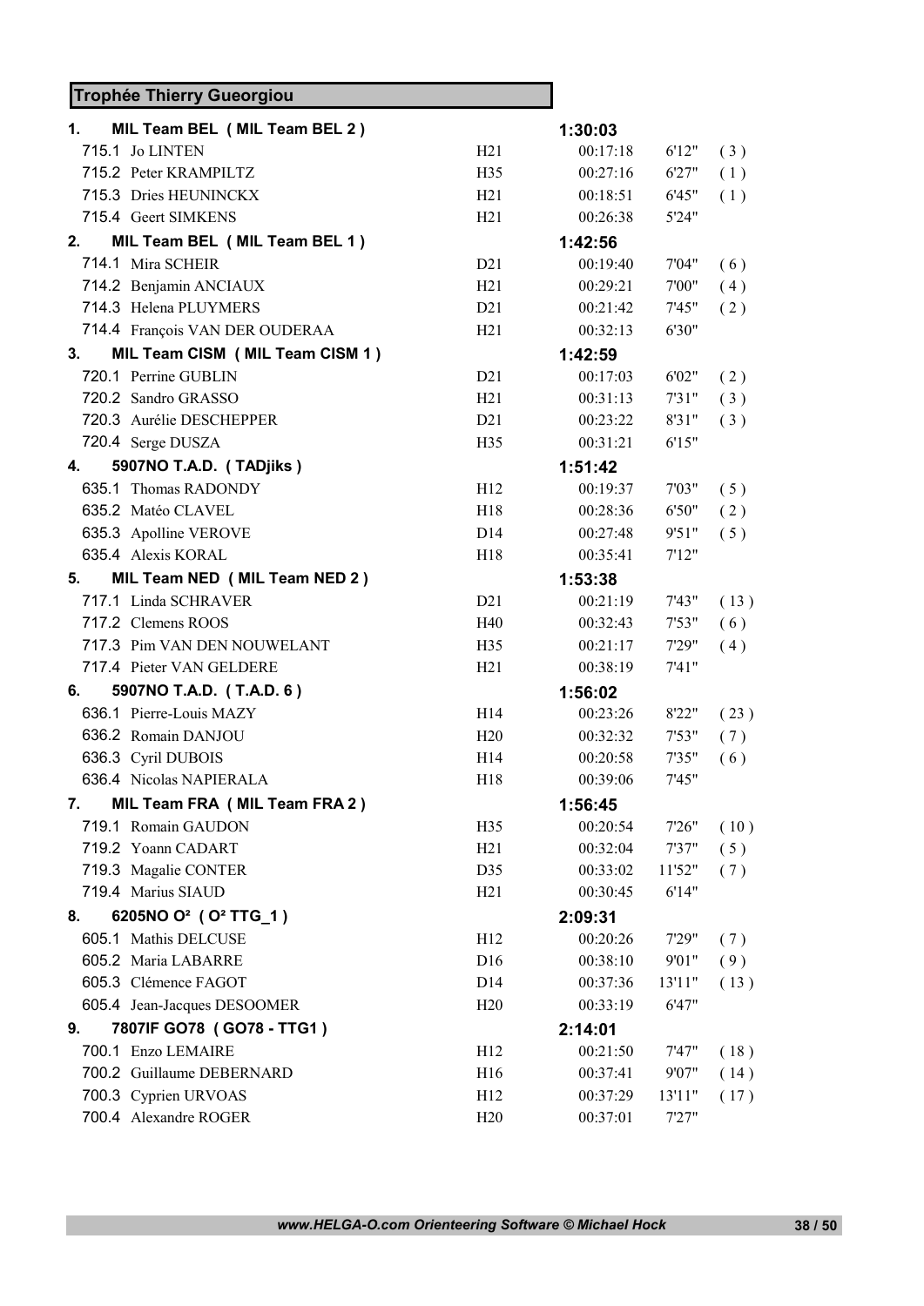## Trophée Thierry Gueorgiou

| | | | | | |
|---|---|---|---|---|---|
| **1.** | **MIL Team BEL ( MIL Team BEL 2 )** | | **1:30:03** | | |
| 715.1 | Jo LINTEN | H21 | 00:17:18 | 6'12" | ( 3 ) |
| 715.2 | Peter KRAMPILTZ | H35 | 00:27:16 | 6'27" | ( 1 ) |
| 715.3 | Dries HEUNINCKX | H21 | 00:18:51 | 6'45" | ( 1 ) |
| 715.4 | Geert SIMKENS | H21 | 00:26:38 | 5'24" | |
| **2.** | **MIL Team BEL ( MIL Team BEL 1 )** | | **1:42:56** | | |
| 714.1 | Mira SCHEIR | D21 | 00:19:40 | 7'04" | ( 6 ) |
| 714.2 | Benjamin ANCIAUX | H21 | 00:29:21 | 7'00" | ( 4 ) |
| 714.3 | Helena PLUYMERS | D21 | 00:21:42 | 7'45" | ( 2 ) |
| 714.4 | François VAN DER OUDERAA | H21 | 00:32:13 | 6'30" | |
| **3.** | **MIL Team CISM ( MIL Team CISM 1 )** | | **1:42:59** | | |
| 720.1 | Perrine GUBLIN | D21 | 00:17:03 | 6'02" | ( 2 ) |
| 720.2 | Sandro GRASSO | H21 | 00:31:13 | 7'31" | ( 3 ) |
| 720.3 | Aurélie DESCHEPPER | D21 | 00:23:22 | 8'31" | ( 3 ) |
| 720.4 | Serge DUSZA | H35 | 00:31:21 | 6'15" | |
| **4.** | **5907NO T.A.D. ( TADjiks )** | | **1:51:42** | | |
| 635.1 | Thomas RADONDY | H12 | 00:19:37 | 7'03" | ( 5 ) |
| 635.2 | Matéo CLAVEL | H18 | 00:28:36 | 6'50" | ( 2 ) |
| 635.3 | Apolline VEROVE | D14 | 00:27:48 | 9'51" | ( 5 ) |
| 635.4 | Alexis KORAL | H18 | 00:35:41 | 7'12" | |
| **5.** | **MIL Team NED ( MIL Team NED 2 )** | | **1:53:38** | | |
| 717.1 | Linda SCHRAVER | D21 | 00:21:19 | 7'43" | ( 13 ) |
| 717.2 | Clemens ROOS | H40 | 00:32:43 | 7'53" | ( 6 ) |
| 717.3 | Pim VAN DEN NOUWELANT | H35 | 00:21:17 | 7'29" | ( 4 ) |
| 717.4 | Pieter VAN GELDERE | H21 | 00:38:19 | 7'41" | |
| **6.** | **5907NO T.A.D. ( T.A.D. 6 )** | | **1:56:02** | | |
| 636.1 | Pierre-Louis MAZY | H14 | 00:23:26 | 8'22" | ( 23 ) |
| 636.2 | Romain DANJOU | H20 | 00:32:32 | 7'53" | ( 7 ) |
| 636.3 | Cyril DUBOIS | H14 | 00:20:58 | 7'35" | ( 6 ) |
| 636.4 | Nicolas NAPIERALA | H18 | 00:39:06 | 7'45" | |
| **7.** | **MIL Team FRA ( MIL Team FRA 2 )** | | **1:56:45** | | |
| 719.1 | Romain GAUDON | H35 | 00:20:54 | 7'26" | ( 10 ) |
| 719.2 | Yoann CADART | H21 | 00:32:04 | 7'37" | ( 5 ) |
| 719.3 | Magalie CONTER | D35 | 00:33:02 | 11'52" | ( 7 ) |
| 719.4 | Marius SIAUD | H21 | 00:30:45 | 6'14" | |
| **8.** | **6205NO O² ( O² TTG_1 )** | | **2:09:31** | | |
| 605.1 | Mathis DELCUSE | H12 | 00:20:26 | 7'29" | ( 7 ) |
| 605.2 | Maria LABARRE | D16 | 00:38:10 | 9'01" | ( 9 ) |
| 605.3 | Clémence FAGOT | D14 | 00:37:36 | 13'11" | ( 13 ) |
| 605.4 | Jean-Jacques DESOOMER | H20 | 00:33:19 | 6'47" | |
| **9.** | **7807IF GO78 ( GO78 - TTG1 )** | | **2:14:01** | | |
| 700.1 | Enzo LEMAIRE | H12 | 00:21:50 | 7'47" | ( 18 ) |
| 700.2 | Guillaume DEBERNARD | H16 | 00:37:41 | 9'07" | ( 14 ) |
| 700.3 | Cyprien URVOAS | H12 | 00:37:29 | 13'11" | ( 17 ) |
| 700.4 | Alexandre ROGER | H20 | 00:37:01 | 7'27" | |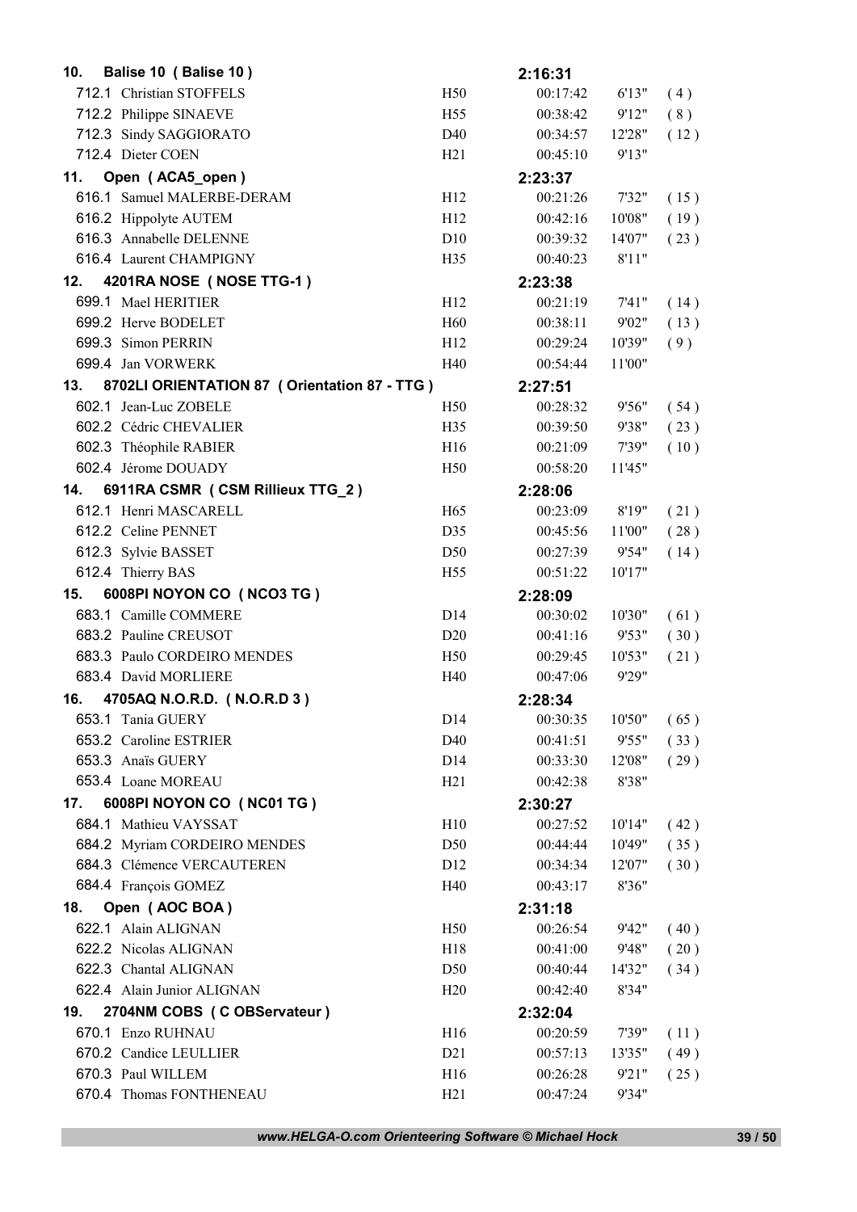| | | | | | |
|---|---|---|---|---|---|
| **10. Balise 10 ( Balise 10 )** | | **2:16:31** | | | |
| 712.1 Christian STOFFELS | H50 | 00:17:42 | 6'13" | ( 4 ) |
| 712.2 Philippe SINAEVE | H55 | 00:38:42 | 9'12" | ( 8 ) |
| 712.3 Sindy SAGGIORATO | D40 | 00:34:57 | 12'28" | ( 12 ) |
| 712.4 Dieter COEN | H21 | 00:45:10 | 9'13" | |
| **11. Open ( ACA5_open )** | | **2:23:37** | | |
| 616.1 Samuel MALERBE-DERAM | H12 | 00:21:26 | 7'32" | ( 15 ) |
| 616.2 Hippolyte AUTEM | H12 | 00:42:16 | 10'08" | ( 19 ) |
| 616.3 Annabelle DELENNE | D10 | 00:39:32 | 14'07" | ( 23 ) |
| 616.4 Laurent CHAMPIGNY | H35 | 00:40:23 | 8'11" | |
| **12. 4201RA NOSE ( NOSE TTG-1 )** | | **2:23:38** | | |
| 699.1 Mael HERITIER | H12 | 00:21:19 | 7'41" | ( 14 ) |
| 699.2 Herve BODELET | H60 | 00:38:11 | 9'02" | ( 13 ) |
| 699.3 Simon PERRIN | H12 | 00:29:24 | 10'39" | ( 9 ) |
| 699.4 Jan VORWERK | H40 | 00:54:44 | 11'00" | |
| **13. 8702LI ORIENTATION 87 ( Orientation 87 - TTG )** | | **2:27:51** | | |
| 602.1 Jean-Luc ZOBELE | H50 | 00:28:32 | 9'56" | ( 54 ) |
| 602.2 Cédric CHEVALIER | H35 | 00:39:50 | 9'38" | ( 23 ) |
| 602.3 Théophile RABIER | H16 | 00:21:09 | 7'39" | ( 10 ) |
| 602.4 Jérome DOUADY | H50 | 00:58:20 | 11'45" | |
| **14. 6911RA CSMR ( CSM Rillieux TTG_2 )** | | **2:28:06** | | |
| 612.1 Henri MASCARELL | H65 | 00:23:09 | 8'19" | ( 21 ) |
| 612.2 Celine PENNET | D35 | 00:45:56 | 11'00" | ( 28 ) |
| 612.3 Sylvie BASSET | D50 | 00:27:39 | 9'54" | ( 14 ) |
| 612.4 Thierry BAS | H55 | 00:51:22 | 10'17" | |
| **15. 6008PI NOYON CO ( NCO3 TG )** | | **2:28:09** | | |
| 683.1 Camille COMMERE | D14 | 00:30:02 | 10'30" | ( 61 ) |
| 683.2 Pauline CREUSOT | D20 | 00:41:16 | 9'53" | ( 30 ) |
| 683.3 Paulo CORDEIRO MENDES | H50 | 00:29:45 | 10'53" | ( 21 ) |
| 683.4 David MORLIERE | H40 | 00:47:06 | 9'29" | |
| **16. 4705AQ N.O.R.D. ( N.O.R.D 3 )** | | **2:28:34** | | |
| 653.1 Tania GUERY | D14 | 00:30:35 | 10'50" | ( 65 ) |
| 653.2 Caroline ESTRIER | D40 | 00:41:51 | 9'55" | ( 33 ) |
| 653.3 Anaïs GUERY | D14 | 00:33:30 | 12'08" | ( 29 ) |
| 653.4 Loane MOREAU | H21 | 00:42:38 | 8'38" | |
| **17. 6008PI NOYON CO ( NC01 TG )** | | **2:30:27** | | |
| 684.1 Mathieu VAYSSAT | H10 | 00:27:52 | 10'14" | ( 42 ) |
| 684.2 Myriam CORDEIRO MENDES | D50 | 00:44:44 | 10'49" | ( 35 ) |
| 684.3 Clémence VERCAUTEREN | D12 | 00:34:34 | 12'07" | ( 30 ) |
| 684.4 François GOMEZ | H40 | 00:43:17 | 8'36" | |
| **18. Open ( AOC BOA )** | | **2:31:18** | | |
| 622.1 Alain ALIGNAN | H50 | 00:26:54 | 9'42" | ( 40 ) |
| 622.2 Nicolas ALIGNAN | H18 | 00:41:00 | 9'48" | ( 20 ) |
| 622.3 Chantal ALIGNAN | D50 | 00:40:44 | 14'32" | ( 34 ) |
| 622.4 Alain Junior ALIGNAN | H20 | 00:42:40 | 8'34" | |
| **19. 2704NM COBS ( C OBServateur )** | | **2:32:04** | | |
| 670.1 Enzo RUHNAU | H16 | 00:20:59 | 7'39" | ( 11 ) |
| 670.2 Candice LEULLIER | D21 | 00:57:13 | 13'35" | ( 49 ) |
| 670.3 Paul WILLEM | H16 | 00:26:28 | 9'21" | ( 25 ) |
| 670.4 Thomas FONTHENEAU | H21 | 00:47:24 | 9'34" | |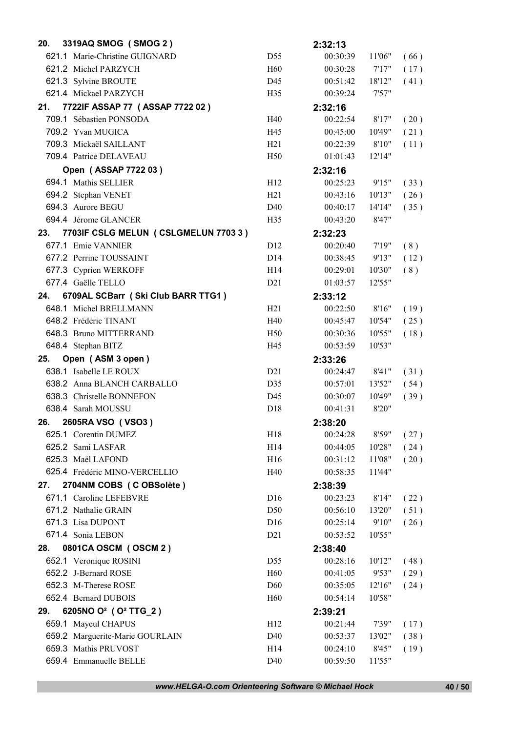| | | | | | |
|---|---|---|---|---|---|
| **20. 3319AQ SMOG ( SMOG 2 )** | | **2:32:13** | | |
| 621.1 Marie-Christine GUIGNARD | D55 | 00:30:39 | 11'06" | ( 66 ) |
| 621.2 Michel PARZYCH | H60 | 00:30:28 | 7'17" | ( 17 ) |
| 621.3 Sylvine BROUTE | D45 | 00:51:42 | 18'12" | ( 41 ) |
| 621.4 Mickael PARZYCH | H35 | 00:39:24 | 7'57" | |
| **21. 7722IF ASSAP 77 ( ASSAP 7722 02 )** | | **2:32:16** | | |
| 709.1 Sébastien PONSODA | H40 | 00:22:54 | 8'17" | ( 20 ) |
| 709.2 Yvan MUGICA | H45 | 00:45:00 | 10'49" | ( 21 ) |
| 709.3 Mickaël SAILLANT | H21 | 00:22:39 | 8'10" | ( 11 ) |
| 709.4 Patrice DELAVEAU | H50 | 01:01:43 | 12'14" | |
| **Open ( ASSAP 7722 03 )** | | **2:32:16** | | |
| 694.1 Mathis SELLIER | H12 | 00:25:23 | 9'15" | ( 33 ) |
| 694.2 Stephan VENET | H21 | 00:43:16 | 10'13" | ( 26 ) |
| 694.3 Aurore BEGU | D40 | 00:40:17 | 14'14" | ( 35 ) |
| 694.4 Jérome GLANCER | H35 | 00:43:20 | 8'47" | |
| **23. 7703IF CSLG MELUN ( CSLGMELUN 7703 3 )** | | **2:32:23** | | |
| 677.1 Emie VANNIER | D12 | 00:20:40 | 7'19" | ( 8 ) |
| 677.2 Perrine TOUSSAINT | D14 | 00:38:45 | 9'13" | ( 12 ) |
| 677.3 Cyprien WERKOFF | H14 | 00:29:01 | 10'30" | ( 8 ) |
| 677.4 Gaëlle TELLO | D21 | 01:03:57 | 12'55" | |
| **24. 6709AL SCBarr ( Ski Club BARR TTG1 )** | | **2:33:12** | | |
| 648.1 Michel BRELLMANN | H21 | 00:22:50 | 8'16" | ( 19 ) |
| 648.2 Frédéric TINANT | H40 | 00:45:47 | 10'54" | ( 25 ) |
| 648.3 Bruno MITTERRAND | H50 | 00:30:36 | 10'55" | ( 18 ) |
| 648.4 Stephan BITZ | H45 | 00:53:59 | 10'53" | |
| **25. Open ( ASM 3 open )** | | **2:33:26** | | |
| 638.1 Isabelle LE ROUX | D21 | 00:24:47 | 8'41" | ( 31 ) |
| 638.2 Anna BLANCH CARBALLO | D35 | 00:57:01 | 13'52" | ( 54 ) |
| 638.3 Christelle BONNEFON | D45 | 00:30:07 | 10'49" | ( 39 ) |
| 638.4 Sarah MOUSSU | D18 | 00:41:31 | 8'20" | |
| **26. 2605RA VSO ( VSO3 )** | | **2:38:20** | | |
| 625.1 Corentin DUMEZ | H18 | 00:24:28 | 8'59" | ( 27 ) |
| 625.2 Sami LASFAR | H14 | 00:44:05 | 10'28" | ( 24 ) |
| 625.3 Maël LAFOND | H16 | 00:31:12 | 11'08" | ( 20 ) |
| 625.4 Frédéric MINO-VERCELLIO | H40 | 00:58:35 | 11'44" | |
| **27. 2704NM COBS ( C OBSolète )** | | **2:38:39** | | |
| 671.1 Caroline LEFEBVRE | D16 | 00:23:23 | 8'14" | ( 22 ) |
| 671.2 Nathalie GRAIN | D50 | 00:56:10 | 13'20" | ( 51 ) |
| 671.3 Lisa DUPONT | D16 | 00:25:14 | 9'10" | ( 26 ) |
| 671.4 Sonia LEBON | D21 | 00:53:52 | 10'55" | |
| **28. 0801CA OSCM ( OSCM 2 )** | | **2:38:40** | | |
| 652.1 Veronique ROSINI | D55 | 00:28:16 | 10'12" | ( 48 ) |
| 652.2 J-Bernard ROSE | H60 | 00:41:05 | 9'53" | ( 29 ) |
| 652.3 M-Therese ROSE | D60 | 00:35:05 | 12'16" | ( 24 ) |
| 652.4 Bernard DUBOIS | H60 | 00:54:14 | 10'58" | |
| **29. 6205NO O² ( O² TTG_2 )** | | **2:39:21** | | |
| 659.1 Mayeul CHAPUS | H12 | 00:21:44 | 7'39" | ( 17 ) |
| 659.2 Marguerite-Marie GOURLAIN | D40 | 00:53:37 | 13'02" | ( 38 ) |
| 659.3 Mathis PRUVOST | H14 | 00:24:10 | 8'45" | ( 19 ) |
| 659.4 Emmanuelle BELLE | D40 | 00:59:50 | 11'55" | |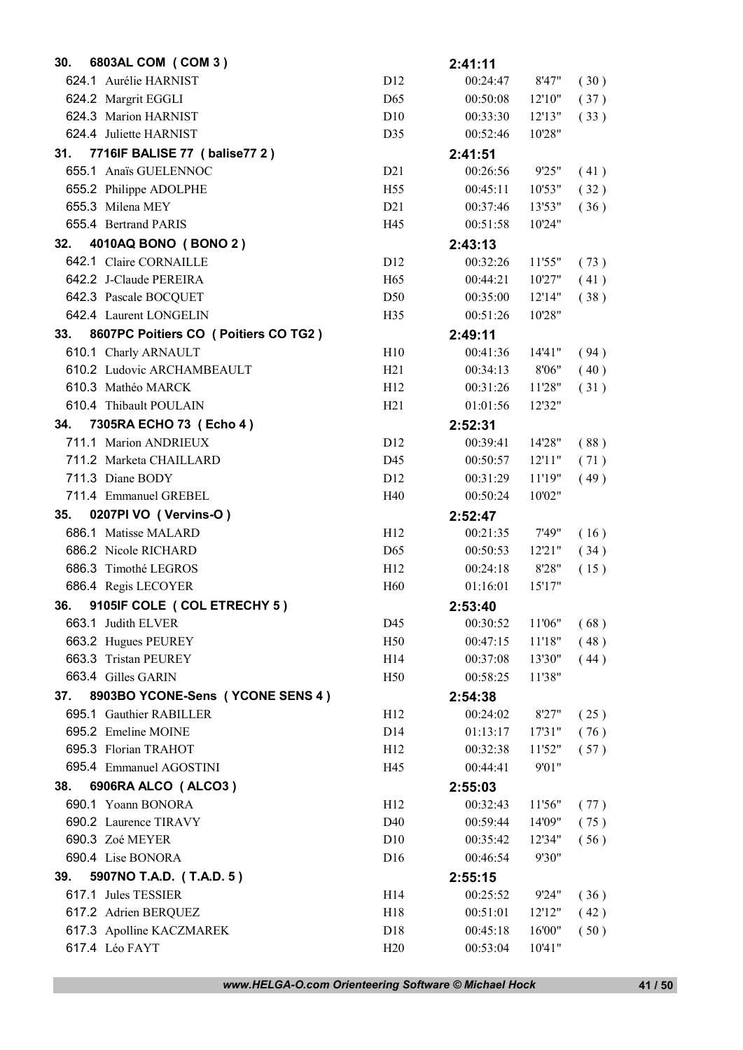| | | | | | |
|---|---|---|---|---|---|
| **30. 6803AL COM ( COM 3 )** | | **2:41:11** | | | |
| 624.1 Aurélie HARNIST | D12 | 00:24:47 | 8'47" | ( 30 ) | |
| 624.2 Margrit EGGLI | D65 | 00:50:08 | 12'10" | ( 37 ) | |
| 624.3 Marion HARNIST | D10 | 00:33:30 | 12'13" | ( 33 ) | |
| 624.4 Juliette HARNIST | D35 | 00:52:46 | 10'28" | | |
| **31. 7716IF BALISE 77 ( balise77 2 )** | | **2:41:51** | | | |
| 655.1 Anaïs GUELENNOC | D21 | 00:26:56 | 9'25" | ( 41 ) | |
| 655.2 Philippe ADOLPHE | H55 | 00:45:11 | 10'53" | ( 32 ) | |
| 655.3 Milena MEY | D21 | 00:37:46 | 13'53" | ( 36 ) | |
| 655.4 Bertrand PARIS | H45 | 00:51:58 | 10'24" | | |
| **32. 4010AQ BONO ( BONO 2 )** | | **2:43:13** | | | |
| 642.1 Claire CORNAILLE | D12 | 00:32:26 | 11'55" | ( 73 ) | |
| 642.2 J-Claude PEREIRA | H65 | 00:44:21 | 10'27" | ( 41 ) | |
| 642.3 Pascale BOCQUET | D50 | 00:35:00 | 12'14" | ( 38 ) | |
| 642.4 Laurent LONGELIN | H35 | 00:51:26 | 10'28" | | |
| **33. 8607PC Poitiers CO ( Poitiers CO TG2 )** | | **2:49:11** | | | |
| 610.1 Charly ARNAULT | H10 | 00:41:36 | 14'41" | ( 94 ) | |
| 610.2 Ludovic ARCHAMBEAULT | H21 | 00:34:13 | 8'06" | ( 40 ) | |
| 610.3 Mathéo MARCK | H12 | 00:31:26 | 11'28" | ( 31 ) | |
| 610.4 Thibault POULAIN | H21 | 01:01:56 | 12'32" | | |
| **34. 7305RA ECHO 73 ( Echo 4 )** | | **2:52:31** | | | |
| 711.1 Marion ANDRIEUX | D12 | 00:39:41 | 14'28" | ( 88 ) | |
| 711.2 Marketa CHAILLARD | D45 | 00:50:57 | 12'11" | ( 71 ) | |
| 711.3 Diane BODY | D12 | 00:31:29 | 11'19" | ( 49 ) | |
| 711.4 Emmanuel GREBEL | H40 | 00:50:24 | 10'02" | | |
| **35. 0207PI VO ( Vervins-O )** | | **2:52:47** | | | |
| 686.1 Matisse MALARD | H12 | 00:21:35 | 7'49" | ( 16 ) | |
| 686.2 Nicole RICHARD | D65 | 00:50:53 | 12'21" | ( 34 ) | |
| 686.3 Timothé LEGROS | H12 | 00:24:18 | 8'28" | ( 15 ) | |
| 686.4 Regis LECOYER | H60 | 01:16:01 | 15'17" | | |
| **36. 9105IF COLE ( COL ETRECHY 5 )** | | **2:53:40** | | | |
| 663.1 Judith ELVER | D45 | 00:30:52 | 11'06" | ( 68 ) | |
| 663.2 Hugues PEUREY | H50 | 00:47:15 | 11'18" | ( 48 ) | |
| 663.3 Tristan PEUREY | H14 | 00:37:08 | 13'30" | ( 44 ) | |
| 663.4 Gilles GARIN | H50 | 00:58:25 | 11'38" | | |
| **37. 8903BO YCONE-Sens ( YCONE SENS 4 )** | | **2:54:38** | | | |
| 695.1 Gauthier RABILLER | H12 | 00:24:02 | 8'27" | ( 25 ) | |
| 695.2 Emeline MOINE | D14 | 01:13:17 | 17'31" | ( 76 ) | |
| 695.3 Florian TRAHOT | H12 | 00:32:38 | 11'52" | ( 57 ) | |
| 695.4 Emmanuel AGOSTINI | H45 | 00:44:41 | 9'01" | | |
| **38. 6906RA ALCO ( ALCO3 )** | | **2:55:03** | | | |
| 690.1 Yoann BONORA | H12 | 00:32:43 | 11'56" | ( 77 ) | |
| 690.2 Laurence TIRAVY | D40 | 00:59:44 | 14'09" | ( 75 ) | |
| 690.3 Zoé MEYER | D10 | 00:35:42 | 12'34" | ( 56 ) | |
| 690.4 Lise BONORA | D16 | 00:46:54 | 9'30" | | |
| **39. 5907NO T.A.D. ( T.A.D. 5 )** | | **2:55:15** | | | |
| 617.1 Jules TESSIER | H14 | 00:25:52 | 9'24" | ( 36 ) | |
| 617.2 Adrien BERQUEZ | H18 | 00:51:01 | 12'12" | ( 42 ) | |
| 617.3 Apolline KACZMAREK | D18 | 00:45:18 | 16'00" | ( 50 ) | |
| 617.4 Léo FAYT | H20 | 00:53:04 | 10'41" | | |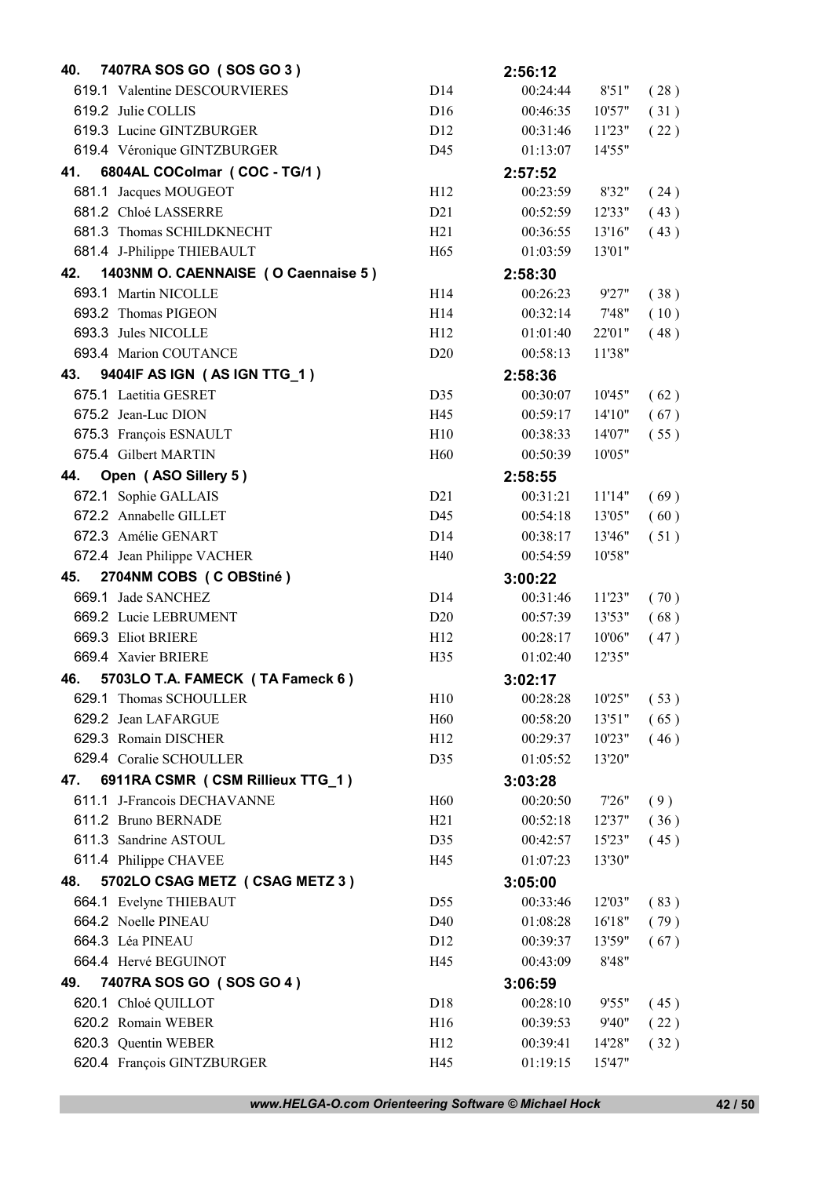| Rank | Team / Runner | Category | Time | Split | Pos |
|---|---|---|---|---|---|
| **40.** | **7407RA SOS GO ( SOS GO 3 )** | | **2:56:12** | | |
| 619.1 | Valentine DESCOURVIERES | D14 | 00:24:44 | 8'51" | ( 28 ) |
| 619.2 | Julie COLLIS | D16 | 00:46:35 | 10'57" | ( 31 ) |
| 619.3 | Lucine GINTZBURGER | D12 | 00:31:46 | 11'23" | ( 22 ) |
| 619.4 | Véronique GINTZBURGER | D45 | 01:13:07 | 14'55" | |
| **41.** | **6804AL COColmar ( COC - TG/1 )** | | **2:57:52** | | |
| 681.1 | Jacques MOUGEOT | H12 | 00:23:59 | 8'32" | ( 24 ) |
| 681.2 | Chloé LASSERRE | D21 | 00:52:59 | 12'33" | ( 43 ) |
| 681.3 | Thomas SCHILDKNECHT | H21 | 00:36:55 | 13'16" | ( 43 ) |
| 681.4 | J-Philippe THIEBAULT | H65 | 01:03:59 | 13'01" | |
| **42.** | **1403NM O. CAENNAISE ( O Caennaise 5 )** | | **2:58:30** | | |
| 693.1 | Martin NICOLLE | H14 | 00:26:23 | 9'27" | ( 38 ) |
| 693.2 | Thomas PIGEON | H14 | 00:32:14 | 7'48" | ( 10 ) |
| 693.3 | Jules NICOLLE | H12 | 01:01:40 | 22'01" | ( 48 ) |
| 693.4 | Marion COUTANCE | D20 | 00:58:13 | 11'38" | |
| **43.** | **9404IF AS IGN ( AS IGN TTG_1 )** | | **2:58:36** | | |
| 675.1 | Laetitia GESRET | D35 | 00:30:07 | 10'45" | ( 62 ) |
| 675.2 | Jean-Luc DION | H45 | 00:59:17 | 14'10" | ( 67 ) |
| 675.3 | François ESNAULT | H10 | 00:38:33 | 14'07" | ( 55 ) |
| 675.4 | Gilbert MARTIN | H60 | 00:50:39 | 10'05" | |
| **44.** | **Open ( ASO Sillery 5 )** | | **2:58:55** | | |
| 672.1 | Sophie GALLAIS | D21 | 00:31:21 | 11'14" | ( 69 ) |
| 672.2 | Annabelle GILLET | D45 | 00:54:18 | 13'05" | ( 60 ) |
| 672.3 | Amélie GENART | D14 | 00:38:17 | 13'46" | ( 51 ) |
| 672.4 | Jean Philippe VACHER | H40 | 00:54:59 | 10'58" | |
| **45.** | **2704NM COBS ( C OBStiné )** | | **3:00:22** | | |
| 669.1 | Jade SANCHEZ | D14 | 00:31:46 | 11'23" | ( 70 ) |
| 669.2 | Lucie LEBRUMENT | D20 | 00:57:39 | 13'53" | ( 68 ) |
| 669.3 | Eliot BRIERE | H12 | 00:28:17 | 10'06" | ( 47 ) |
| 669.4 | Xavier BRIERE | H35 | 01:02:40 | 12'35" | |
| **46.** | **5703LO T.A. FAMECK ( TA Fameck 6 )** | | **3:02:17** | | |
| 629.1 | Thomas SCHOULLER | H10 | 00:28:28 | 10'25" | ( 53 ) |
| 629.2 | Jean LAFARGUE | H60 | 00:58:20 | 13'51" | ( 65 ) |
| 629.3 | Romain DISCHER | H12 | 00:29:37 | 10'23" | ( 46 ) |
| 629.4 | Coralie SCHOULLER | D35 | 01:05:52 | 13'20" | |
| **47.** | **6911RA CSMR ( CSM Rillieux TTG_1 )** | | **3:03:28** | | |
| 611.1 | J-Francois DECHAVANNE | H60 | 00:20:50 | 7'26" | ( 9 ) |
| 611.2 | Bruno BERNADE | H21 | 00:52:18 | 12'37" | ( 36 ) |
| 611.3 | Sandrine ASTOUL | D35 | 00:42:57 | 15'23" | ( 45 ) |
| 611.4 | Philippe CHAVEE | H45 | 01:07:23 | 13'30" | |
| **48.** | **5702LO CSAG METZ ( CSAG METZ 3 )** | | **3:05:00** | | |
| 664.1 | Evelyne THIEBAUT | D55 | 00:33:46 | 12'03" | ( 83 ) |
| 664.2 | Noelle PINEAU | D40 | 01:08:28 | 16'18" | ( 79 ) |
| 664.3 | Léa PINEAU | D12 | 00:39:37 | 13'59" | ( 67 ) |
| 664.4 | Hervé BEGUINOT | H45 | 00:43:09 | 8'48" | |
| **49.** | **7407RA SOS GO ( SOS GO 4 )** | | **3:06:59** | | |
| 620.1 | Chloé QUILLOT | D18 | 00:28:10 | 9'55" | ( 45 ) |
| 620.2 | Romain WEBER | H16 | 00:39:53 | 9'40" | ( 22 ) |
| 620.3 | Quentin WEBER | H12 | 00:39:41 | 14'28" | ( 32 ) |
| 620.4 | François GINTZBURGER | H45 | 01:19:15 | 15'47" | |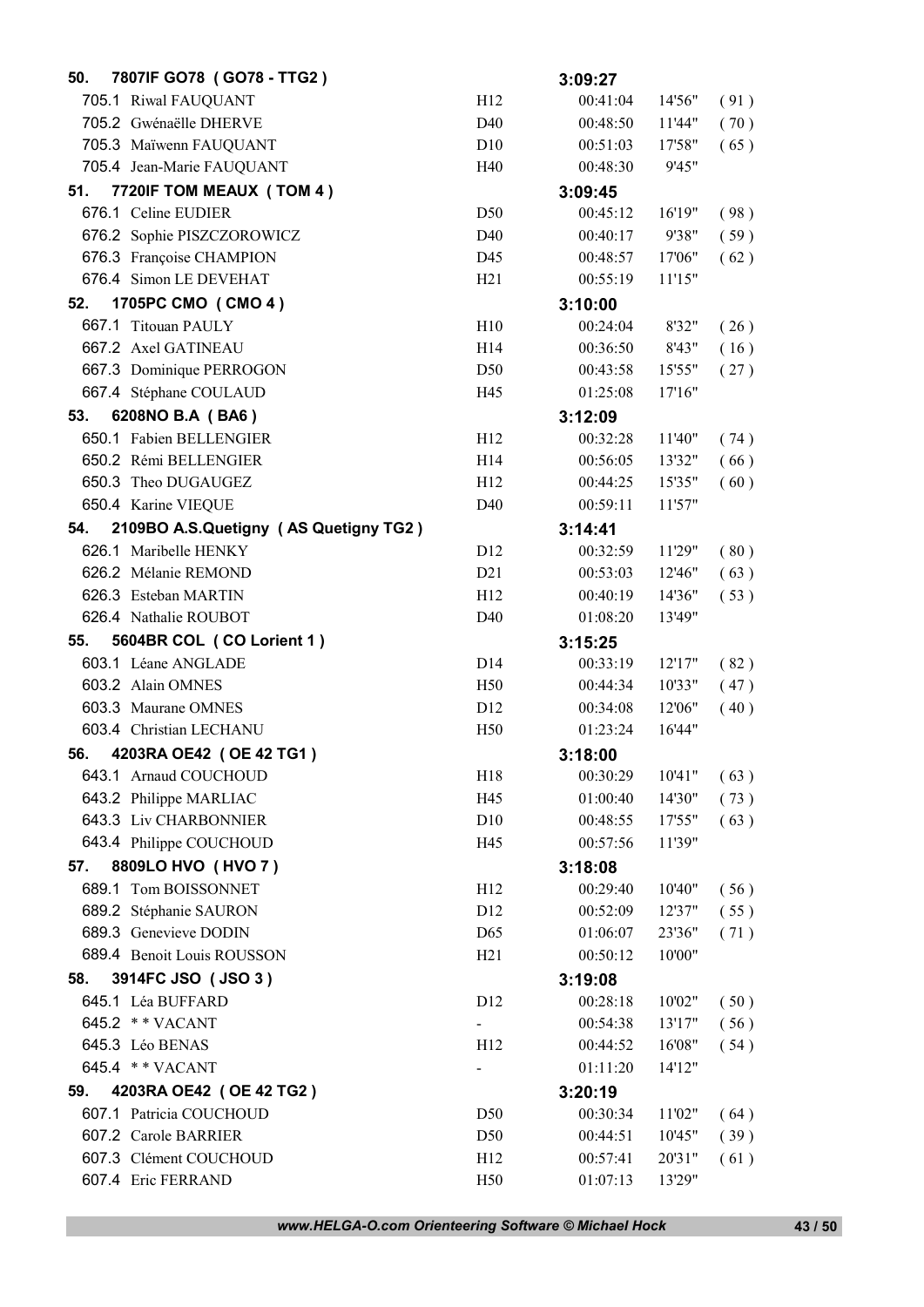| | | | | |
|---|---|---|---|---|
| **50. 7807IF GO78 ( GO78 - TTG2 )** | | **3:09:27** | | |
| 705.1 Riwal FAUQUANT | H12 | 00:41:04 | 14'56" | ( 91 ) |
| 705.2 Gwénaëlle DHERVE | D40 | 00:48:50 | 11'44" | ( 70 ) |
| 705.3 Maïwenn FAUQUANT | D10 | 00:51:03 | 17'58" | ( 65 ) |
| 705.4 Jean-Marie FAUQUANT | H40 | 00:48:30 | 9'45" | |
| **51. 7720IF TOM MEAUX ( TOM 4 )** | | **3:09:45** | | |
| 676.1 Celine EUDIER | D50 | 00:45:12 | 16'19" | ( 98 ) |
| 676.2 Sophie PISZCZOROWICZ | D40 | 00:40:17 | 9'38" | ( 59 ) |
| 676.3 Françoise CHAMPION | D45 | 00:48:57 | 17'06" | ( 62 ) |
| 676.4 Simon LE DEVEHAT | H21 | 00:55:19 | 11'15" | |
| **52. 1705PC CMO ( CMO 4 )** | | **3:10:00** | | |
| 667.1 Titouan PAULY | H10 | 00:24:04 | 8'32" | ( 26 ) |
| 667.2 Axel GATINEAU | H14 | 00:36:50 | 8'43" | ( 16 ) |
| 667.3 Dominique PERROGON | D50 | 00:43:58 | 15'55" | ( 27 ) |
| 667.4 Stéphane COULAUD | H45 | 01:25:08 | 17'16" | |
| **53. 6208NO B.A ( BA6 )** | | **3:12:09** | | |
| 650.1 Fabien BELLENGIER | H12 | 00:32:28 | 11'40" | ( 74 ) |
| 650.2 Rémi BELLENGIER | H14 | 00:56:05 | 13'32" | ( 66 ) |
| 650.3 Theo DUGAUGEZ | H12 | 00:44:25 | 15'35" | ( 60 ) |
| 650.4 Karine VIEQUE | D40 | 00:59:11 | 11'57" | |
| **54. 2109BO A.S.Quetigny ( AS Quetigny TG2 )** | | **3:14:41** | | |
| 626.1 Maribelle HENKY | D12 | 00:32:59 | 11'29" | ( 80 ) |
| 626.2 Mélanie REMOND | D21 | 00:53:03 | 12'46" | ( 63 ) |
| 626.3 Esteban MARTIN | H12 | 00:40:19 | 14'36" | ( 53 ) |
| 626.4 Nathalie ROUBOT | D40 | 01:08:20 | 13'49" | |
| **55. 5604BR COL ( CO Lorient 1 )** | | **3:15:25** | | |
| 603.1 Léane ANGLADE | D14 | 00:33:19 | 12'17" | ( 82 ) |
| 603.2 Alain OMNES | H50 | 00:44:34 | 10'33" | ( 47 ) |
| 603.3 Maurane OMNES | D12 | 00:34:08 | 12'06" | ( 40 ) |
| 603.4 Christian LECHANU | H50 | 01:23:24 | 16'44" | |
| **56. 4203RA OE42 ( OE 42 TG1 )** | | **3:18:00** | | |
| 643.1 Arnaud COUCHOUD | H18 | 00:30:29 | 10'41" | ( 63 ) |
| 643.2 Philippe MARLIAC | H45 | 01:00:40 | 14'30" | ( 73 ) |
| 643.3 Liv CHARBONNIER | D10 | 00:48:55 | 17'55" | ( 63 ) |
| 643.4 Philippe COUCHOUD | H45 | 00:57:56 | 11'39" | |
| **57. 8809LO HVO ( HVO 7 )** | | **3:18:08** | | |
| 689.1 Tom BOISSONNET | H12 | 00:29:40 | 10'40" | ( 56 ) |
| 689.2 Stéphanie SAURON | D12 | 00:52:09 | 12'37" | ( 55 ) |
| 689.3 Genevieve DODIN | D65 | 01:06:07 | 23'36" | ( 71 ) |
| 689.4 Benoit Louis ROUSSON | H21 | 00:50:12 | 10'00" | |
| **58. 3914FC JSO ( JSO 3 )** | | **3:19:08** | | |
| 645.1 Léa BUFFARD | D12 | 00:28:18 | 10'02" | ( 50 ) |
| 645.2 * * VACANT | - | 00:54:38 | 13'17" | ( 56 ) |
| 645.3 Léo BENAS | H12 | 00:44:52 | 16'08" | ( 54 ) |
| 645.4 * * VACANT | - | 01:11:20 | 14'12" | |
| **59. 4203RA OE42 ( OE 42 TG2 )** | | **3:20:19** | | |
| 607.1 Patricia COUCHOUD | D50 | 00:30:34 | 11'02" | ( 64 ) |
| 607.2 Carole BARRIER | D50 | 00:44:51 | 10'45" | ( 39 ) |
| 607.3 Clément COUCHOUD | H12 | 00:57:41 | 20'31" | ( 61 ) |
| 607.4 Eric FERRAND | H50 | 01:07:13 | 13'29" | |

*www.HELGA-O.com Orienteering Software © Michael Hock*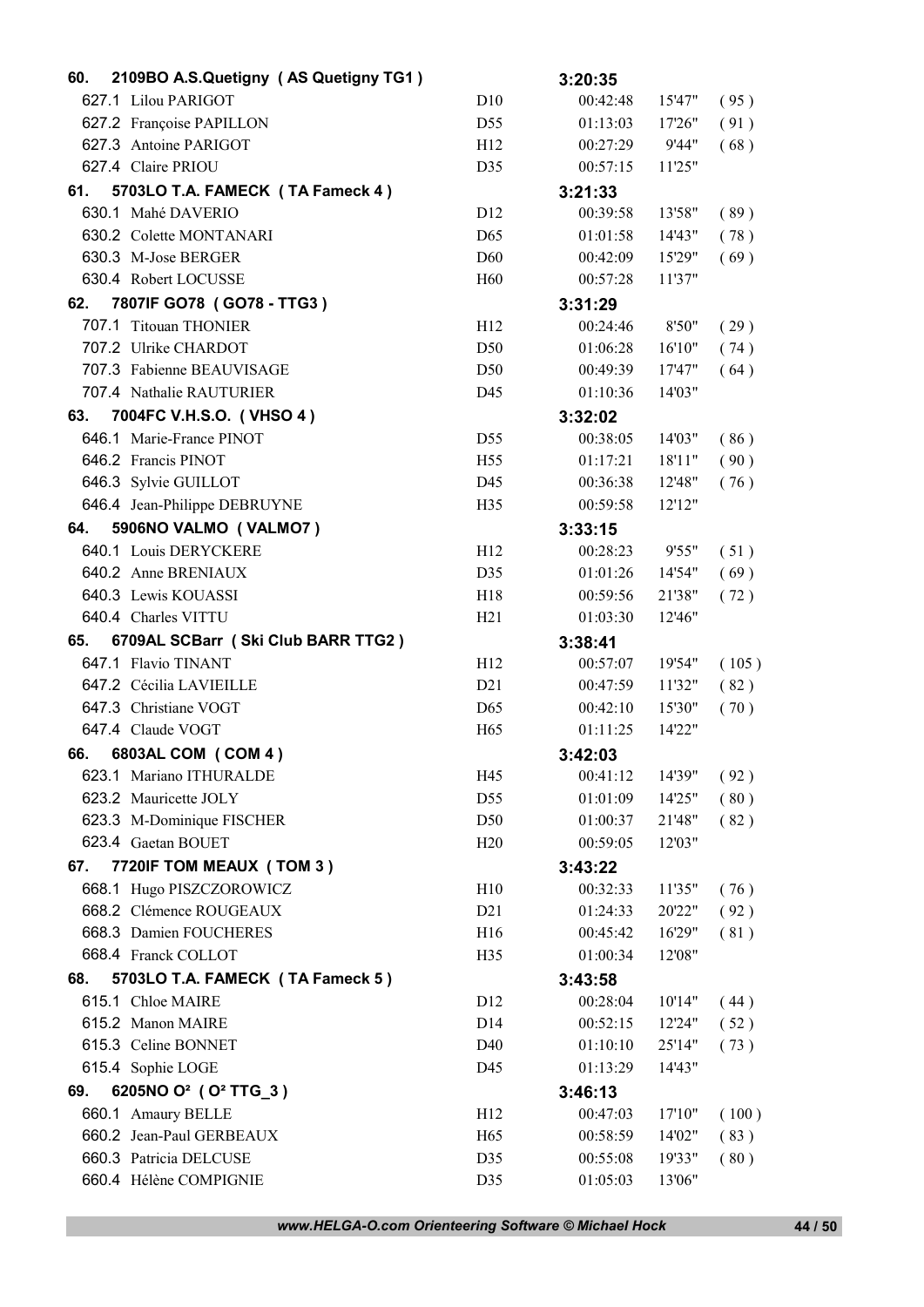| Rank | Team / Runner | Class | Time | | Place |
|---|---|---|---|---|---|
| **60.** | **2109BO A.S.Quetigny ( AS Quetigny TG1 )** | | **3:20:35** | | |
| 627.1 | Lilou PARIGOT | D10 | 00:42:48 | 15'47" | ( 95 ) |
| 627.2 | Françoise PAPILLON | D55 | 01:13:03 | 17'26" | ( 91 ) |
| 627.3 | Antoine PARIGOT | H12 | 00:27:29 | 9'44" | ( 68 ) |
| 627.4 | Claire PRIOU | D35 | 00:57:15 | 11'25" | |
| **61.** | **5703LO T.A. FAMECK ( TA Fameck 4 )** | | **3:21:33** | | |
| 630.1 | Mahé DAVERIO | D12 | 00:39:58 | 13'58" | ( 89 ) |
| 630.2 | Colette MONTANARI | D65 | 01:01:58 | 14'43" | ( 78 ) |
| 630.3 | M-Jose BERGER | D60 | 00:42:09 | 15'29" | ( 69 ) |
| 630.4 | Robert LOCUSSE | H60 | 00:57:28 | 11'37" | |
| **62.** | **7807IF GO78 ( GO78 - TTG3 )** | | **3:31:29** | | |
| 707.1 | Titouan THONIER | H12 | 00:24:46 | 8'50" | ( 29 ) |
| 707.2 | Ulrike CHARDOT | D50 | 01:06:28 | 16'10" | ( 74 ) |
| 707.3 | Fabienne BEAUVISAGE | D50 | 00:49:39 | 17'47" | ( 64 ) |
| 707.4 | Nathalie RAUTURIER | D45 | 01:10:36 | 14'03" | |
| **63.** | **7004FC V.H.S.O. ( VHSO 4 )** | | **3:32:02** | | |
| 646.1 | Marie-France PINOT | D55 | 00:38:05 | 14'03" | ( 86 ) |
| 646.2 | Francis PINOT | H55 | 01:17:21 | 18'11" | ( 90 ) |
| 646.3 | Sylvie GUILLOT | D45 | 00:36:38 | 12'48" | ( 76 ) |
| 646.4 | Jean-Philippe DEBRUYNE | H35 | 00:59:58 | 12'12" | |
| **64.** | **5906NO VALMO ( VALMO7 )** | | **3:33:15** | | |
| 640.1 | Louis DERYCKERE | H12 | 00:28:23 | 9'55" | ( 51 ) |
| 640.2 | Anne BRENIAUX | D35 | 01:01:26 | 14'54" | ( 69 ) |
| 640.3 | Lewis KOUASSI | H18 | 00:59:56 | 21'38" | ( 72 ) |
| 640.4 | Charles VITTU | H21 | 01:03:30 | 12'46" | |
| **65.** | **6709AL SCBarr ( Ski Club BARR TTG2 )** | | **3:38:41** | | |
| 647.1 | Flavio TINANT | H12 | 00:57:07 | 19'54" | ( 105 ) |
| 647.2 | Cécilia LAVIEILLE | D21 | 00:47:59 | 11'32" | ( 82 ) |
| 647.3 | Christiane VOGT | D65 | 00:42:10 | 15'30" | ( 70 ) |
| 647.4 | Claude VOGT | H65 | 01:11:25 | 14'22" | |
| **66.** | **6803AL COM ( COM 4 )** | | **3:42:03** | | |
| 623.1 | Mariano ITHURALDE | H45 | 00:41:12 | 14'39" | ( 92 ) |
| 623.2 | Mauricette JOLY | D55 | 01:01:09 | 14'25" | ( 80 ) |
| 623.3 | M-Dominique FISCHER | D50 | 01:00:37 | 21'48" | ( 82 ) |
| 623.4 | Gaetan BOUET | H20 | 00:59:05 | 12'03" | |
| **67.** | **7720IF TOM MEAUX ( TOM 3 )** | | **3:43:22** | | |
| 668.1 | Hugo PISZCZOROWICZ | H10 | 00:32:33 | 11'35" | ( 76 ) |
| 668.2 | Clémence ROUGEAUX | D21 | 01:24:33 | 20'22" | ( 92 ) |
| 668.3 | Damien FOUCHERES | H16 | 00:45:42 | 16'29" | ( 81 ) |
| 668.4 | Franck COLLOT | H35 | 01:00:34 | 12'08" | |
| **68.** | **5703LO T.A. FAMECK ( TA Fameck 5 )** | | **3:43:58** | | |
| 615.1 | Chloe MAIRE | D12 | 00:28:04 | 10'14" | ( 44 ) |
| 615.2 | Manon MAIRE | D14 | 00:52:15 | 12'24" | ( 52 ) |
| 615.3 | Celine BONNET | D40 | 01:10:10 | 25'14" | ( 73 ) |
| 615.4 | Sophie LOGE | D45 | 01:13:29 | 14'43" | |
| **69.** | **6205NO O² ( O² TTG_3 )** | | **3:46:13** | | |
| 660.1 | Amaury BELLE | H12 | 00:47:03 | 17'10" | ( 100 ) |
| 660.2 | Jean-Paul GERBEAUX | H65 | 00:58:59 | 14'02" | ( 83 ) |
| 660.3 | Patricia DELCUSE | D35 | 00:55:08 | 19'33" | ( 80 ) |
| 660.4 | Hélène COMPIGNIE | D35 | 01:05:03 | 13'06" | |

*www.HELGA-O.com Orienteering Software © Michael Hock*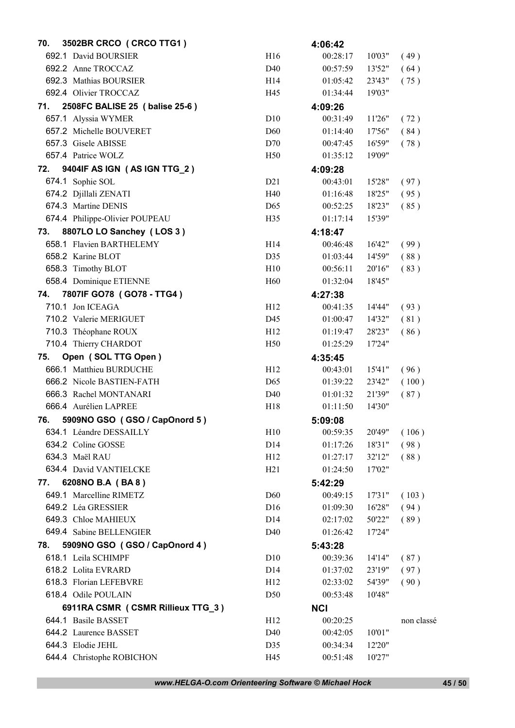| Rang | Équipe / Coureur | Cat. | Temps | | |
|---|---|---|---|---|---|
| **70.** | **3502BR CRCO ( CRCO TTG1 )** | | **4:06:42** | | |
| 692.1 | David BOURSIER | H16 | 00:28:17 | 10'03" | ( 49 ) |
| 692.2 | Anne TROCCAZ | D40 | 00:57:59 | 13'52" | ( 64 ) |
| 692.3 | Mathias BOURSIER | H14 | 01:05:42 | 23'43" | ( 75 ) |
| 692.4 | Olivier TROCCAZ | H45 | 01:34:44 | 19'03" | |
| **71.** | **2508FC BALISE 25 ( balise 25-6 )** | | **4:09:26** | | |
| 657.1 | Alyssia WYMER | D10 | 00:31:49 | 11'26" | ( 72 ) |
| 657.2 | Michelle BOUVERET | D60 | 01:14:40 | 17'56" | ( 84 ) |
| 657.3 | Gisele ABISSE | D70 | 00:47:45 | 16'59" | ( 78 ) |
| 657.4 | Patrice WOLZ | H50 | 01:35:12 | 19'09" | |
| **72.** | **9404IF AS IGN ( AS IGN TTG_2 )** | | **4:09:28** | | |
| 674.1 | Sophie SOL | D21 | 00:43:01 | 15'28" | ( 97 ) |
| 674.2 | Djillali ZENATI | H40 | 01:16:48 | 18'25" | ( 95 ) |
| 674.3 | Martine DENIS | D65 | 00:52:25 | 18'23" | ( 85 ) |
| 674.4 | Philippe-Olivier POUPEAU | H35 | 01:17:14 | 15'39" | |
| **73.** | **8807LO LO Sanchey ( LOS 3 )** | | **4:18:47** | | |
| 658.1 | Flavien BARTHELEMY | H14 | 00:46:48 | 16'42" | ( 99 ) |
| 658.2 | Karine BLOT | D35 | 01:03:44 | 14'59" | ( 88 ) |
| 658.3 | Timothy BLOT | H10 | 00:56:11 | 20'16" | ( 83 ) |
| 658.4 | Dominique ETIENNE | H60 | 01:32:04 | 18'45" | |
| **74.** | **7807IF GO78 ( GO78 - TTG4 )** | | **4:27:38** | | |
| 710.1 | Jon ICEAGA | H12 | 00:41:35 | 14'44" | ( 93 ) |
| 710.2 | Valerie MERIGUET | D45 | 01:00:47 | 14'32" | ( 81 ) |
| 710.3 | Théophane ROUX | H12 | 01:19:47 | 28'23" | ( 86 ) |
| 710.4 | Thierry CHARDOT | H50 | 01:25:29 | 17'24" | |
| **75.** | **Open ( SOL TTG Open )** | | **4:35:45** | | |
| 666.1 | Matthieu BURDUCHE | H12 | 00:43:01 | 15'41" | ( 96 ) |
| 666.2 | Nicole BASTIEN-FATH | D65 | 01:39:22 | 23'42" | ( 100 ) |
| 666.3 | Rachel MONTANARI | D40 | 01:01:32 | 21'39" | ( 87 ) |
| 666.4 | Aurélien LAPREE | H18 | 01:11:50 | 14'30" | |
| **76.** | **5909NO GSO ( GSO / CapOnord 5 )** | | **5:09:08** | | |
| 634.1 | Léandre DESSAILLY | H10 | 00:59:35 | 20'49" | ( 106 ) |
| 634.2 | Coline GOSSE | D14 | 01:17:26 | 18'31" | ( 98 ) |
| 634.3 | Maël RAU | H12 | 01:27:17 | 32'12" | ( 88 ) |
| 634.4 | David VANTIELCKE | H21 | 01:24:50 | 17'02" | |
| **77.** | **6208NO B.A ( BA 8 )** | | **5:42:29** | | |
| 649.1 | Marcelline RIMETZ | D60 | 00:49:15 | 17'31" | ( 103 ) |
| 649.2 | Léa GRESSIER | D16 | 01:09:30 | 16'28" | ( 94 ) |
| 649.3 | Chloe MAHIEUX | D14 | 02:17:02 | 50'22" | ( 89 ) |
| 649.4 | Sabine BELLENGIER | D40 | 01:26:42 | 17'24" | |
| **78.** | **5909NO GSO ( GSO / CapOnord 4 )** | | **5:43:28** | | |
| 618.1 | Leila SCHIMPF | D10 | 00:39:36 | 14'14" | ( 87 ) |
| 618.2 | Lolita EVRARD | D14 | 01:37:02 | 23'19" | ( 97 ) |
| 618.3 | Florian LEFEBVRE | H12 | 02:33:02 | 54'39" | ( 90 ) |
| 618.4 | Odile POULAIN | D50 | 00:53:48 | 10'48" | |
| | **6911RA CSMR ( CSMR Rillieux TTG_3 )** | | **NCI** | | |
| 644.1 | Basile BASSET | H12 | 00:20:25 | | non classé |
| 644.2 | Laurence BASSET | D40 | 00:42:05 | 10'01" | |
| 644.3 | Elodie JEHL | D35 | 00:34:34 | 12'20" | |
| 644.4 | Christophe ROBICHON | H45 | 00:51:48 | 10'27" | |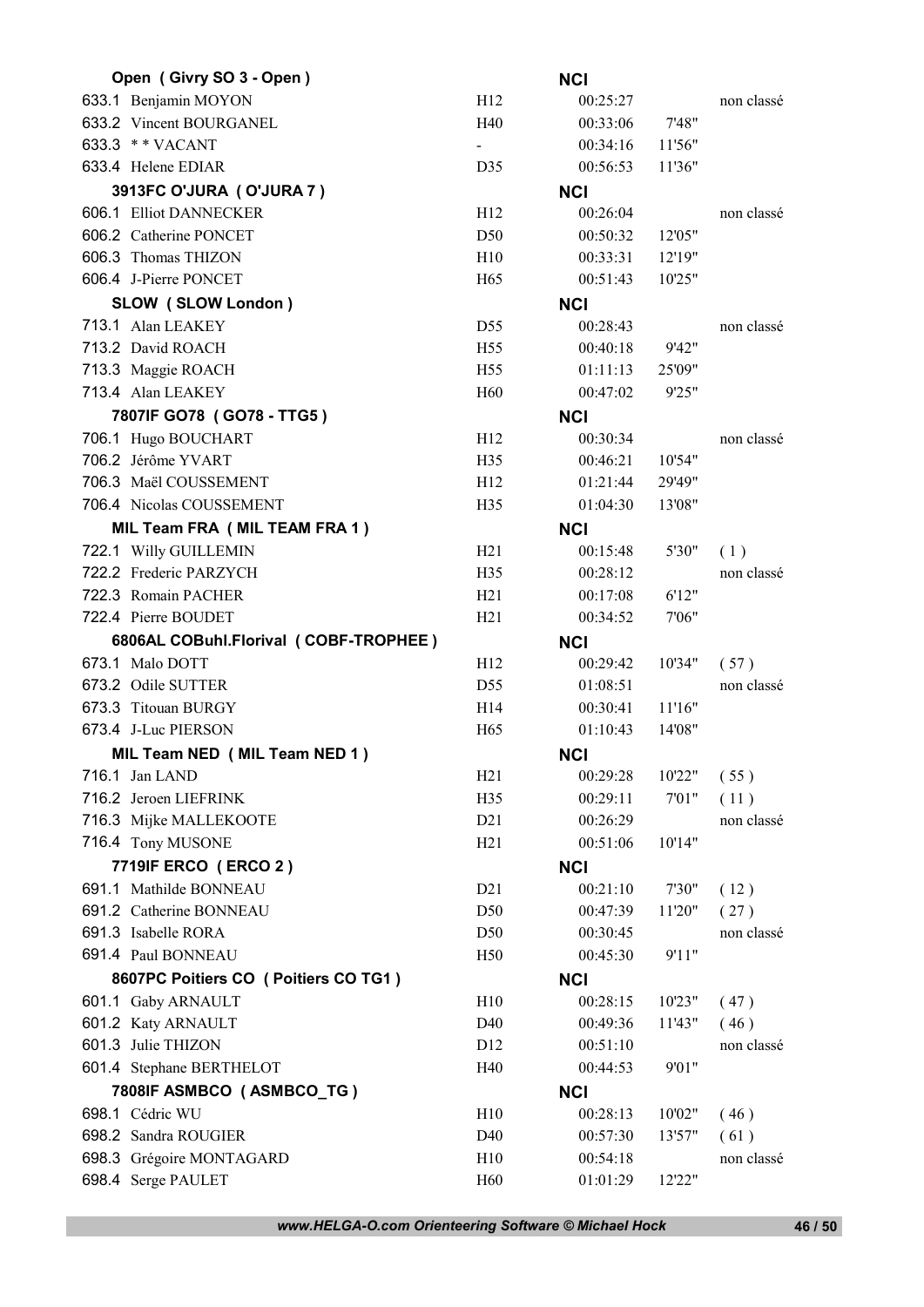| Team / Runner | Cat. | NCI | | |
|---|---|---|---|---|
| **Open ( Givry SO 3 - Open )** | | **NCI** | | |
| 633.1 Benjamin MOYON | H12 | 00:25:27 | | non classé |
| 633.2 Vincent BOURGANEL | H40 | 00:33:06 | 7'48" | |
| 633.3 * * VACANT | - | 00:34:16 | 11'56" | |
| 633.4 Helene EDIAR | D35 | 00:56:53 | 11'36" | |
| **3913FC O'JURA ( O'JURA 7 )** | | **NCI** | | |
| 606.1 Elliot DANNECKER | H12 | 00:26:04 | | non classé |
| 606.2 Catherine PONCET | D50 | 00:50:32 | 12'05" | |
| 606.3 Thomas THIZON | H10 | 00:33:31 | 12'19" | |
| 606.4 J-Pierre PONCET | H65 | 00:51:43 | 10'25" | |
| **SLOW ( SLOW London )** | | **NCI** | | |
| 713.1 Alan LEAKEY | D55 | 00:28:43 | | non classé |
| 713.2 David ROACH | H55 | 00:40:18 | 9'42" | |
| 713.3 Maggie ROACH | H55 | 01:11:13 | 25'09" | |
| 713.4 Alan LEAKEY | H60 | 00:47:02 | 9'25" | |
| **7807IF GO78 ( GO78 - TTG5 )** | | **NCI** | | |
| 706.1 Hugo BOUCHART | H12 | 00:30:34 | | non classé |
| 706.2 Jérôme YVART | H35 | 00:46:21 | 10'54" | |
| 706.3 Maël COUSSEMENT | H12 | 01:21:44 | 29'49" | |
| 706.4 Nicolas COUSSEMENT | H35 | 01:04:30 | 13'08" | |
| **MIL Team FRA ( MIL TEAM FRA 1 )** | | **NCI** | | |
| 722.1 Willy GUILLEMIN | H21 | 00:15:48 | 5'30" | ( 1 ) |
| 722.2 Frederic PARZYCH | H35 | 00:28:12 | | non classé |
| 722.3 Romain PACHER | H21 | 00:17:08 | 6'12" | |
| 722.4 Pierre BOUDET | H21 | 00:34:52 | 7'06" | |
| **6806AL COBuhl.Florival ( COBF-TROPHEE )** | | **NCI** | | |
| 673.1 Malo DOTT | H12 | 00:29:42 | 10'34" | ( 57 ) |
| 673.2 Odile SUTTER | D55 | 01:08:51 | | non classé |
| 673.3 Titouan BURGY | H14 | 00:30:41 | 11'16" | |
| 673.4 J-Luc PIERSON | H65 | 01:10:43 | 14'08" | |
| **MIL Team NED ( MIL Team NED 1 )** | | **NCI** | | |
| 716.1 Jan LAND | H21 | 00:29:28 | 10'22" | ( 55 ) |
| 716.2 Jeroen LIEFRINK | H35 | 00:29:11 | 7'01" | ( 11 ) |
| 716.3 Mijke MALLEKOOTE | D21 | 00:26:29 | | non classé |
| 716.4 Tony MUSONE | H21 | 00:51:06 | 10'14" | |
| **7719IF ERCO ( ERCO 2 )** | | **NCI** | | |
| 691.1 Mathilde BONNEAU | D21 | 00:21:10 | 7'30" | ( 12 ) |
| 691.2 Catherine BONNEAU | D50 | 00:47:39 | 11'20" | ( 27 ) |
| 691.3 Isabelle RORA | D50 | 00:30:45 | | non classé |
| 691.4 Paul BONNEAU | H50 | 00:45:30 | 9'11" | |
| **8607PC Poitiers CO ( Poitiers CO TG1 )** | | **NCI** | | |
| 601.1 Gaby ARNAULT | H10 | 00:28:15 | 10'23" | ( 47 ) |
| 601.2 Katy ARNAULT | D40 | 00:49:36 | 11'43" | ( 46 ) |
| 601.3 Julie THIZON | D12 | 00:51:10 | | non classé |
| 601.4 Stephane BERTHELOT | H40 | 00:44:53 | 9'01" | |
| **7808IF ASMBCO ( ASMBCO_TG )** | | **NCI** | | |
| 698.1 Cédric WU | H10 | 00:28:13 | 10'02" | ( 46 ) |
| 698.2 Sandra ROUGIER | D40 | 00:57:30 | 13'57" | ( 61 ) |
| 698.3 Grégoire MONTAGARD | H10 | 00:54:18 | | non classé |
| 698.4 Serge PAULET | H60 | 01:01:29 | 12'22" | |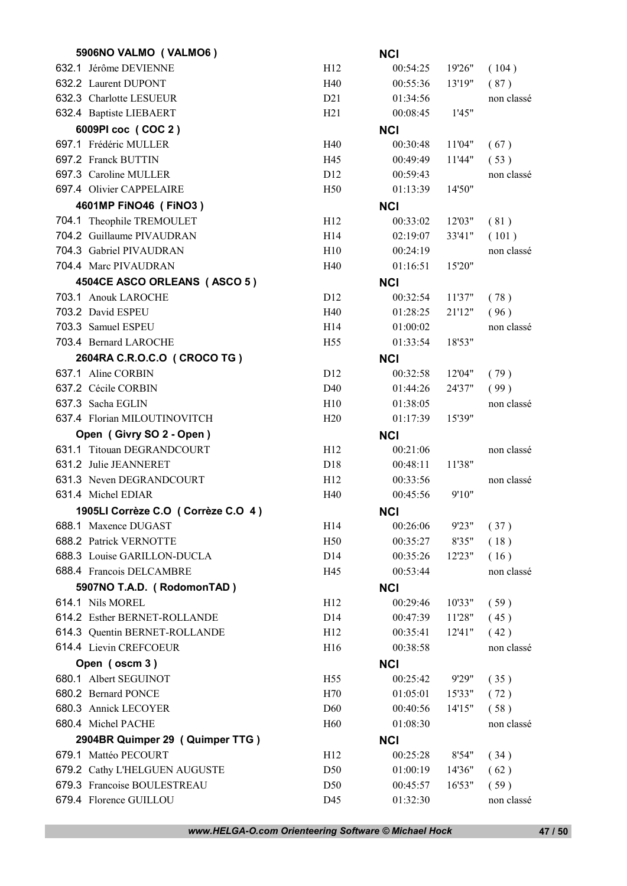| | | | | | |
|---|---|---|---|---|---|
| **5906NO VALMO ( VALMO6 )** | | **NCI** | | | |
| 632.1 | Jérôme DEVIENNE | H12 | 00:54:25 | 19'26" | ( 104 ) |
| 632.2 | Laurent DUPONT | H40 | 00:55:36 | 13'19" | ( 87 ) |
| 632.3 | Charlotte LESUEUR | D21 | 01:34:56 | | non classé |
| 632.4 | Baptiste LIEBAERT | H21 | 00:08:45 | 1'45" | |
| **6009PI coc ( COC 2 )** | | **NCI** | | | |
| 697.1 | Frédéric MULLER | H40 | 00:30:48 | 11'04" | ( 67 ) |
| 697.2 | Franck BUTTIN | H45 | 00:49:49 | 11'44" | ( 53 ) |
| 697.3 | Caroline MULLER | D12 | 00:59:43 | | non classé |
| 697.4 | Olivier CAPPELAIRE | H50 | 01:13:39 | 14'50" | |
| **4601MP FiNO46 ( FiNO3 )** | | **NCI** | | | |
| 704.1 | Theophile TREMOULET | H12 | 00:33:02 | 12'03" | ( 81 ) |
| 704.2 | Guillaume PIVAUDRAN | H14 | 02:19:07 | 33'41" | ( 101 ) |
| 704.3 | Gabriel PIVAUDRAN | H10 | 00:24:19 | | non classé |
| 704.4 | Marc PIVAUDRAN | H40 | 01:16:51 | 15'20" | |
| **4504CE ASCO ORLEANS ( ASCO 5 )** | | **NCI** | | | |
| 703.1 | Anouk LAROCHE | D12 | 00:32:54 | 11'37" | ( 78 ) |
| 703.2 | David ESPEU | H40 | 01:28:25 | 21'12" | ( 96 ) |
| 703.3 | Samuel ESPEU | H14 | 01:00:02 | | non classé |
| 703.4 | Bernard LAROCHE | H55 | 01:33:54 | 18'53" | |
| **2604RA C.R.O.C.O ( CROCO TG )** | | **NCI** | | | |
| 637.1 | Aline CORBIN | D12 | 00:32:58 | 12'04" | ( 79 ) |
| 637.2 | Cécile CORBIN | D40 | 01:44:26 | 24'37" | ( 99 ) |
| 637.3 | Sacha EGLIN | H10 | 01:38:05 | | non classé |
| 637.4 | Florian MILOUTINOVITCH | H20 | 01:17:39 | 15'39" | |
| **Open ( Givry SO 2 - Open )** | | **NCI** | | | |
| 631.1 | Titouan DEGRANDCOURT | H12 | 00:21:06 | | non classé |
| 631.2 | Julie JEANNERET | D18 | 00:48:11 | 11'38" | |
| 631.3 | Neven DEGRANDCOURT | H12 | 00:33:56 | | non classé |
| 631.4 | Michel EDIAR | H40 | 00:45:56 | 9'10" | |
| **1905LI Corrèze C.O ( Corrèze C.O 4 )** | | **NCI** | | | |
| 688.1 | Maxence DUGAST | H14 | 00:26:06 | 9'23" | ( 37 ) |
| 688.2 | Patrick VERNOTTE | H50 | 00:35:27 | 8'35" | ( 18 ) |
| 688.3 | Louise GARILLON-DUCLA | D14 | 00:35:26 | 12'23" | ( 16 ) |
| 688.4 | Francois DELCAMBRE | H45 | 00:53:44 | | non classé |
| **5907NO T.A.D. ( RodomonTAD )** | | **NCI** | | | |
| 614.1 | Nils MOREL | H12 | 00:29:46 | 10'33" | ( 59 ) |
| 614.2 | Esther BERNET-ROLLANDE | D14 | 00:47:39 | 11'28" | ( 45 ) |
| 614.3 | Quentin BERNET-ROLLANDE | H12 | 00:35:41 | 12'41" | ( 42 ) |
| 614.4 | Lievin CREFCOEUR | H16 | 00:38:58 | | non classé |
| **Open ( oscm 3 )** | | **NCI** | | | |
| 680.1 | Albert SEGUINOT | H55 | 00:25:42 | 9'29" | ( 35 ) |
| 680.2 | Bernard PONCE | H70 | 01:05:01 | 15'33" | ( 72 ) |
| 680.3 | Annick LECOYER | D60 | 00:40:56 | 14'15" | ( 58 ) |
| 680.4 | Michel PACHE | H60 | 01:08:30 | | non classé |
| **2904BR Quimper 29 ( Quimper TTG )** | | **NCI** | | | |
| 679.1 | Mattéo PECOURT | H12 | 00:25:28 | 8'54" | ( 34 ) |
| 679.2 | Cathy L'HELGUEN AUGUSTE | D50 | 01:00:19 | 14'36" | ( 62 ) |
| 679.3 | Francoise BOULESTREAU | D50 | 00:45:57 | 16'53" | ( 59 ) |
| 679.4 | Florence GUILLOU | D45 | 01:32:30 | | non classé |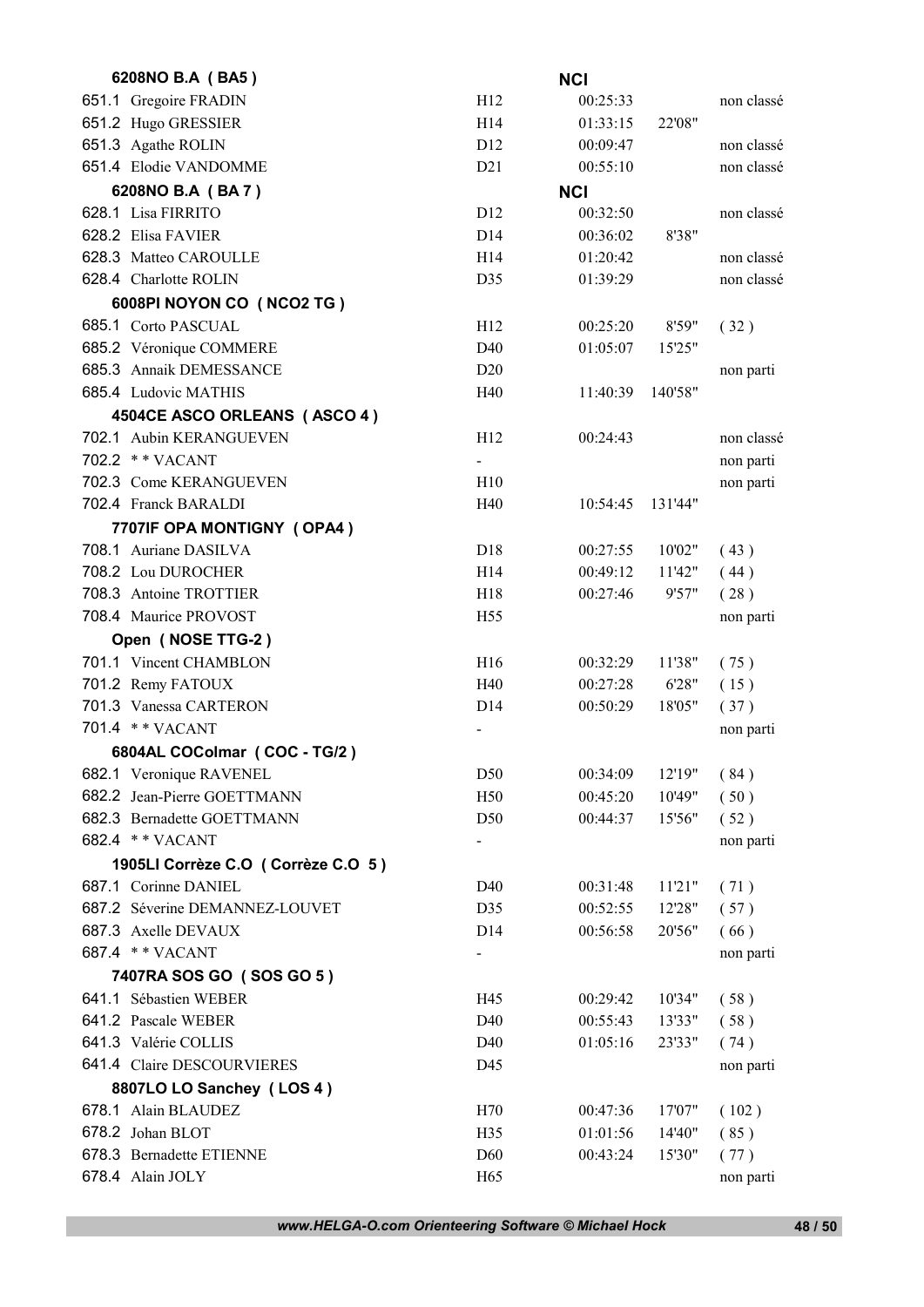| | | | | | |
|---|---|---|---|---|---|
| **6208NO B.A ( BA5 )** | | **NCI** | | |
| 651.1 | Gregoire FRADIN | H12 | 00:25:33 | | non classé |
| 651.2 | Hugo GRESSIER | H14 | 01:33:15 | 22'08" | |
| 651.3 | Agathe ROLIN | D12 | 00:09:47 | | non classé |
| 651.4 | Elodie VANDOMME | D21 | 00:55:10 | | non classé |
| **6208NO B.A ( BA 7 )** | | | **NCI** | | |
| 628.1 | Lisa FIRRITO | D12 | 00:32:50 | | non classé |
| 628.2 | Elisa FAVIER | D14 | 00:36:02 | 8'38" | |
| 628.3 | Matteo CAROULLE | H14 | 01:20:42 | | non classé |
| 628.4 | Charlotte ROLIN | D35 | 01:39:29 | | non classé |
| **6008PI NOYON CO ( NCO2 TG )** | | | | | |
| 685.1 | Corto PASCUAL | H12 | 00:25:20 | 8'59" | ( 32 ) |
| 685.2 | Véronique COMMERE | D40 | 01:05:07 | 15'25" | |
| 685.3 | Annaik DEMESSANCE | D20 | | | non parti |
| 685.4 | Ludovic MATHIS | H40 | 11:40:39 | 140'58" | |
| **4504CE ASCO ORLEANS ( ASCO 4 )** | | | | | |
| 702.1 | Aubin KERANGUEVEN | H12 | 00:24:43 | | non classé |
| 702.2 | * * VACANT | - | | | non parti |
| 702.3 | Come KERANGUEVEN | H10 | | | non parti |
| 702.4 | Franck BARALDI | H40 | 10:54:45 | 131'44" | |
| **7707IF OPA MONTIGNY ( OPA4 )** | | | | | |
| 708.1 | Auriane DASILVA | D18 | 00:27:55 | 10'02" | ( 43 ) |
| 708.2 | Lou DUROCHER | H14 | 00:49:12 | 11'42" | ( 44 ) |
| 708.3 | Antoine TROTTIER | H18 | 00:27:46 | 9'57" | ( 28 ) |
| 708.4 | Maurice PROVOST | H55 | | | non parti |
| **Open ( NOSE TTG-2 )** | | | | | |
| 701.1 | Vincent CHAMBLON | H16 | 00:32:29 | 11'38" | ( 75 ) |
| 701.2 | Remy FATOUX | H40 | 00:27:28 | 6'28" | ( 15 ) |
| 701.3 | Vanessa CARTERON | D14 | 00:50:29 | 18'05" | ( 37 ) |
| 701.4 | * * VACANT | - | | | non parti |
| **6804AL COColmar ( COC - TG/2 )** | | | | | |
| 682.1 | Veronique RAVENEL | D50 | 00:34:09 | 12'19" | ( 84 ) |
| 682.2 | Jean-Pierre GOETTMANN | H50 | 00:45:20 | 10'49" | ( 50 ) |
| 682.3 | Bernadette GOETTMANN | D50 | 00:44:37 | 15'56" | ( 52 ) |
| 682.4 | * * VACANT | - | | | non parti |
| **1905LI Corrèze C.O ( Corrèze C.O 5 )** | | | | | |
| 687.1 | Corinne DANIEL | D40 | 00:31:48 | 11'21" | ( 71 ) |
| 687.2 | Séverine DEMANNEZ-LOUVET | D35 | 00:52:55 | 12'28" | ( 57 ) |
| 687.3 | Axelle DEVAUX | D14 | 00:56:58 | 20'56" | ( 66 ) |
| 687.4 | * * VACANT | - | | | non parti |
| **7407RA SOS GO ( SOS GO 5 )** | | | | | |
| 641.1 | Sébastien WEBER | H45 | 00:29:42 | 10'34" | ( 58 ) |
| 641.2 | Pascale WEBER | D40 | 00:55:43 | 13'33" | ( 58 ) |
| 641.3 | Valérie COLLIS | D40 | 01:05:16 | 23'33" | ( 74 ) |
| 641.4 | Claire DESCOURVIERES | D45 | | | non parti |
| **8807LO LO Sanchey ( LOS 4 )** | | | | | |
| 678.1 | Alain BLAUDEZ | H70 | 00:47:36 | 17'07" | ( 102 ) |
| 678.2 | Johan BLOT | H35 | 01:01:56 | 14'40" | ( 85 ) |
| 678.3 | Bernadette ETIENNE | D60 | 00:43:24 | 15'30" | ( 77 ) |
| 678.4 | Alain JOLY | H65 | | | non parti |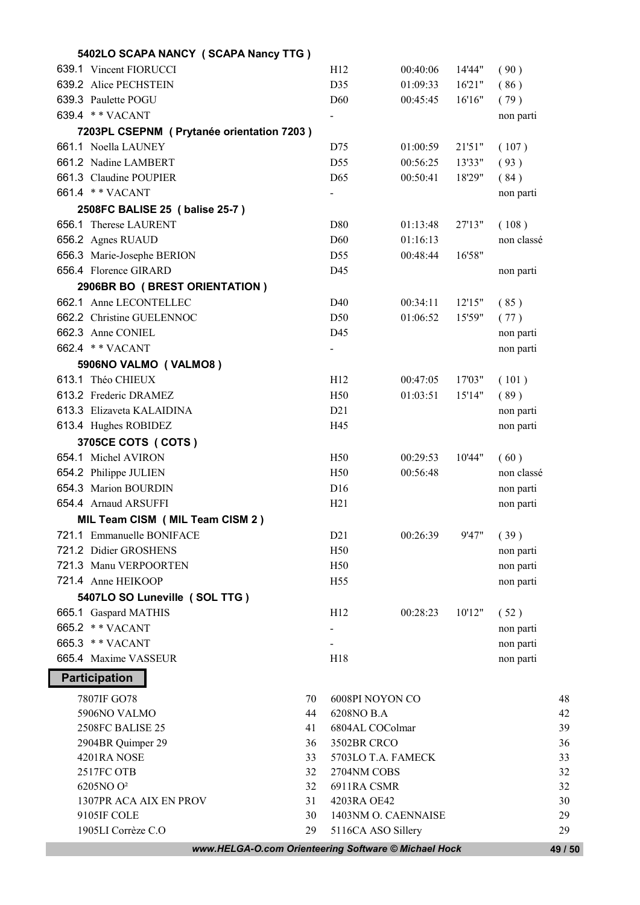**5402LO SCAPA NANCY ( SCAPA Nancy TTG )**

| | | | | | |
|---|---|---|---|---|---|
| 639.1 | Vincent FIORUCCI | H12 | 00:40:06 | 14'44" | ( 90 ) |
| 639.2 | Alice PECHSTEIN | D35 | 01:09:33 | 16'21" | ( 86 ) |
| 639.3 | Paulette POGU | D60 | 00:45:45 | 16'16" | ( 79 ) |
| 639.4 | * * VACANT | - | | | non parti |

**7203PL CSEPNM ( Prytanée orientation 7203 )**

| | | | | | |
|---|---|---|---|---|---|
| 661.1 | Noella LAUNEY | D75 | 01:00:59 | 21'51" | ( 107 ) |
| 661.2 | Nadine LAMBERT | D55 | 00:56:25 | 13'33" | ( 93 ) |
| 661.3 | Claudine POUPIER | D65 | 00:50:41 | 18'29" | ( 84 ) |
| 661.4 | * * VACANT | - | | | non parti |

**2508FC BALISE 25 ( balise 25-7 )**

| | | | | | |
|---|---|---|---|---|---|
| 656.1 | Therese LAURENT | D80 | 01:13:48 | 27'13" | ( 108 ) |
| 656.2 | Agnes RUAUD | D60 | 01:16:13 | | non classé |
| 656.3 | Marie-Josephe BERION | D55 | 00:48:44 | 16'58" | |
| 656.4 | Florence GIRARD | D45 | | | non parti |

**2906BR BO ( BREST ORIENTATION )**

| | | | | | |
|---|---|---|---|---|---|
| 662.1 | Anne LECONTELLEC | D40 | 00:34:11 | 12'15" | ( 85 ) |
| 662.2 | Christine GUELENNOC | D50 | 01:06:52 | 15'59" | ( 77 ) |
| 662.3 | Anne CONIEL | D45 | | | non parti |
| 662.4 | * * VACANT | - | | | non parti |

**5906NO VALMO ( VALMO8 )**

| | | | | | |
|---|---|---|---|---|---|
| 613.1 | Théo CHIEUX | H12 | 00:47:05 | 17'03" | ( 101 ) |
| 613.2 | Frederic DRAMEZ | H50 | 01:03:51 | 15'14" | ( 89 ) |
| 613.3 | Elizaveta KALAIDINA | D21 | | | non parti |
| 613.4 | Hughes ROBIDEZ | H45 | | | non parti |

**3705CE COTS ( COTS )**

| | | | | | |
|---|---|---|---|---|---|
| 654.1 | Michel AVIRON | H50 | 00:29:53 | 10'44" | ( 60 ) |
| 654.2 | Philippe JULIEN | H50 | 00:56:48 | | non classé |
| 654.3 | Marion BOURDIN | D16 | | | non parti |
| 654.4 | Arnaud ARSUFFI | H21 | | | non parti |

**MIL Team CISM ( MIL Team CISM 2 )**

| | | | | | |
|---|---|---|---|---|---|
| 721.1 | Emmanuelle BONIFACE | D21 | 00:26:39 | 9'47" | ( 39 ) |
| 721.2 | Didier GROSHENS | H50 | | | non parti |
| 721.3 | Manu VERPOORTEN | H50 | | | non parti |
| 721.4 | Anne HEIKOOP | H55 | | | non parti |

**5407LO SO Luneville ( SOL TTG )**

| | | | | | |
|---|---|---|---|---|---|
| 665.1 | Gaspard MATHIS | H12 | 00:28:23 | 10'12" | ( 52 ) |
| 665.2 | * * VACANT | - | | | non parti |
| 665.3 | * * VACANT | - | | | non parti |
| 665.4 | Maxime VASSEUR | H18 | | | non parti |

## Participation

| | | | |
|---|---|---|---|
| 7807IF GO78 | 70 | 6008PI NOYON CO | 48 |
| 5906NO VALMO | 44 | 6208NO B.A | 42 |
| 2508FC BALISE 25 | 41 | 6804AL COColmar | 39 |
| 2904BR Quimper 29 | 36 | 3502BR CRCO | 36 |
| 4201RA NOSE | 33 | 5703LO T.A. FAMECK | 33 |
| 2517FC OTB | 32 | 2704NM COBS | 32 |
| 6205NO O² | 32 | 6911RA CSMR | 32 |
| 1307PR ACA AIX EN PROV | 31 | 4203RA OE42 | 30 |
| 9105IF COLE | 30 | 1403NM O. CAENNAISE | 29 |
| 1905LI Corrèze C.O | 29 | 5116CA ASO Sillery | 29 |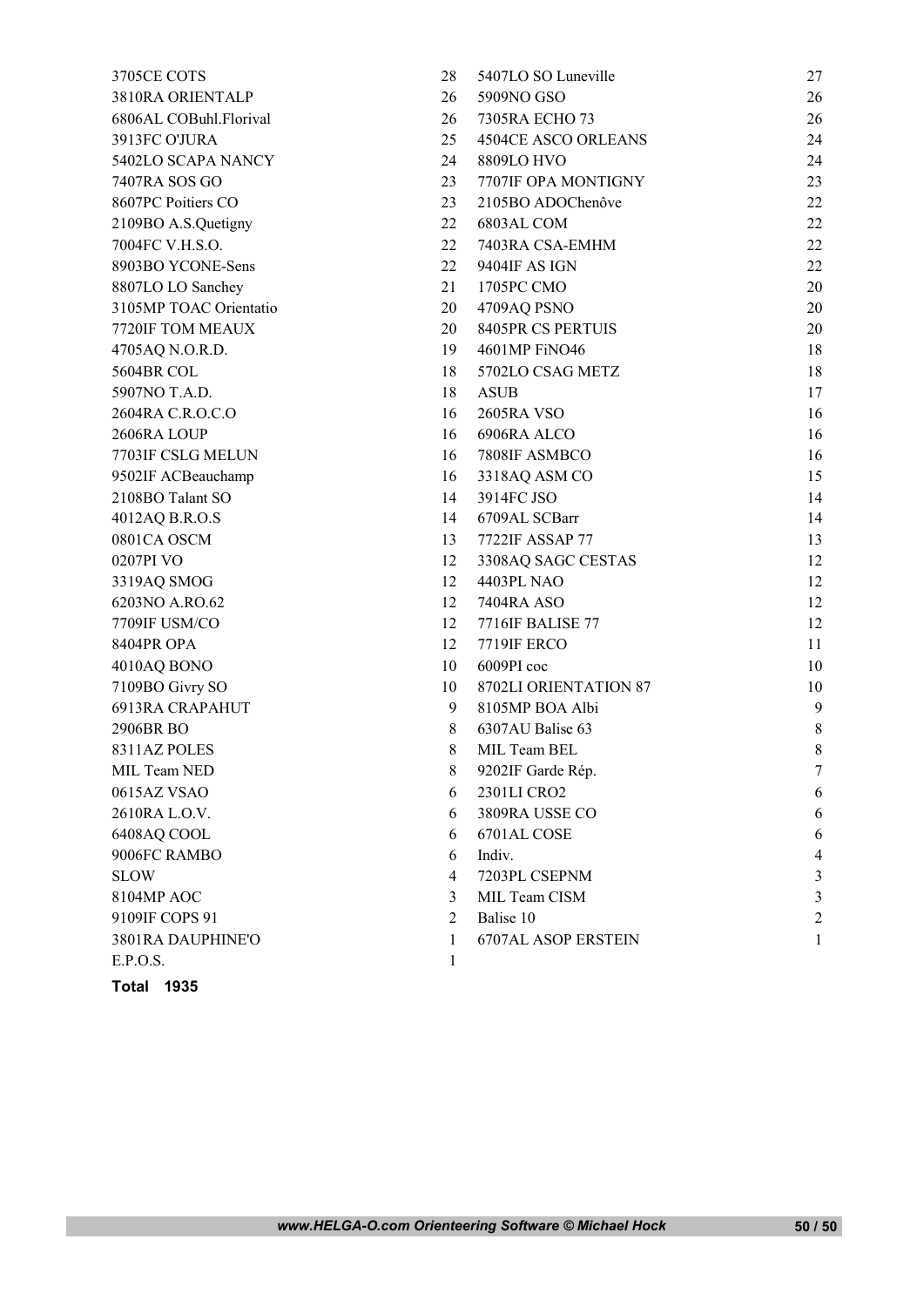| | | | |
|---|---|---|---|
| 3705CE COTS | 28 | 5407LO SO Luneville | 27 |
| 3810RA ORIENTALP | 26 | 5909NO GSO | 26 |
| 6806AL COBuhl.Florival | 26 | 7305RA ECHO 73 | 26 |
| 3913FC O'JURA | 25 | 4504CE ASCO ORLEANS | 24 |
| 5402LO SCAPA NANCY | 24 | 8809LO HVO | 24 |
| 7407RA SOS GO | 23 | 7707IF OPA MONTIGNY | 23 |
| 8607PC Poitiers CO | 23 | 2105BO ADOChenôve | 22 |
| 2109BO A.S.Quetigny | 22 | 6803AL COM | 22 |
| 7004FC V.H.S.O. | 22 | 7403RA CSA-EMHM | 22 |
| 8903BO YCONE-Sens | 22 | 9404IF AS IGN | 22 |
| 8807LO LO Sanchey | 21 | 1705PC CMO | 20 |
| 3105MP TOAC Orientatio | 20 | 4709AQ PSNO | 20 |
| 7720IF TOM MEAUX | 20 | 8405PR CS PERTUIS | 20 |
| 4705AQ N.O.R.D. | 19 | 4601MP FiNO46 | 18 |
| 5604BR COL | 18 | 5702LO CSAG METZ | 18 |
| 5907NO T.A.D. | 18 | ASUB | 17 |
| 2604RA C.R.O.C.O | 16 | 2605RA VSO | 16 |
| 2606RA LOUP | 16 | 6906RA ALCO | 16 |
| 7703IF CSLG MELUN | 16 | 7808IF ASMBCO | 16 |
| 9502IF ACBeauchamp | 16 | 3318AQ ASM CO | 15 |
| 2108BO Talant SO | 14 | 3914FC JSO | 14 |
| 4012AQ B.R.O.S | 14 | 6709AL SCBarr | 14 |
| 0801CA OSCM | 13 | 7722IF ASSAP 77 | 13 |
| 0207PI VO | 12 | 3308AQ SAGC CESTAS | 12 |
| 3319AQ SMOG | 12 | 4403PL NAO | 12 |
| 6203NO A.RO.62 | 12 | 7404RA ASO | 12 |
| 7709IF USM/CO | 12 | 7716IF BALISE 77 | 12 |
| 8404PR OPA | 12 | 7719IF ERCO | 11 |
| 4010AQ BONO | 10 | 6009PI coc | 10 |
| 7109BO Givry SO | 10 | 8702LI ORIENTATION 87 | 10 |
| 6913RA CRAPAHUT | 9 | 8105MP BOA Albi | 9 |
| 2906BR BO | 8 | 6307AU Balise 63 | 8 |
| 8311AZ POLES | 8 | MIL Team BEL | 8 |
| MIL Team NED | 8 | 9202IF Garde Rép. | 7 |
| 0615AZ VSAO | 6 | 2301LI CRO2 | 6 |
| 2610RA L.O.V. | 6 | 3809RA USSE CO | 6 |
| 6408AQ COOL | 6 | 6701AL COSE | 6 |
| 9006FC RAMBO | 6 | Indiv. | 4 |
| SLOW | 4 | 7203PL CSEPNM | 3 |
| 8104MP AOC | 3 | MIL Team CISM | 3 |
| 9109IF COPS 91 | 2 | Balise 10 | 2 |
| 3801RA DAUPHINE'O | 1 | 6707AL ASOP ERSTEIN | 1 |
| E.P.O.S. | 1 | | |

**Total 1935**